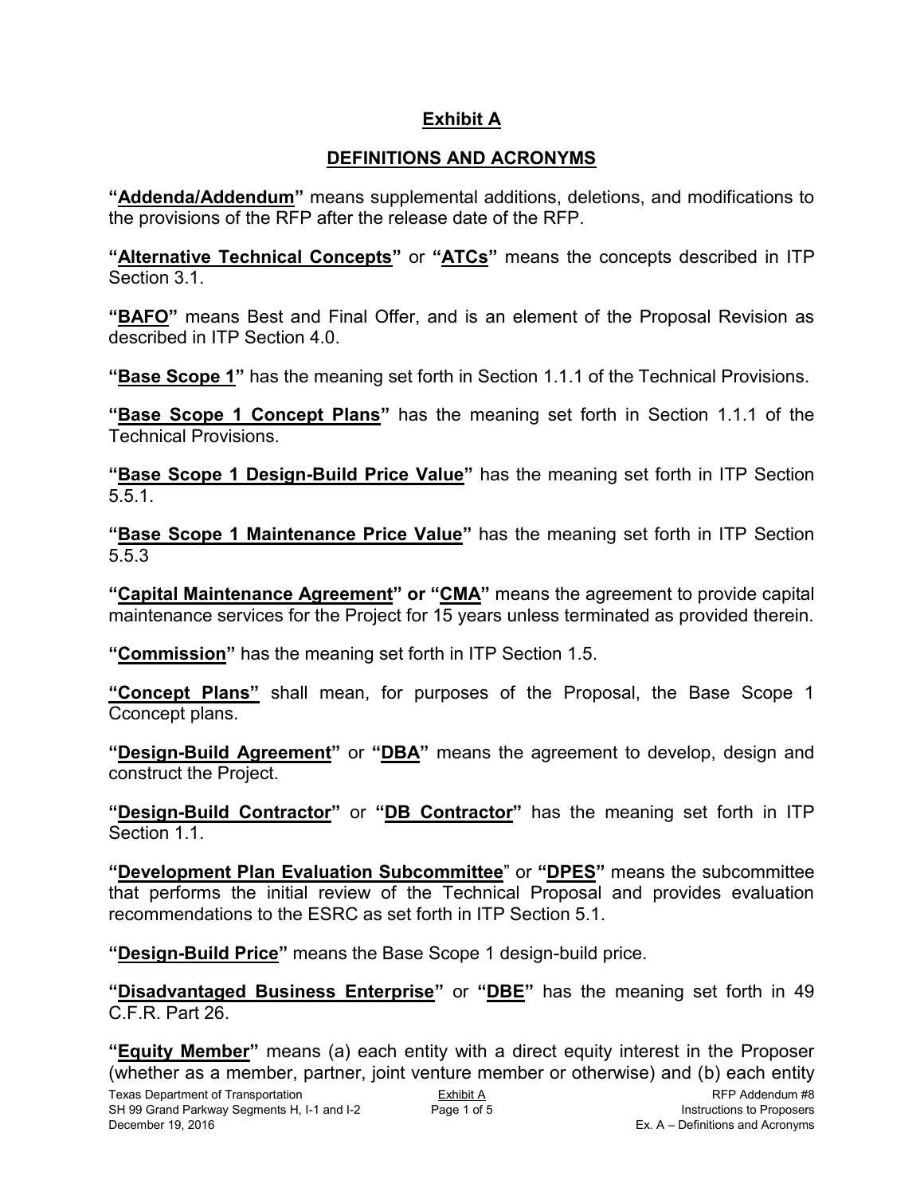# Exhibit A

## DEFINITIONS AND ACRONYMS

**"Addenda/Addendum"** means supplemental additions, deletions, and modifications to the provisions of the RFP after the release date of the RFP.

**"Alternative Technical Concepts"** or **"ATCs"** means the concepts described in ITP Section 3.1.

**"BAFO"** means Best and Final Offer, and is an element of the Proposal Revision as described in ITP Section 4.0.

**"Base Scope 1"** has the meaning set forth in Section 1.1.1 of the Technical Provisions.

**"Base Scope 1 Concept Plans"** has the meaning set forth in Section 1.1.1 of the Technical Provisions.

**"Base Scope 1 Design-Build Price Value"** has the meaning set forth in ITP Section 5.5.1.

**"Base Scope 1 Maintenance Price Value"** has the meaning set forth in ITP Section 5.5.3

**"Capital Maintenance Agreement" or "CMA"** means the agreement to provide capital maintenance services for the Project for 15 years unless terminated as provided therein.

**"Commission"** has the meaning set forth in ITP Section 1.5.

**"Concept Plans"** shall mean, for purposes of the Proposal, the Base Scope 1 Cconcept plans.

**"Design-Build Agreement"** or **"DBA"** means the agreement to develop, design and construct the Project.

**"Design-Build Contractor"** or **"DB Contractor"** has the meaning set forth in ITP Section 1.1.

**"Development Plan Evaluation Subcommittee"** or **"DPES"** means the subcommittee that performs the initial review of the Technical Proposal and provides evaluation recommendations to the ESRC as set forth in ITP Section 5.1.

**"Design-Build Price"** means the Base Scope 1 design-build price.

**"Disadvantaged Business Enterprise"** or **"DBE"** has the meaning set forth in 49 C.F.R. Part 26.

**"Equity Member"** means (a) each entity with a direct equity interest in the Proposer (whether as a member, partner, joint venture member or otherwise) and (b) each entity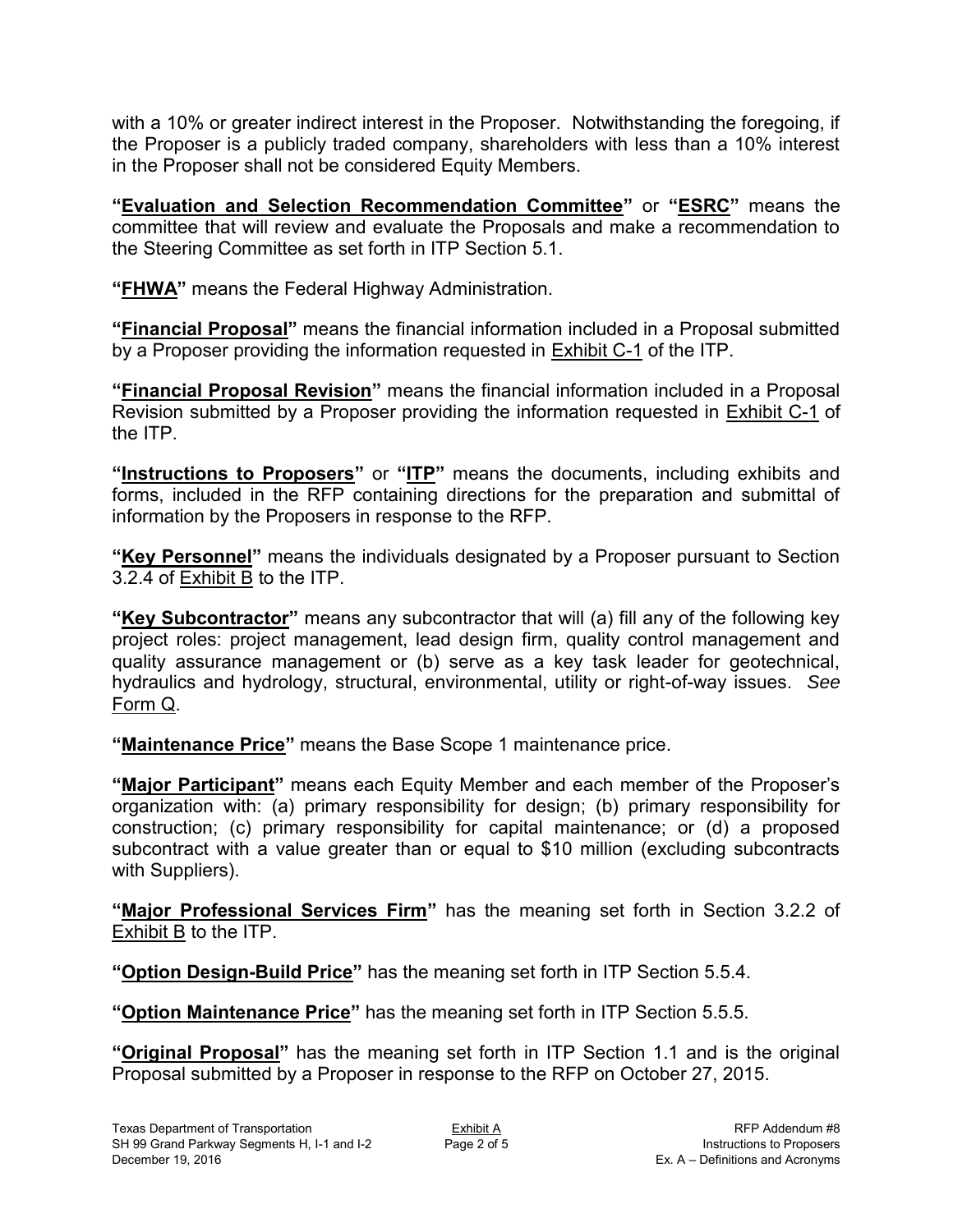with a 10% or greater indirect interest in the Proposer. Notwithstanding the foregoing, if the Proposer is a publicly traded company, shareholders with less than a 10% interest in the Proposer shall not be considered Equity Members.

**"Evaluation and Selection Recommendation Committee"** or **"ESRC"** means the committee that will review and evaluate the Proposals and make a recommendation to the Steering Committee as set forth in ITP Section 5.1.

**"FHWA"** means the Federal Highway Administration.

**"Financial Proposal"** means the financial information included in a Proposal submitted by a Proposer providing the information requested in Exhibit C-1 of the ITP.

**"Financial Proposal Revision"** means the financial information included in a Proposal Revision submitted by a Proposer providing the information requested in Exhibit C-1 of the ITP.

**"Instructions to Proposers"** or **"ITP"** means the documents, including exhibits and forms, included in the RFP containing directions for the preparation and submittal of information by the Proposers in response to the RFP.

**"Key Personnel"** means the individuals designated by a Proposer pursuant to Section 3.2.4 of Exhibit B to the ITP.

**"Key Subcontractor"** means any subcontractor that will (a) fill any of the following key project roles: project management, lead design firm, quality control management and quality assurance management or (b) serve as a key task leader for geotechnical, hydraulics and hydrology, structural, environmental, utility or right-of-way issues. *See* Form Q.

**"Maintenance Price"** means the Base Scope 1 maintenance price.

**"Major Participant"** means each Equity Member and each member of the Proposer's organization with: (a) primary responsibility for design; (b) primary responsibility for construction; (c) primary responsibility for capital maintenance; or (d) a proposed subcontract with a value greater than or equal to $10 million (excluding subcontracts with Suppliers).

**"Major Professional Services Firm"** has the meaning set forth in Section 3.2.2 of Exhibit B to the ITP.

**"Option Design-Build Price"** has the meaning set forth in ITP Section 5.5.4.

**"Option Maintenance Price"** has the meaning set forth in ITP Section 5.5.5.

**"Original Proposal"** has the meaning set forth in ITP Section 1.1 and is the original Proposal submitted by a Proposer in response to the RFP on October 27, 2015.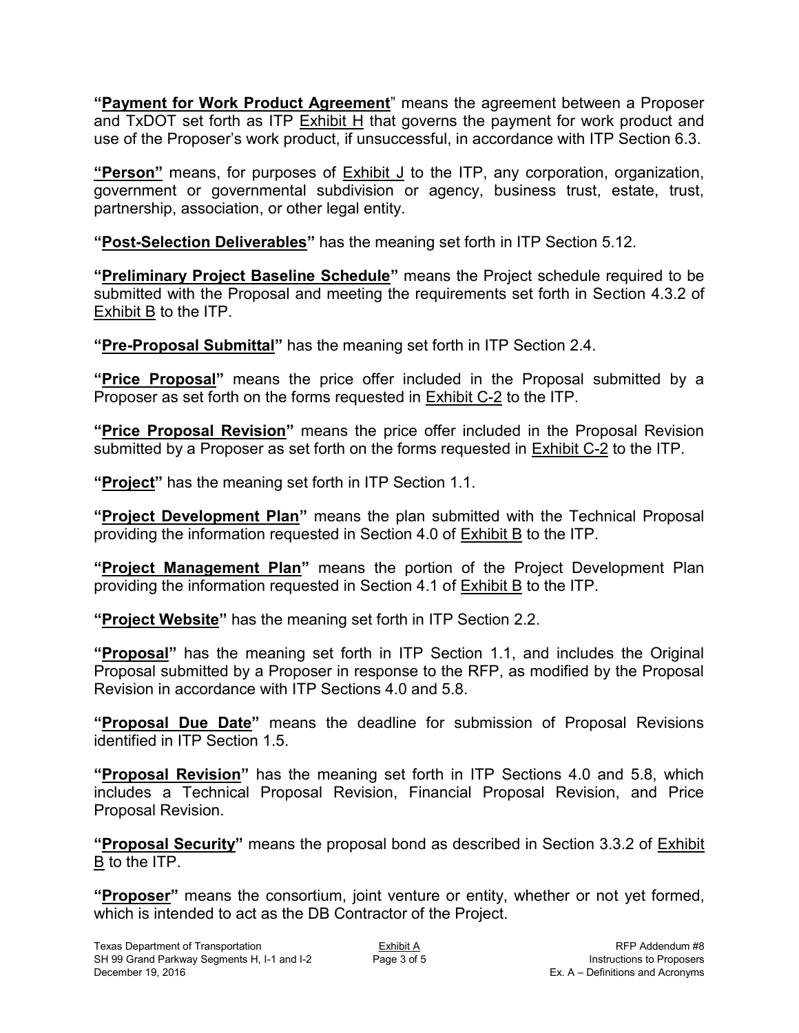"**Payment for Work Product Agreement**" means the agreement between a Proposer and TxDOT set forth as ITP Exhibit H that governs the payment for work product and use of the Proposer's work product, if unsuccessful, in accordance with ITP Section 6.3.

"**Person**" means, for purposes of Exhibit J to the ITP, any corporation, organization, government or governmental subdivision or agency, business trust, estate, trust, partnership, association, or other legal entity.

"**Post-Selection Deliverables**" has the meaning set forth in ITP Section 5.12.

"**Preliminary Project Baseline Schedule**" means the Project schedule required to be submitted with the Proposal and meeting the requirements set forth in Section 4.3.2 of Exhibit B to the ITP.

"**Pre-Proposal Submittal**" has the meaning set forth in ITP Section 2.4.

"**Price Proposal**" means the price offer included in the Proposal submitted by a Proposer as set forth on the forms requested in Exhibit C-2 to the ITP.

"**Price Proposal Revision**" means the price offer included in the Proposal Revision submitted by a Proposer as set forth on the forms requested in Exhibit C-2 to the ITP.

"**Project**" has the meaning set forth in ITP Section 1.1.

"**Project Development Plan**" means the plan submitted with the Technical Proposal providing the information requested in Section 4.0 of Exhibit B to the ITP.

"**Project Management Plan**" means the portion of the Project Development Plan providing the information requested in Section 4.1 of Exhibit B to the ITP.

"**Project Website**" has the meaning set forth in ITP Section 2.2.

"**Proposal**" has the meaning set forth in ITP Section 1.1, and includes the Original Proposal submitted by a Proposer in response to the RFP, as modified by the Proposal Revision in accordance with ITP Sections 4.0 and 5.8.

"**Proposal Due Date**" means the deadline for submission of Proposal Revisions identified in ITP Section 1.5.

"**Proposal Revision**" has the meaning set forth in ITP Sections 4.0 and 5.8, which includes a Technical Proposal Revision, Financial Proposal Revision, and Price Proposal Revision.

"**Proposal Security**" means the proposal bond as described in Section 3.3.2 of Exhibit B to the ITP.

"**Proposer**" means the consortium, joint venture or entity, whether or not yet formed, which is intended to act as the DB Contractor of the Project.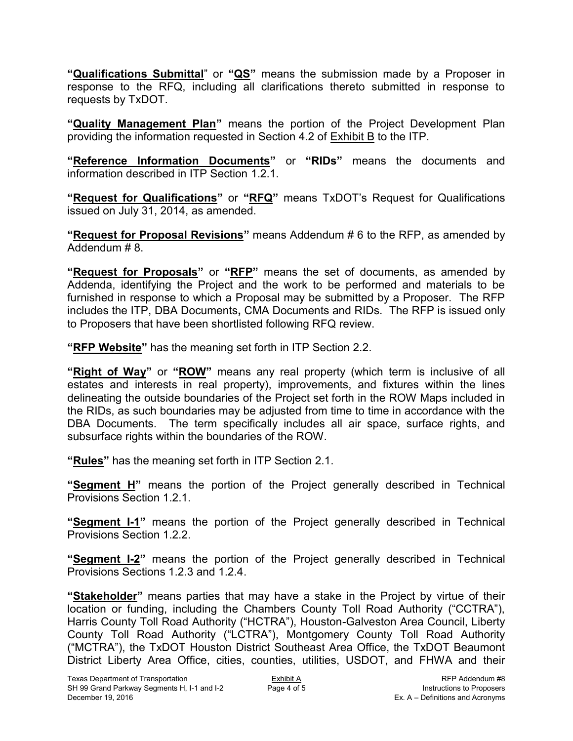**"Qualifications Submittal"** or **"QS"** means the submission made by a Proposer in response to the RFQ, including all clarifications thereto submitted in response to requests by TxDOT.

**"Quality Management Plan"** means the portion of the Project Development Plan providing the information requested in Section 4.2 of Exhibit B to the ITP.

**"Reference Information Documents"** or **"RIDs"** means the documents and information described in ITP Section 1.2.1.

**"Request for Qualifications"** or **"RFQ"** means TxDOT's Request for Qualifications issued on July 31, 2014, as amended.

**"Request for Proposal Revisions"** means Addendum # 6 to the RFP, as amended by Addendum # 8.

**"Request for Proposals"** or **"RFP"** means the set of documents, as amended by Addenda, identifying the Project and the work to be performed and materials to be furnished in response to which a Proposal may be submitted by a Proposer. The RFP includes the ITP, DBA Documents, CMA Documents and RIDs. The RFP is issued only to Proposers that have been shortlisted following RFQ review.

**"RFP Website"** has the meaning set forth in ITP Section 2.2.

**"Right of Way"** or **"ROW"** means any real property (which term is inclusive of all estates and interests in real property), improvements, and fixtures within the lines delineating the outside boundaries of the Project set forth in the ROW Maps included in the RIDs, as such boundaries may be adjusted from time to time in accordance with the DBA Documents. The term specifically includes all air space, surface rights, and subsurface rights within the boundaries of the ROW.

**"Rules"** has the meaning set forth in ITP Section 2.1.

**"Segment H"** means the portion of the Project generally described in Technical Provisions Section 1.2.1.

**"Segment I-1"** means the portion of the Project generally described in Technical Provisions Section 1.2.2.

**"Segment I-2"** means the portion of the Project generally described in Technical Provisions Sections 1.2.3 and 1.2.4.

**"Stakeholder"** means parties that may have a stake in the Project by virtue of their location or funding, including the Chambers County Toll Road Authority ("CCTRA"), Harris County Toll Road Authority ("HCTRA"), Houston-Galveston Area Council, Liberty County Toll Road Authority ("LCTRA"), Montgomery County Toll Road Authority ("MCTRA"), the TxDOT Houston District Southeast Area Office, the TxDOT Beaumont District Liberty Area Office, cities, counties, utilities, USDOT, and FHWA and their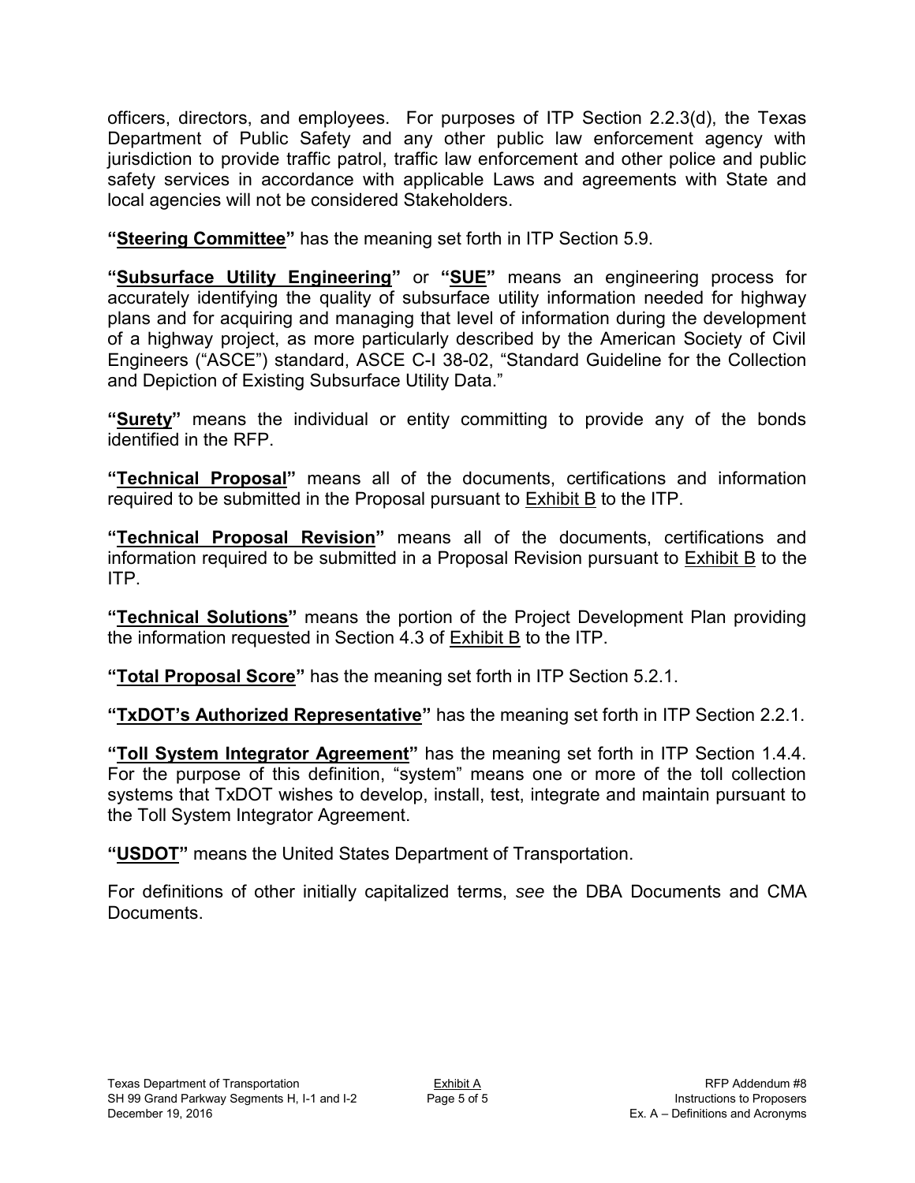officers, directors, and employees. For purposes of ITP Section 2.2.3(d), the Texas Department of Public Safety and any other public law enforcement agency with jurisdiction to provide traffic patrol, traffic law enforcement and other police and public safety services in accordance with applicable Laws and agreements with State and local agencies will not be considered Stakeholders.

**"Steering Committee"** has the meaning set forth in ITP Section 5.9.

**"Subsurface Utility Engineering"** or **"SUE"** means an engineering process for accurately identifying the quality of subsurface utility information needed for highway plans and for acquiring and managing that level of information during the development of a highway project, as more particularly described by the American Society of Civil Engineers ("ASCE") standard, ASCE C-I 38-02, "Standard Guideline for the Collection and Depiction of Existing Subsurface Utility Data."

**"Surety"** means the individual or entity committing to provide any of the bonds identified in the RFP.

**"Technical Proposal"** means all of the documents, certifications and information required to be submitted in the Proposal pursuant to Exhibit B to the ITP.

**"Technical Proposal Revision"** means all of the documents, certifications and information required to be submitted in a Proposal Revision pursuant to Exhibit B to the ITP.

**"Technical Solutions"** means the portion of the Project Development Plan providing the information requested in Section 4.3 of Exhibit B to the ITP.

**"Total Proposal Score"** has the meaning set forth in ITP Section 5.2.1.

**"TxDOT's Authorized Representative"** has the meaning set forth in ITP Section 2.2.1.

**"Toll System Integrator Agreement"** has the meaning set forth in ITP Section 1.4.4. For the purpose of this definition, "system" means one or more of the toll collection systems that TxDOT wishes to develop, install, test, integrate and maintain pursuant to the Toll System Integrator Agreement.

**"USDOT"** means the United States Department of Transportation.

For definitions of other initially capitalized terms, *see* the DBA Documents and CMA Documents.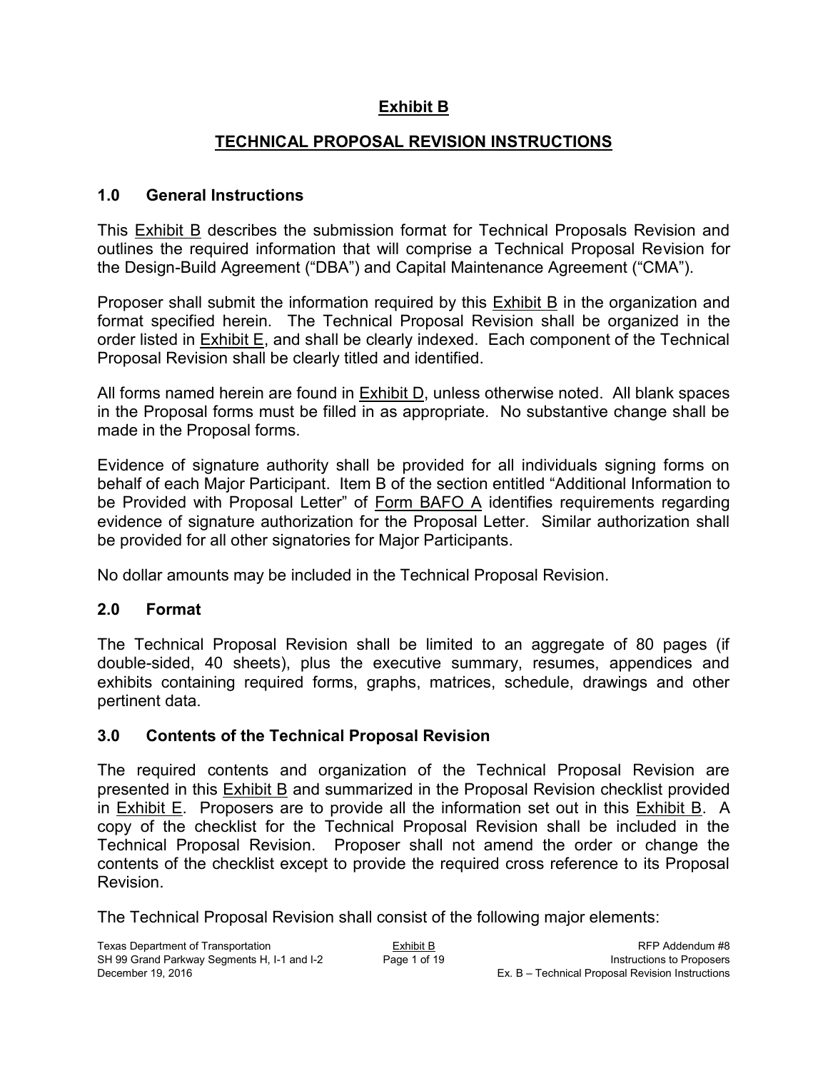# Exhibit B

## TECHNICAL PROPOSAL REVISION INSTRUCTIONS

### 1.0 General Instructions

This Exhibit B describes the submission format for Technical Proposals Revision and outlines the required information that will comprise a Technical Proposal Revision for the Design-Build Agreement ("DBA") and Capital Maintenance Agreement ("CMA").

Proposer shall submit the information required by this Exhibit B in the organization and format specified herein. The Technical Proposal Revision shall be organized in the order listed in Exhibit E, and shall be clearly indexed. Each component of the Technical Proposal Revision shall be clearly titled and identified.

All forms named herein are found in Exhibit D, unless otherwise noted. All blank spaces in the Proposal forms must be filled in as appropriate. No substantive change shall be made in the Proposal forms.

Evidence of signature authority shall be provided for all individuals signing forms on behalf of each Major Participant. Item B of the section entitled "Additional Information to be Provided with Proposal Letter" of Form BAFO A identifies requirements regarding evidence of signature authorization for the Proposal Letter. Similar authorization shall be provided for all other signatories for Major Participants.

No dollar amounts may be included in the Technical Proposal Revision.

### 2.0 Format

The Technical Proposal Revision shall be limited to an aggregate of 80 pages (if double-sided, 40 sheets), plus the executive summary, resumes, appendices and exhibits containing required forms, graphs, matrices, schedule, drawings and other pertinent data.

### 3.0 Contents of the Technical Proposal Revision

The required contents and organization of the Technical Proposal Revision are presented in this Exhibit B and summarized in the Proposal Revision checklist provided in Exhibit E. Proposers are to provide all the information set out in this Exhibit B. A copy of the checklist for the Technical Proposal Revision shall be included in the Technical Proposal Revision. Proposer shall not amend the order or change the contents of the checklist except to provide the required cross reference to its Proposal Revision.

The Technical Proposal Revision shall consist of the following major elements: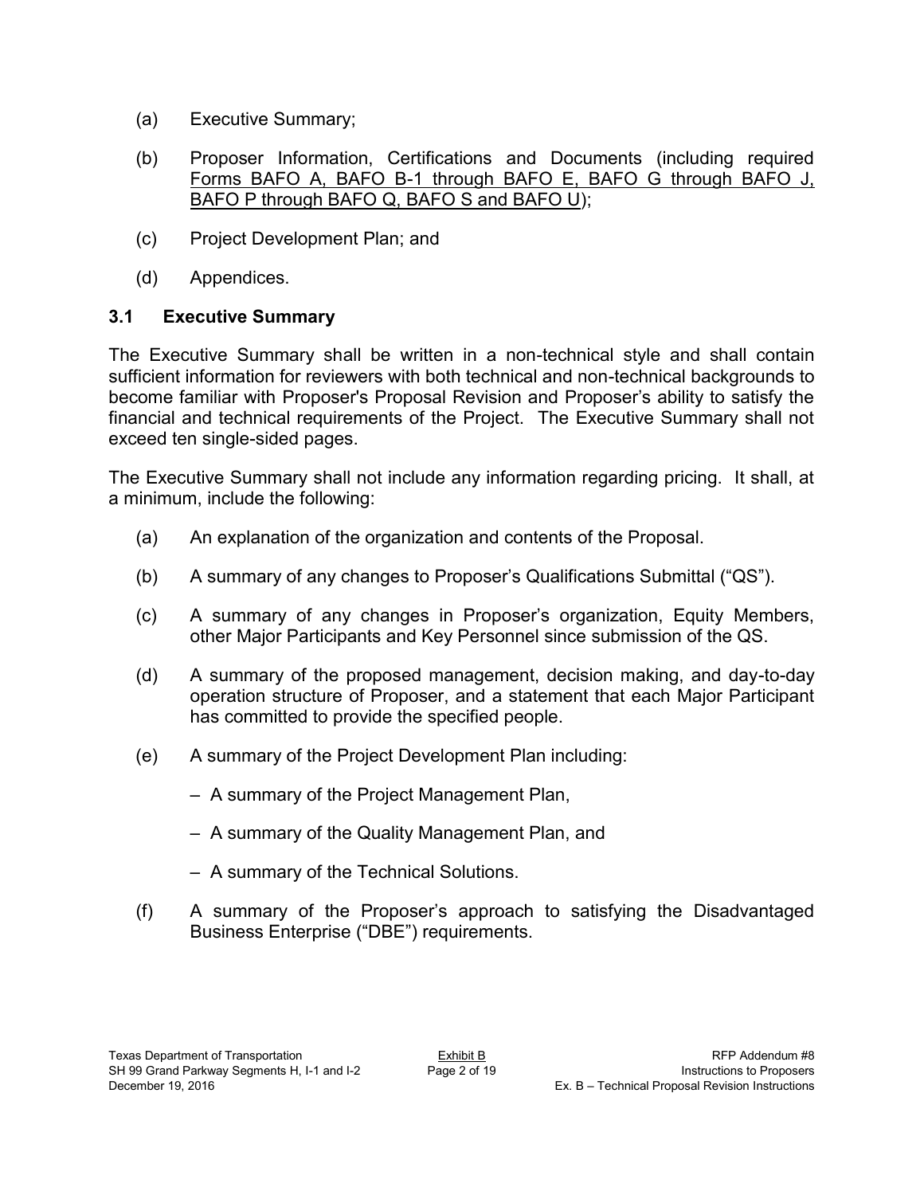(a) Executive Summary;

(b) Proposer Information, Certifications and Documents (including required Forms BAFO A, BAFO B-1 through BAFO E, BAFO G through BAFO J, BAFO P through BAFO Q, BAFO S and BAFO U);

(c) Project Development Plan; and

(d) Appendices.

### 3.1 Executive Summary

The Executive Summary shall be written in a non-technical style and shall contain sufficient information for reviewers with both technical and non-technical backgrounds to become familiar with Proposer's Proposal Revision and Proposer's ability to satisfy the financial and technical requirements of the Project. The Executive Summary shall not exceed ten single-sided pages.

The Executive Summary shall not include any information regarding pricing. It shall, at a minimum, include the following:

(a) An explanation of the organization and contents of the Proposal.

(b) A summary of any changes to Proposer's Qualifications Submittal ("QS").

(c) A summary of any changes in Proposer's organization, Equity Members, other Major Participants and Key Personnel since submission of the QS.

(d) A summary of the proposed management, decision making, and day-to-day operation structure of Proposer, and a statement that each Major Participant has committed to provide the specified people.

(e) A summary of the Project Development Plan including:

– A summary of the Project Management Plan,

– A summary of the Quality Management Plan, and

– A summary of the Technical Solutions.

(f) A summary of the Proposer's approach to satisfying the Disadvantaged Business Enterprise ("DBE") requirements.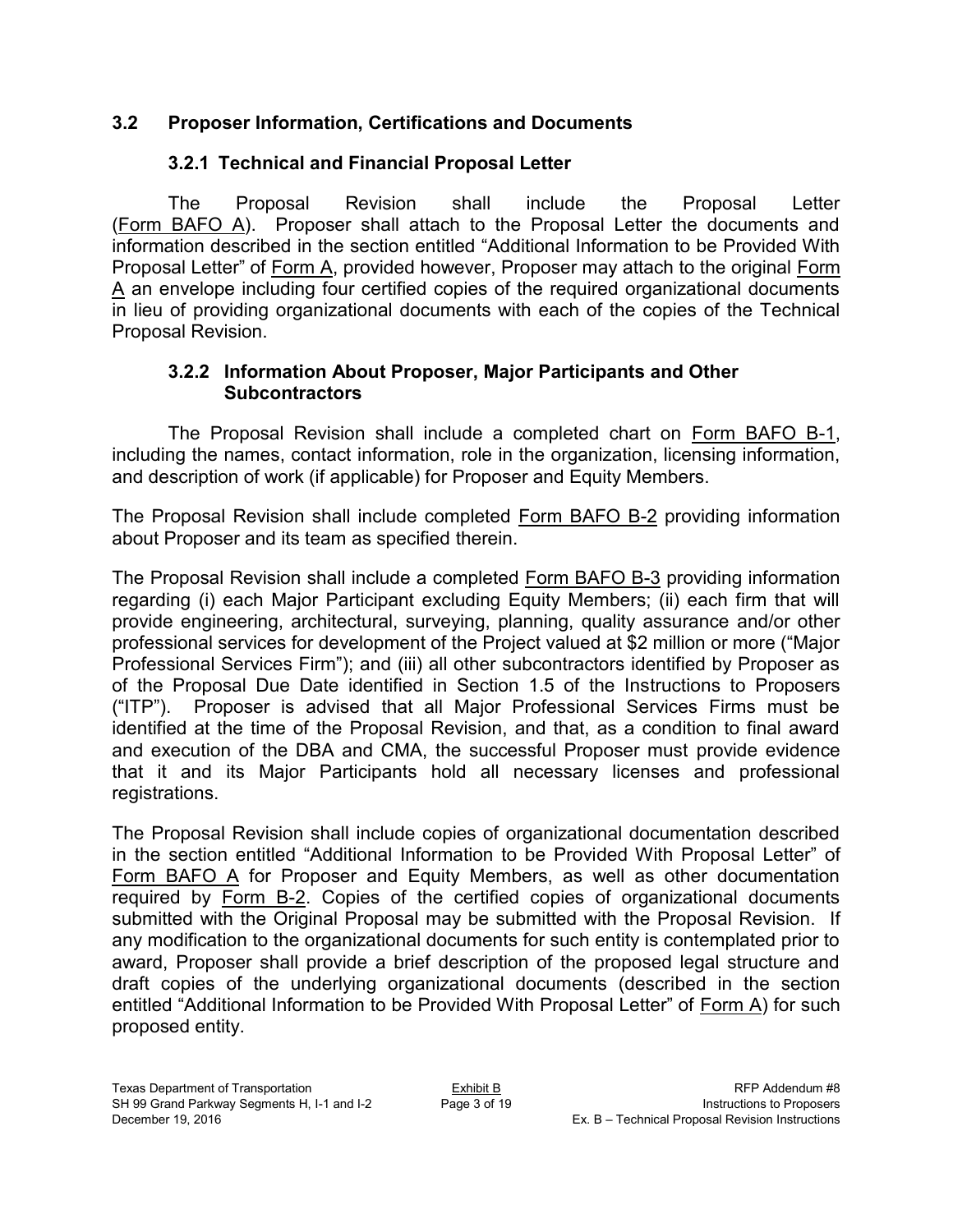## 3.2 Proposer Information, Certifications and Documents

### 3.2.1 Technical and Financial Proposal Letter

The Proposal Revision shall include the Proposal Letter (Form BAFO A). Proposer shall attach to the Proposal Letter the documents and information described in the section entitled "Additional Information to be Provided With Proposal Letter" of Form A, provided however, Proposer may attach to the original Form A an envelope including four certified copies of the required organizational documents in lieu of providing organizational documents with each of the copies of the Technical Proposal Revision.

### 3.2.2 Information About Proposer, Major Participants and Other Subcontractors

The Proposal Revision shall include a completed chart on Form BAFO B-1, including the names, contact information, role in the organization, licensing information, and description of work (if applicable) for Proposer and Equity Members.

The Proposal Revision shall include completed Form BAFO B-2 providing information about Proposer and its team as specified therein.

The Proposal Revision shall include a completed Form BAFO B-3 providing information regarding (i) each Major Participant excluding Equity Members; (ii) each firm that will provide engineering, architectural, surveying, planning, quality assurance and/or other professional services for development of the Project valued at $2 million or more ("Major Professional Services Firm"); and (iii) all other subcontractors identified by Proposer as of the Proposal Due Date identified in Section 1.5 of the Instructions to Proposers ("ITP"). Proposer is advised that all Major Professional Services Firms must be identified at the time of the Proposal Revision, and that, as a condition to final award and execution of the DBA and CMA, the successful Proposer must provide evidence that it and its Major Participants hold all necessary licenses and professional registrations.

The Proposal Revision shall include copies of organizational documentation described in the section entitled "Additional Information to be Provided With Proposal Letter" of Form BAFO A for Proposer and Equity Members, as well as other documentation required by Form B-2. Copies of the certified copies of organizational documents submitted with the Original Proposal may be submitted with the Proposal Revision. If any modification to the organizational documents for such entity is contemplated prior to award, Proposer shall provide a brief description of the proposed legal structure and draft copies of the underlying organizational documents (described in the section entitled "Additional Information to be Provided With Proposal Letter" of Form A) for such proposed entity.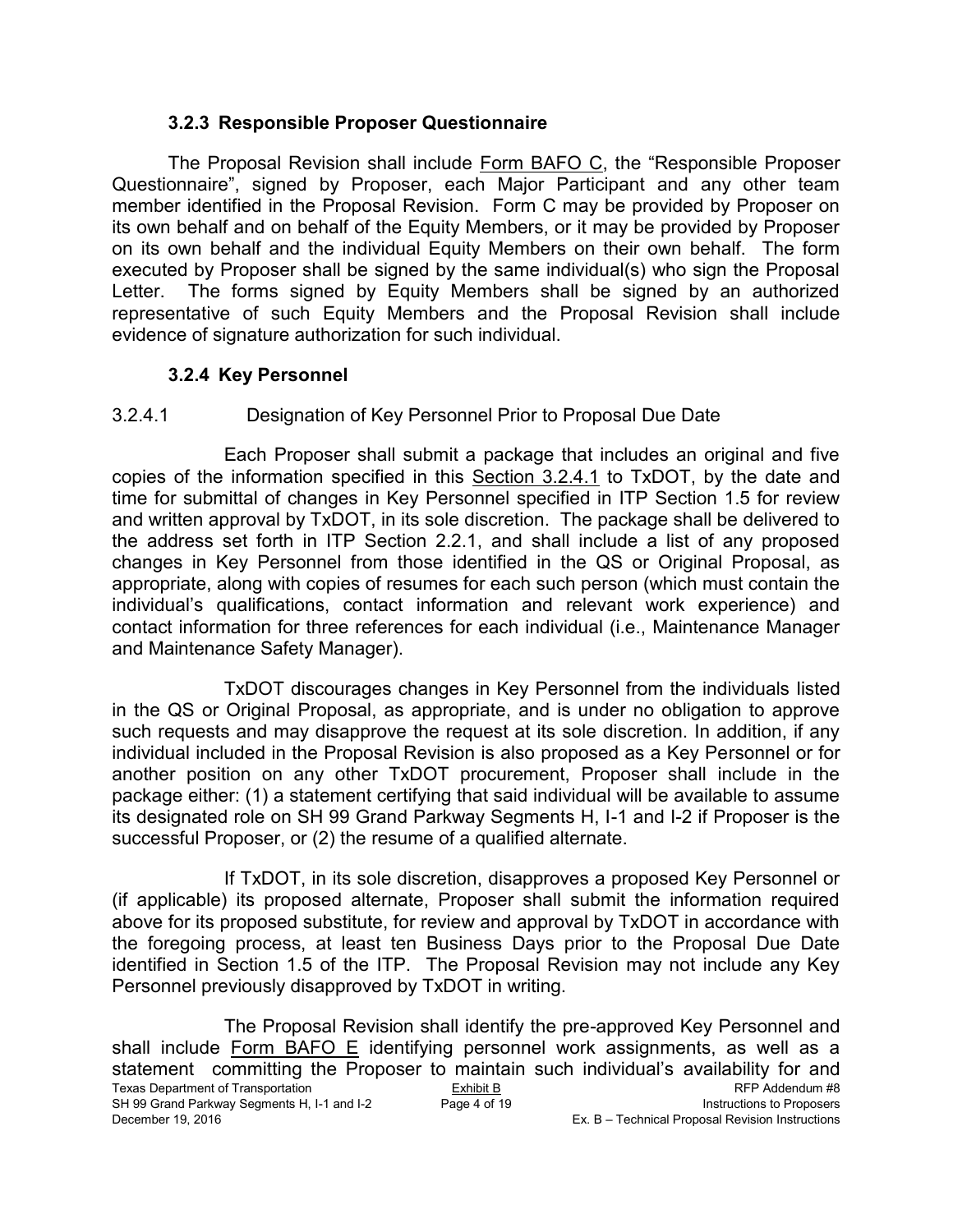### 3.2.3 Responsible Proposer Questionnaire

The Proposal Revision shall include Form BAFO C, the "Responsible Proposer Questionnaire", signed by Proposer, each Major Participant and any other team member identified in the Proposal Revision. Form C may be provided by Proposer on its own behalf and on behalf of the Equity Members, or it may be provided by Proposer on its own behalf and the individual Equity Members on their own behalf. The form executed by Proposer shall be signed by the same individual(s) who sign the Proposal Letter. The forms signed by Equity Members shall be signed by an authorized representative of such Equity Members and the Proposal Revision shall include evidence of signature authorization for such individual.

### 3.2.4 Key Personnel

3.2.4.1 Designation of Key Personnel Prior to Proposal Due Date

Each Proposer shall submit a package that includes an original and five copies of the information specified in this Section 3.2.4.1 to TxDOT, by the date and time for submittal of changes in Key Personnel specified in ITP Section 1.5 for review and written approval by TxDOT, in its sole discretion. The package shall be delivered to the address set forth in ITP Section 2.2.1, and shall include a list of any proposed changes in Key Personnel from those identified in the QS or Original Proposal, as appropriate, along with copies of resumes for each such person (which must contain the individual's qualifications, contact information and relevant work experience) and contact information for three references for each individual (i.e., Maintenance Manager and Maintenance Safety Manager).

TxDOT discourages changes in Key Personnel from the individuals listed in the QS or Original Proposal, as appropriate, and is under no obligation to approve such requests and may disapprove the request at its sole discretion. In addition, if any individual included in the Proposal Revision is also proposed as a Key Personnel or for another position on any other TxDOT procurement, Proposer shall include in the package either: (1) a statement certifying that said individual will be available to assume its designated role on SH 99 Grand Parkway Segments H, I-1 and I-2 if Proposer is the successful Proposer, or (2) the resume of a qualified alternate.

If TxDOT, in its sole discretion, disapproves a proposed Key Personnel or (if applicable) its proposed alternate, Proposer shall submit the information required above for its proposed substitute, for review and approval by TxDOT in accordance with the foregoing process, at least ten Business Days prior to the Proposal Due Date identified in Section 1.5 of the ITP. The Proposal Revision may not include any Key Personnel previously disapproved by TxDOT in writing.

The Proposal Revision shall identify the pre-approved Key Personnel and shall include Form BAFO E identifying personnel work assignments, as well as a statement committing the Proposer to maintain such individual's availability for and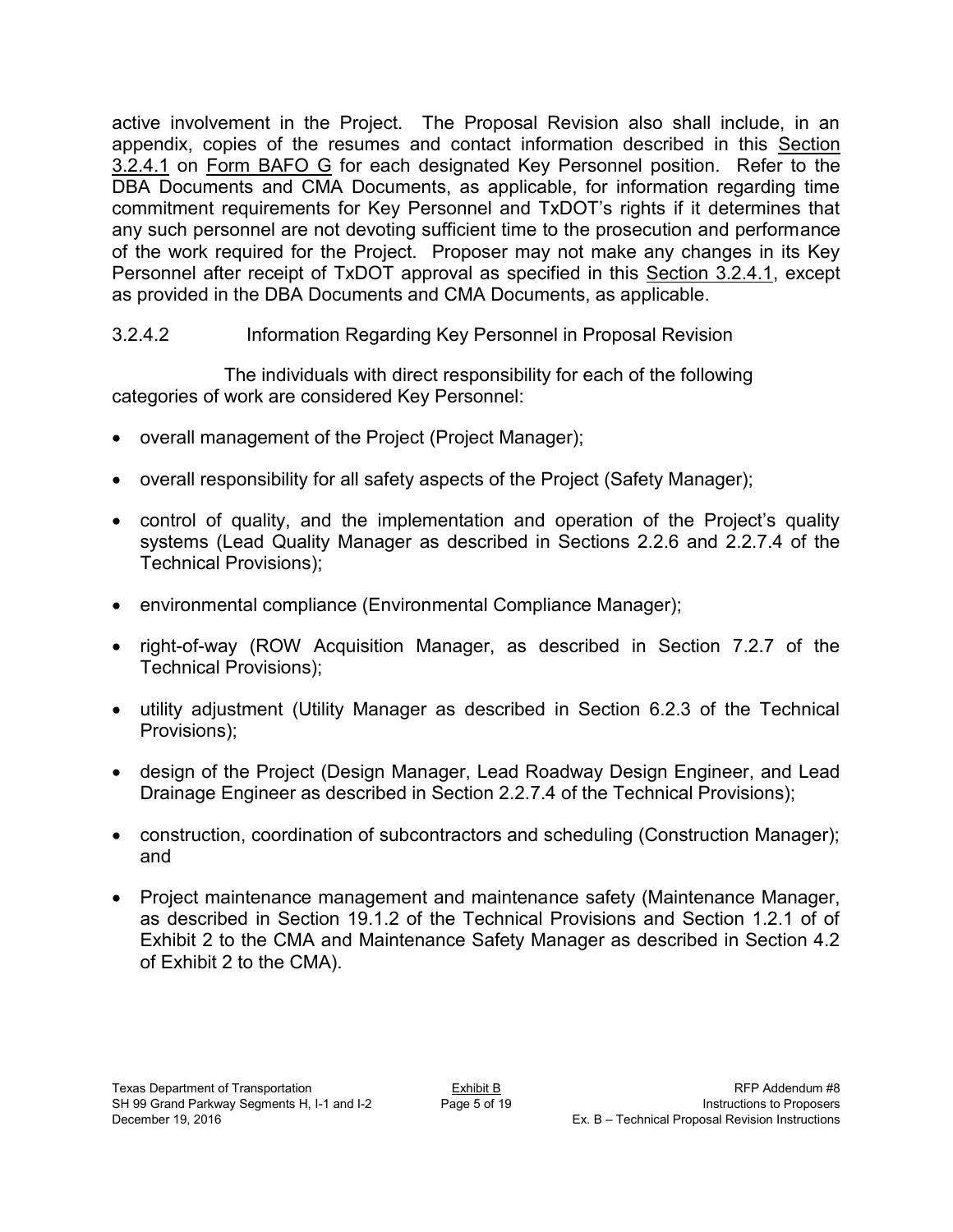active involvement in the Project. The Proposal Revision also shall include, in an appendix, copies of the resumes and contact information described in this Section 3.2.4.1 on Form BAFO G for each designated Key Personnel position. Refer to the DBA Documents and CMA Documents, as applicable, for information regarding time commitment requirements for Key Personnel and TxDOT's rights if it determines that any such personnel are not devoting sufficient time to the prosecution and performance of the work required for the Project. Proposer may not make any changes in its Key Personnel after receipt of TxDOT approval as specified in this Section 3.2.4.1, except as provided in the DBA Documents and CMA Documents, as applicable.

#### 3.2.4.2 Information Regarding Key Personnel in Proposal Revision

The individuals with direct responsibility for each of the following categories of work are considered Key Personnel:

- overall management of the Project (Project Manager);
- overall responsibility for all safety aspects of the Project (Safety Manager);
- control of quality, and the implementation and operation of the Project's quality systems (Lead Quality Manager as described in Sections 2.2.6 and 2.2.7.4 of the Technical Provisions);
- environmental compliance (Environmental Compliance Manager);
- right-of-way (ROW Acquisition Manager, as described in Section 7.2.7 of the Technical Provisions);
- utility adjustment (Utility Manager as described in Section 6.2.3 of the Technical Provisions);
- design of the Project (Design Manager, Lead Roadway Design Engineer, and Lead Drainage Engineer as described in Section 2.2.7.4 of the Technical Provisions);
- construction, coordination of subcontractors and scheduling (Construction Manager); and
- Project maintenance management and maintenance safety (Maintenance Manager, as described in Section 19.1.2 of the Technical Provisions and Section 1.2.1 of of Exhibit 2 to the CMA and Maintenance Safety Manager as described in Section 4.2 of Exhibit 2 to the CMA).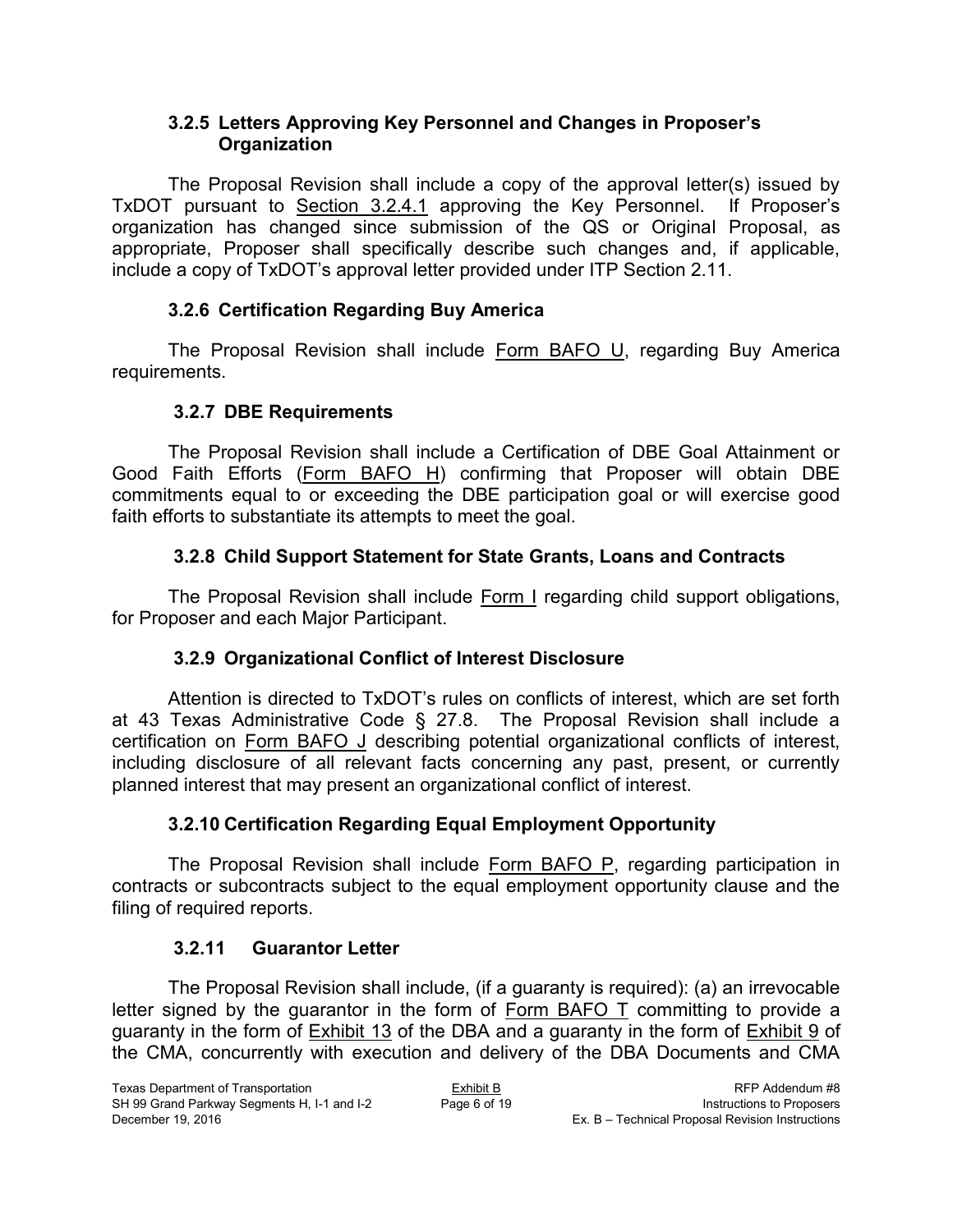### 3.2.5 Letters Approving Key Personnel and Changes in Proposer's Organization

The Proposal Revision shall include a copy of the approval letter(s) issued by TxDOT pursuant to Section 3.2.4.1 approving the Key Personnel. If Proposer's organization has changed since submission of the QS or Original Proposal, as appropriate, Proposer shall specifically describe such changes and, if applicable, include a copy of TxDOT's approval letter provided under ITP Section 2.11.

### 3.2.6 Certification Regarding Buy America

The Proposal Revision shall include Form BAFO U, regarding Buy America requirements.

### 3.2.7 DBE Requirements

The Proposal Revision shall include a Certification of DBE Goal Attainment or Good Faith Efforts (Form BAFO H) confirming that Proposer will obtain DBE commitments equal to or exceeding the DBE participation goal or will exercise good faith efforts to substantiate its attempts to meet the goal.

### 3.2.8 Child Support Statement for State Grants, Loans and Contracts

The Proposal Revision shall include Form I regarding child support obligations, for Proposer and each Major Participant.

### 3.2.9 Organizational Conflict of Interest Disclosure

Attention is directed to TxDOT's rules on conflicts of interest, which are set forth at 43 Texas Administrative Code § 27.8. The Proposal Revision shall include a certification on Form BAFO J describing potential organizational conflicts of interest, including disclosure of all relevant facts concerning any past, present, or currently planned interest that may present an organizational conflict of interest.

### 3.2.10 Certification Regarding Equal Employment Opportunity

The Proposal Revision shall include Form BAFO P, regarding participation in contracts or subcontracts subject to the equal employment opportunity clause and the filing of required reports.

### 3.2.11 Guarantor Letter

The Proposal Revision shall include, (if a guaranty is required): (a) an irrevocable letter signed by the guarantor in the form of Form BAFO T committing to provide a guaranty in the form of Exhibit 13 of the DBA and a guaranty in the form of Exhibit 9 of the CMA, concurrently with execution and delivery of the DBA Documents and CMA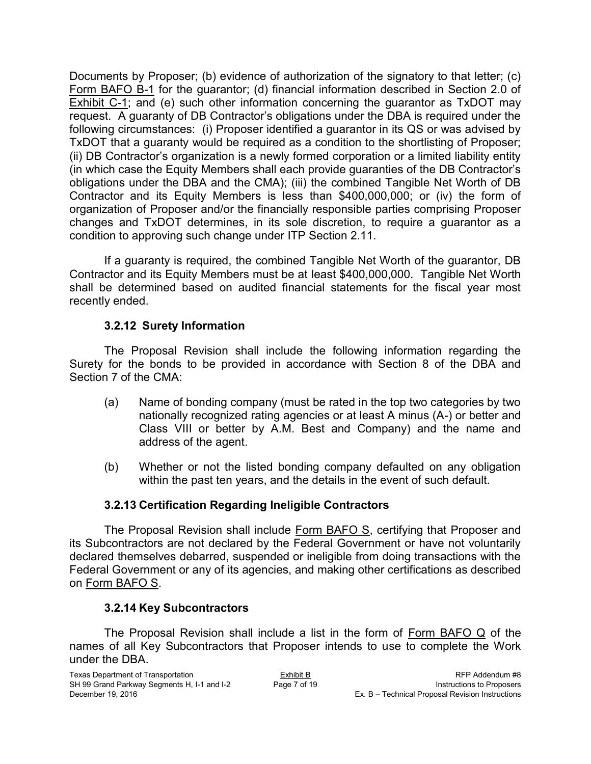Documents by Proposer; (b) evidence of authorization of the signatory to that letter; (c) Form BAFO B-1 for the guarantor; (d) financial information described in Section 2.0 of Exhibit C-1; and (e) such other information concerning the guarantor as TxDOT may request. A guaranty of DB Contractor's obligations under the DBA is required under the following circumstances: (i) Proposer identified a guarantor in its QS or was advised by TxDOT that a guaranty would be required as a condition to the shortlisting of Proposer; (ii) DB Contractor's organization is a newly formed corporation or a limited liability entity (in which case the Equity Members shall each provide guaranties of the DB Contractor's obligations under the DBA and the CMA); (iii) the combined Tangible Net Worth of DB Contractor and its Equity Members is less than $400,000,000; or (iv) the form of organization of Proposer and/or the financially responsible parties comprising Proposer changes and TxDOT determines, in its sole discretion, to require a guarantor as a condition to approving such change under ITP Section 2.11.

If a guaranty is required, the combined Tangible Net Worth of the guarantor, DB Contractor and its Equity Members must be at least $400,000,000. Tangible Net Worth shall be determined based on audited financial statements for the fiscal year most recently ended.

### 3.2.12 Surety Information

The Proposal Revision shall include the following information regarding the Surety for the bonds to be provided in accordance with Section 8 of the DBA and Section 7 of the CMA:

(a) Name of bonding company (must be rated in the top two categories by two nationally recognized rating agencies or at least A minus (A-) or better and Class VIII or better by A.M. Best and Company) and the name and address of the agent.

(b) Whether or not the listed bonding company defaulted on any obligation within the past ten years, and the details in the event of such default.

### 3.2.13 Certification Regarding Ineligible Contractors

The Proposal Revision shall include Form BAFO S, certifying that Proposer and its Subcontractors are not declared by the Federal Government or have not voluntarily declared themselves debarred, suspended or ineligible from doing transactions with the Federal Government or any of its agencies, and making other certifications as described on Form BAFO S.

### 3.2.14 Key Subcontractors

The Proposal Revision shall include a list in the form of Form BAFO Q of the names of all Key Subcontractors that Proposer intends to use to complete the Work under the DBA.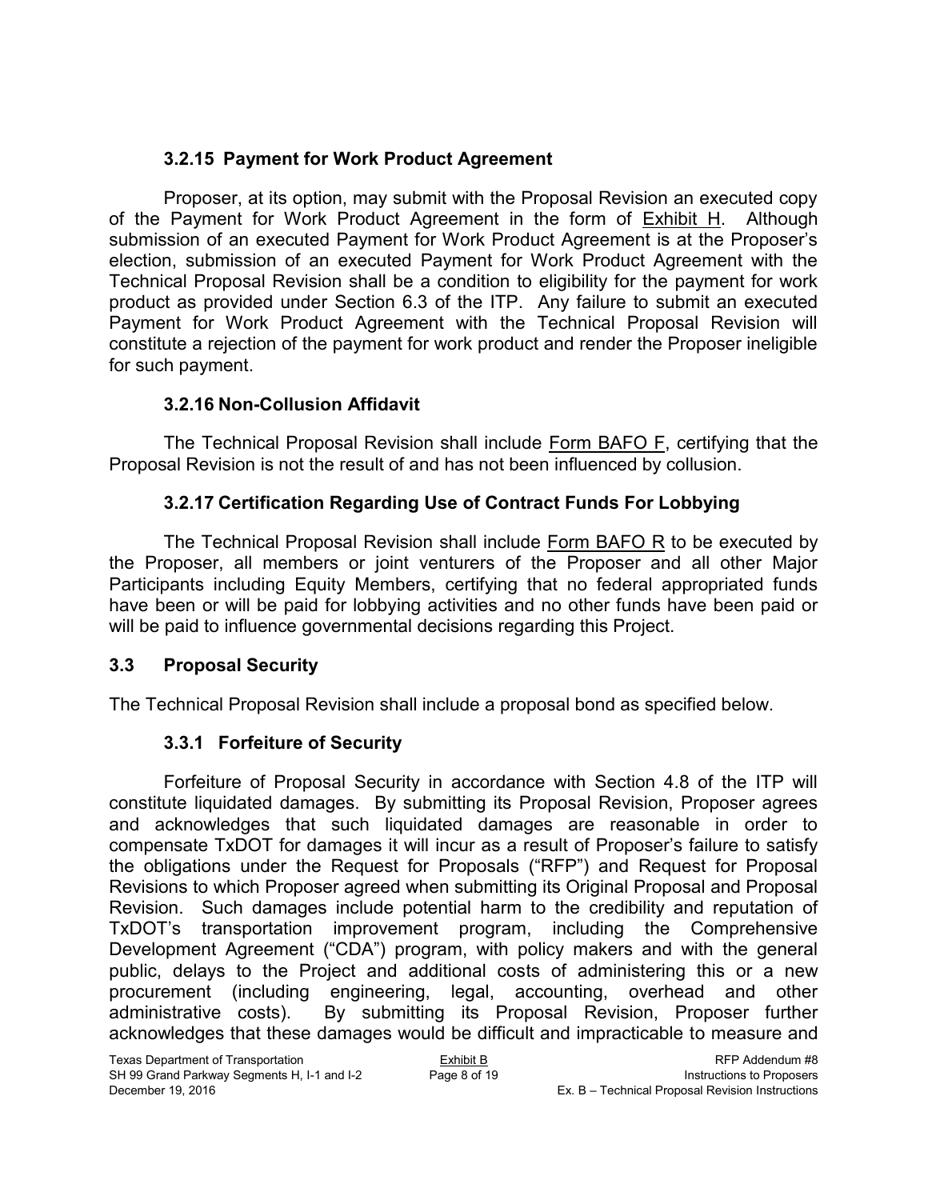### 3.2.15 Payment for Work Product Agreement

Proposer, at its option, may submit with the Proposal Revision an executed copy of the Payment for Work Product Agreement in the form of Exhibit H. Although submission of an executed Payment for Work Product Agreement is at the Proposer's election, submission of an executed Payment for Work Product Agreement with the Technical Proposal Revision shall be a condition to eligibility for the payment for work product as provided under Section 6.3 of the ITP. Any failure to submit an executed Payment for Work Product Agreement with the Technical Proposal Revision will constitute a rejection of the payment for work product and render the Proposer ineligible for such payment.

### 3.2.16 Non-Collusion Affidavit

The Technical Proposal Revision shall include Form BAFO F, certifying that the Proposal Revision is not the result of and has not been influenced by collusion.

### 3.2.17 Certification Regarding Use of Contract Funds For Lobbying

The Technical Proposal Revision shall include Form BAFO R to be executed by the Proposer, all members or joint venturers of the Proposer and all other Major Participants including Equity Members, certifying that no federal appropriated funds have been or will be paid for lobbying activities and no other funds have been paid or will be paid to influence governmental decisions regarding this Project.

## 3.3 Proposal Security

The Technical Proposal Revision shall include a proposal bond as specified below.

### 3.3.1 Forfeiture of Security

Forfeiture of Proposal Security in accordance with Section 4.8 of the ITP will constitute liquidated damages. By submitting its Proposal Revision, Proposer agrees and acknowledges that such liquidated damages are reasonable in order to compensate TxDOT for damages it will incur as a result of Proposer's failure to satisfy the obligations under the Request for Proposals ("RFP") and Request for Proposal Revisions to which Proposer agreed when submitting its Original Proposal and Proposal Revision. Such damages include potential harm to the credibility and reputation of TxDOT's transportation improvement program, including the Comprehensive Development Agreement ("CDA") program, with policy makers and with the general public, delays to the Project and additional costs of administering this or a new procurement (including engineering, legal, accounting, overhead and other administrative costs). By submitting its Proposal Revision, Proposer further acknowledges that these damages would be difficult and impracticable to measure and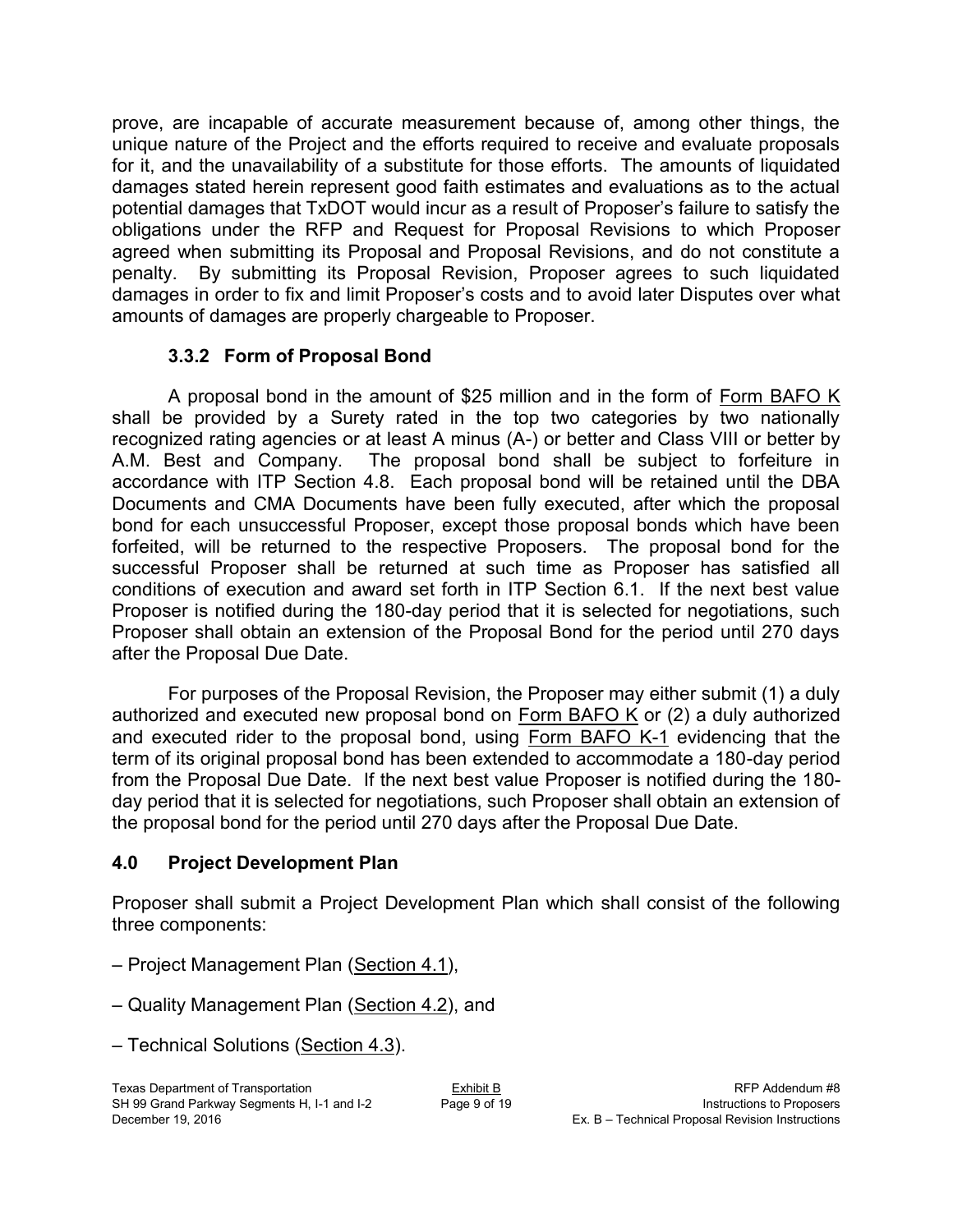prove, are incapable of accurate measurement because of, among other things, the unique nature of the Project and the efforts required to receive and evaluate proposals for it, and the unavailability of a substitute for those efforts. The amounts of liquidated damages stated herein represent good faith estimates and evaluations as to the actual potential damages that TxDOT would incur as a result of Proposer's failure to satisfy the obligations under the RFP and Request for Proposal Revisions to which Proposer agreed when submitting its Proposal and Proposal Revisions, and do not constitute a penalty. By submitting its Proposal Revision, Proposer agrees to such liquidated damages in order to fix and limit Proposer's costs and to avoid later Disputes over what amounts of damages are properly chargeable to Proposer.

### 3.3.2 Form of Proposal Bond

A proposal bond in the amount of $25 million and in the form of Form BAFO K shall be provided by a Surety rated in the top two categories by two nationally recognized rating agencies or at least A minus (A-) or better and Class VIII or better by A.M. Best and Company. The proposal bond shall be subject to forfeiture in accordance with ITP Section 4.8. Each proposal bond will be retained until the DBA Documents and CMA Documents have been fully executed, after which the proposal bond for each unsuccessful Proposer, except those proposal bonds which have been forfeited, will be returned to the respective Proposers. The proposal bond for the successful Proposer shall be returned at such time as Proposer has satisfied all conditions of execution and award set forth in ITP Section 6.1. If the next best value Proposer is notified during the 180-day period that it is selected for negotiations, such Proposer shall obtain an extension of the Proposal Bond for the period until 270 days after the Proposal Due Date.

For purposes of the Proposal Revision, the Proposer may either submit (1) a duly authorized and executed new proposal bond on Form BAFO K or (2) a duly authorized and executed rider to the proposal bond, using Form BAFO K-1 evidencing that the term of its original proposal bond has been extended to accommodate a 180-day period from the Proposal Due Date. If the next best value Proposer is notified during the 180-day period that it is selected for negotiations, such Proposer shall obtain an extension of the proposal bond for the period until 270 days after the Proposal Due Date.

## 4.0 Project Development Plan

Proposer shall submit a Project Development Plan which shall consist of the following three components:

– Project Management Plan (Section 4.1),

– Quality Management Plan (Section 4.2), and

– Technical Solutions (Section 4.3).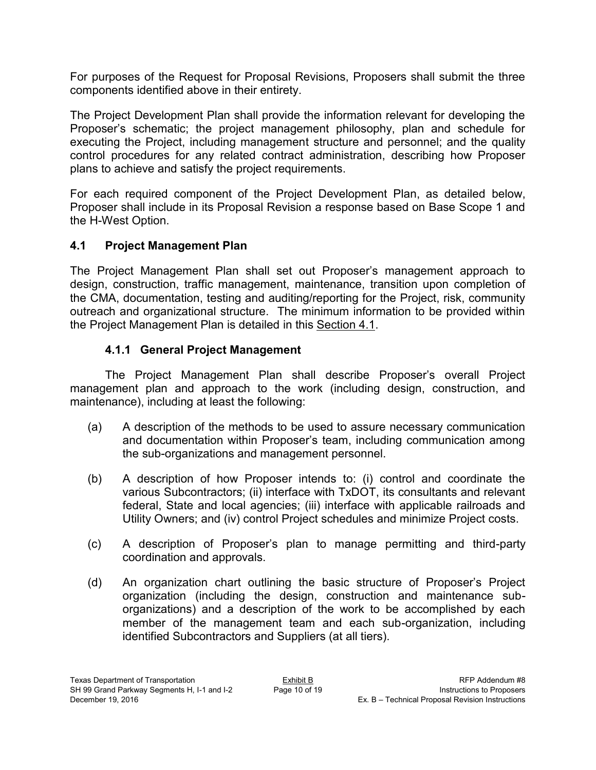For purposes of the Request for Proposal Revisions, Proposers shall submit the three components identified above in their entirety.

The Project Development Plan shall provide the information relevant for developing the Proposer's schematic; the project management philosophy, plan and schedule for executing the Project, including management structure and personnel; and the quality control procedures for any related contract administration, describing how Proposer plans to achieve and satisfy the project requirements.

For each required component of the Project Development Plan, as detailed below, Proposer shall include in its Proposal Revision a response based on Base Scope 1 and the H-West Option.

## 4.1 Project Management Plan

The Project Management Plan shall set out Proposer's management approach to design, construction, traffic management, maintenance, transition upon completion of the CMA, documentation, testing and auditing/reporting for the Project, risk, community outreach and organizational structure. The minimum information to be provided within the Project Management Plan is detailed in this Section 4.1.

### 4.1.1 General Project Management

The Project Management Plan shall describe Proposer's overall Project management plan and approach to the work (including design, construction, and maintenance), including at least the following:

(a) A description of the methods to be used to assure necessary communication and documentation within Proposer's team, including communication among the sub-organizations and management personnel.

(b) A description of how Proposer intends to: (i) control and coordinate the various Subcontractors; (ii) interface with TxDOT, its consultants and relevant federal, State and local agencies; (iii) interface with applicable railroads and Utility Owners; and (iv) control Project schedules and minimize Project costs.

(c) A description of Proposer's plan to manage permitting and third-party coordination and approvals.

(d) An organization chart outlining the basic structure of Proposer's Project organization (including the design, construction and maintenance sub-organizations) and a description of the work to be accomplished by each member of the management team and each sub-organization, including identified Subcontractors and Suppliers (at all tiers).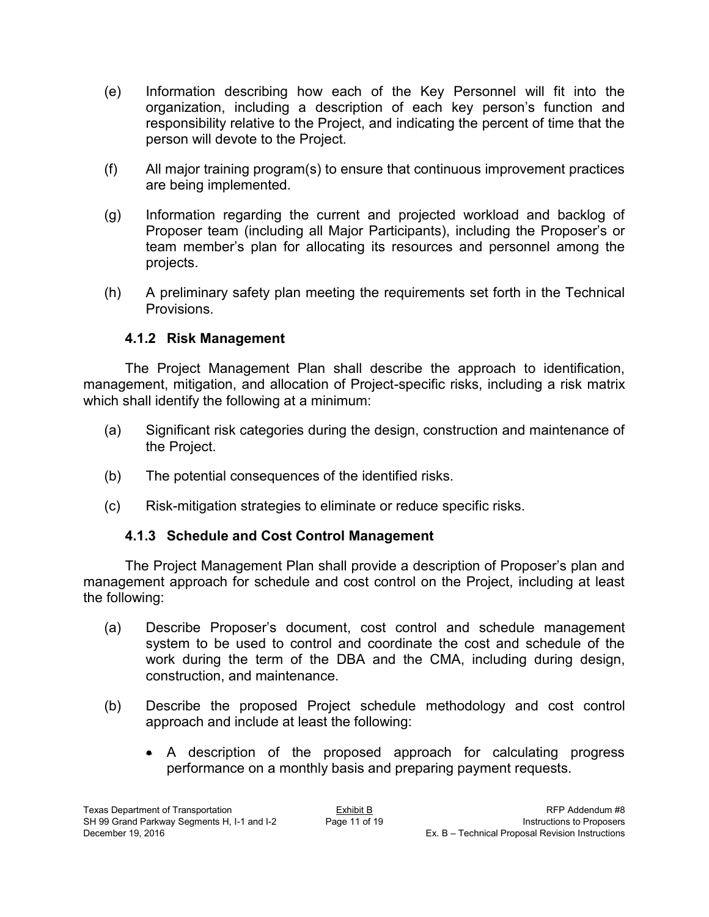(e) Information describing how each of the Key Personnel will fit into the organization, including a description of each key person's function and responsibility relative to the Project, and indicating the percent of time that the person will devote to the Project.

(f) All major training program(s) to ensure that continuous improvement practices are being implemented.

(g) Information regarding the current and projected workload and backlog of Proposer team (including all Major Participants), including the Proposer's or team member's plan for allocating its resources and personnel among the projects.

(h) A preliminary safety plan meeting the requirements set forth in the Technical Provisions.

### 4.1.2 Risk Management

The Project Management Plan shall describe the approach to identification, management, mitigation, and allocation of Project-specific risks, including a risk matrix which shall identify the following at a minimum:

(a) Significant risk categories during the design, construction and maintenance of the Project.

(b) The potential consequences of the identified risks.

(c) Risk-mitigation strategies to eliminate or reduce specific risks.

### 4.1.3 Schedule and Cost Control Management

The Project Management Plan shall provide a description of Proposer's plan and management approach for schedule and cost control on the Project, including at least the following:

(a) Describe Proposer's document, cost control and schedule management system to be used to control and coordinate the cost and schedule of the work during the term of the DBA and the CMA, including during design, construction, and maintenance.

(b) Describe the proposed Project schedule methodology and cost control approach and include at least the following:

- A description of the proposed approach for calculating progress performance on a monthly basis and preparing payment requests.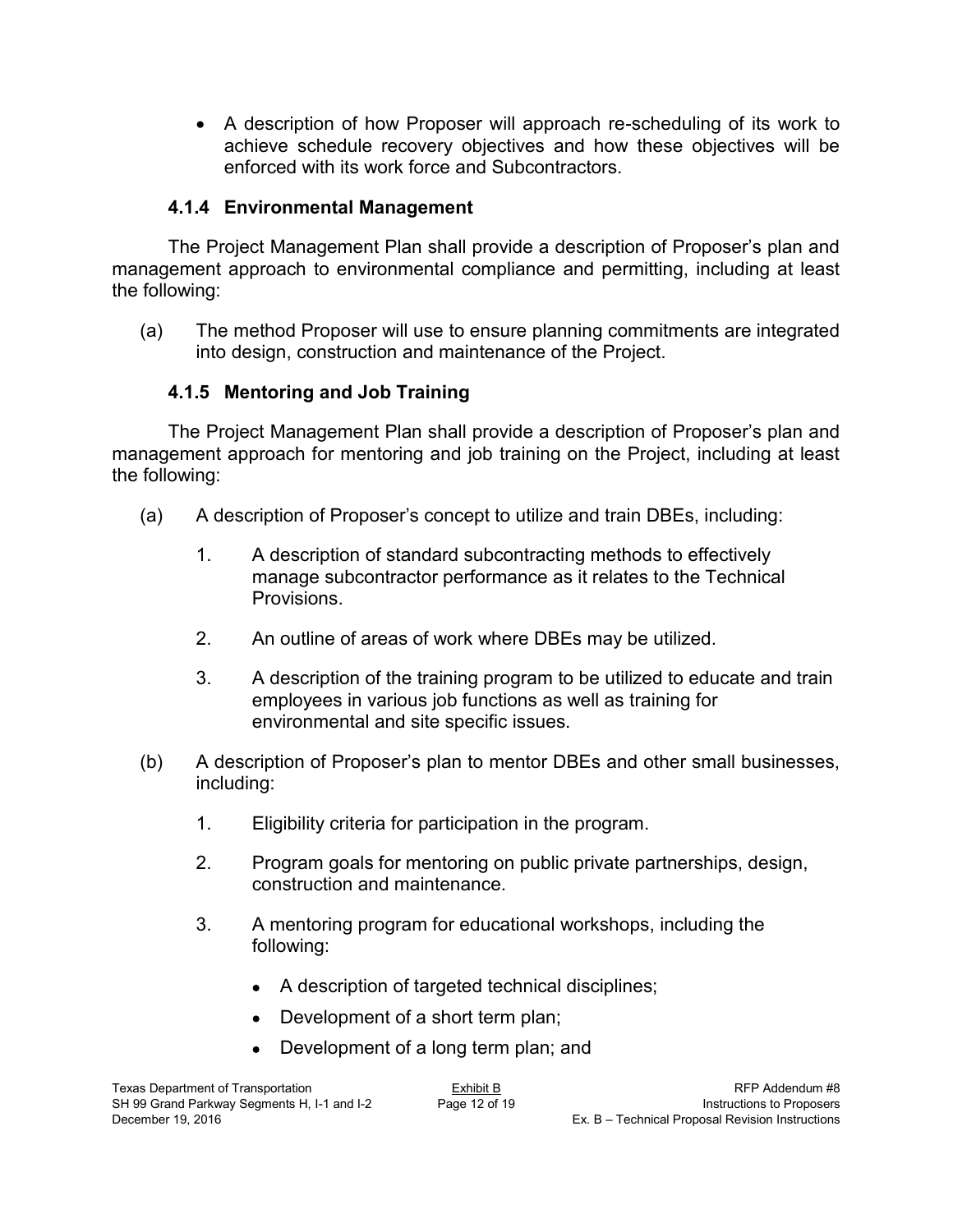- A description of how Proposer will approach re-scheduling of its work to achieve schedule recovery objectives and how these objectives will be enforced with its work force and Subcontractors.

### 4.1.4 Environmental Management

The Project Management Plan shall provide a description of Proposer's plan and management approach to environmental compliance and permitting, including at least the following:

(a) The method Proposer will use to ensure planning commitments are integrated into design, construction and maintenance of the Project.

### 4.1.5 Mentoring and Job Training

The Project Management Plan shall provide a description of Proposer's plan and management approach for mentoring and job training on the Project, including at least the following:

(a) A description of Proposer's concept to utilize and train DBEs, including:

1. A description of standard subcontracting methods to effectively manage subcontractor performance as it relates to the Technical Provisions.

2. An outline of areas of work where DBEs may be utilized.

3. A description of the training program to be utilized to educate and train employees in various job functions as well as training for environmental and site specific issues.

(b) A description of Proposer's plan to mentor DBEs and other small businesses, including:

1. Eligibility criteria for participation in the program.

2. Program goals for mentoring on public private partnerships, design, construction and maintenance.

3. A mentoring program for educational workshops, including the following:

   - A description of targeted technical disciplines;
   - Development of a short term plan;
   - Development of a long term plan; and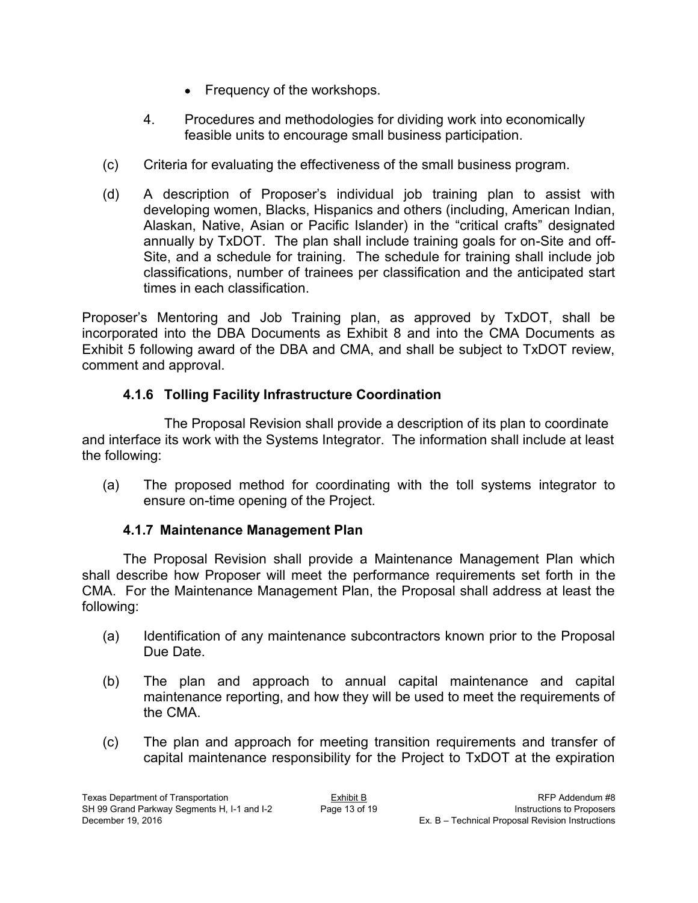- Frequency of the workshops.

4. Procedures and methodologies for dividing work into economically feasible units to encourage small business participation.

(c) Criteria for evaluating the effectiveness of the small business program.

(d) A description of Proposer's individual job training plan to assist with developing women, Blacks, Hispanics and others (including, American Indian, Alaskan, Native, Asian or Pacific Islander) in the "critical crafts" designated annually by TxDOT. The plan shall include training goals for on-Site and off-Site, and a schedule for training. The schedule for training shall include job classifications, number of trainees per classification and the anticipated start times in each classification.

Proposer's Mentoring and Job Training plan, as approved by TxDOT, shall be incorporated into the DBA Documents as Exhibit 8 and into the CMA Documents as Exhibit 5 following award of the DBA and CMA, and shall be subject to TxDOT review, comment and approval.

### 4.1.6 Tolling Facility Infrastructure Coordination

The Proposal Revision shall provide a description of its plan to coordinate and interface its work with the Systems Integrator. The information shall include at least the following:

(a) The proposed method for coordinating with the toll systems integrator to ensure on-time opening of the Project.

### 4.1.7 Maintenance Management Plan

The Proposal Revision shall provide a Maintenance Management Plan which shall describe how Proposer will meet the performance requirements set forth in the CMA. For the Maintenance Management Plan, the Proposal shall address at least the following:

(a) Identification of any maintenance subcontractors known prior to the Proposal Due Date.

(b) The plan and approach to annual capital maintenance and capital maintenance reporting, and how they will be used to meet the requirements of the CMA.

(c) The plan and approach for meeting transition requirements and transfer of capital maintenance responsibility for the Project to TxDOT at the expiration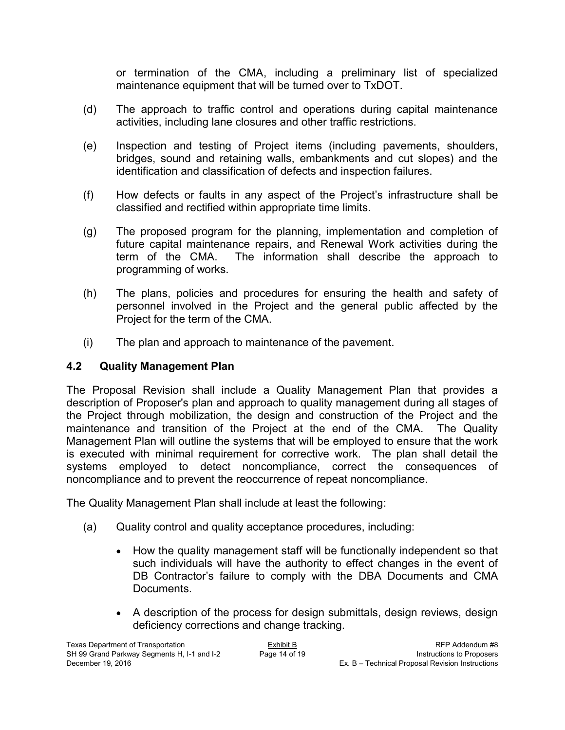or termination of the CMA, including a preliminary list of specialized maintenance equipment that will be turned over to TxDOT.

(d) The approach to traffic control and operations during capital maintenance activities, including lane closures and other traffic restrictions.

(e) Inspection and testing of Project items (including pavements, shoulders, bridges, sound and retaining walls, embankments and cut slopes) and the identification and classification of defects and inspection failures.

(f) How defects or faults in any aspect of the Project's infrastructure shall be classified and rectified within appropriate time limits.

(g) The proposed program for the planning, implementation and completion of future capital maintenance repairs, and Renewal Work activities during the term of the CMA. The information shall describe the approach to programming of works.

(h) The plans, policies and procedures for ensuring the health and safety of personnel involved in the Project and the general public affected by the Project for the term of the CMA.

(i) The plan and approach to maintenance of the pavement.

### 4.2 Quality Management Plan

The Proposal Revision shall include a Quality Management Plan that provides a description of Proposer's plan and approach to quality management during all stages of the Project through mobilization, the design and construction of the Project and the maintenance and transition of the Project at the end of the CMA. The Quality Management Plan will outline the systems that will be employed to ensure that the work is executed with minimal requirement for corrective work. The plan shall detail the systems employed to detect noncompliance, correct the consequences of noncompliance and to prevent the reoccurrence of repeat noncompliance.

The Quality Management Plan shall include at least the following:

(a) Quality control and quality acceptance procedures, including:

- How the quality management staff will be functionally independent so that such individuals will have the authority to effect changes in the event of DB Contractor's failure to comply with the DBA Documents and CMA Documents.
- A description of the process for design submittals, design reviews, design deficiency corrections and change tracking.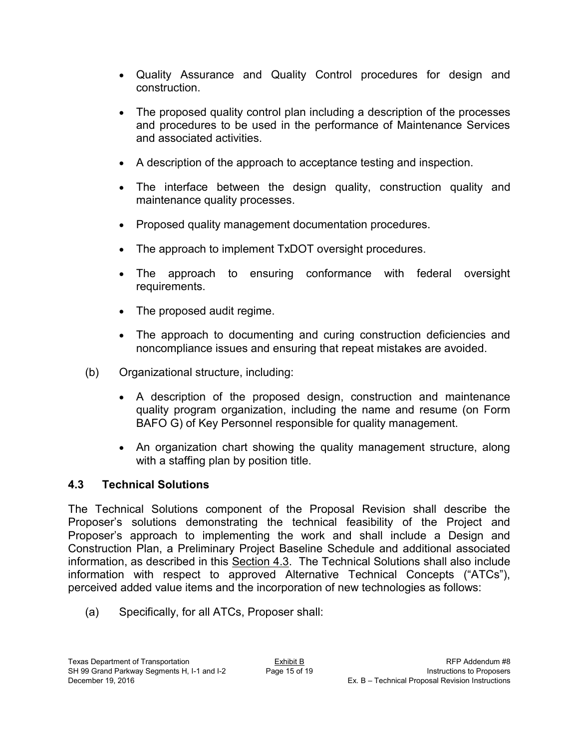- Quality Assurance and Quality Control procedures for design and construction.
- The proposed quality control plan including a description of the processes and procedures to be used in the performance of Maintenance Services and associated activities.
- A description of the approach to acceptance testing and inspection.
- The interface between the design quality, construction quality and maintenance quality processes.
- Proposed quality management documentation procedures.
- The approach to implement TxDOT oversight procedures.
- The approach to ensuring conformance with federal oversight requirements.
- The proposed audit regime.
- The approach to documenting and curing construction deficiencies and noncompliance issues and ensuring that repeat mistakes are avoided.

(b) Organizational structure, including:

- A description of the proposed design, construction and maintenance quality program organization, including the name and resume (on Form BAFO G) of Key Personnel responsible for quality management.
- An organization chart showing the quality management structure, along with a staffing plan by position title.

### 4.3 Technical Solutions

The Technical Solutions component of the Proposal Revision shall describe the Proposer's solutions demonstrating the technical feasibility of the Project and Proposer's approach to implementing the work and shall include a Design and Construction Plan, a Preliminary Project Baseline Schedule and additional associated information, as described in this Section 4.3. The Technical Solutions shall also include information with respect to approved Alternative Technical Concepts ("ATCs"), perceived added value items and the incorporation of new technologies as follows:

(a) Specifically, for all ATCs, Proposer shall: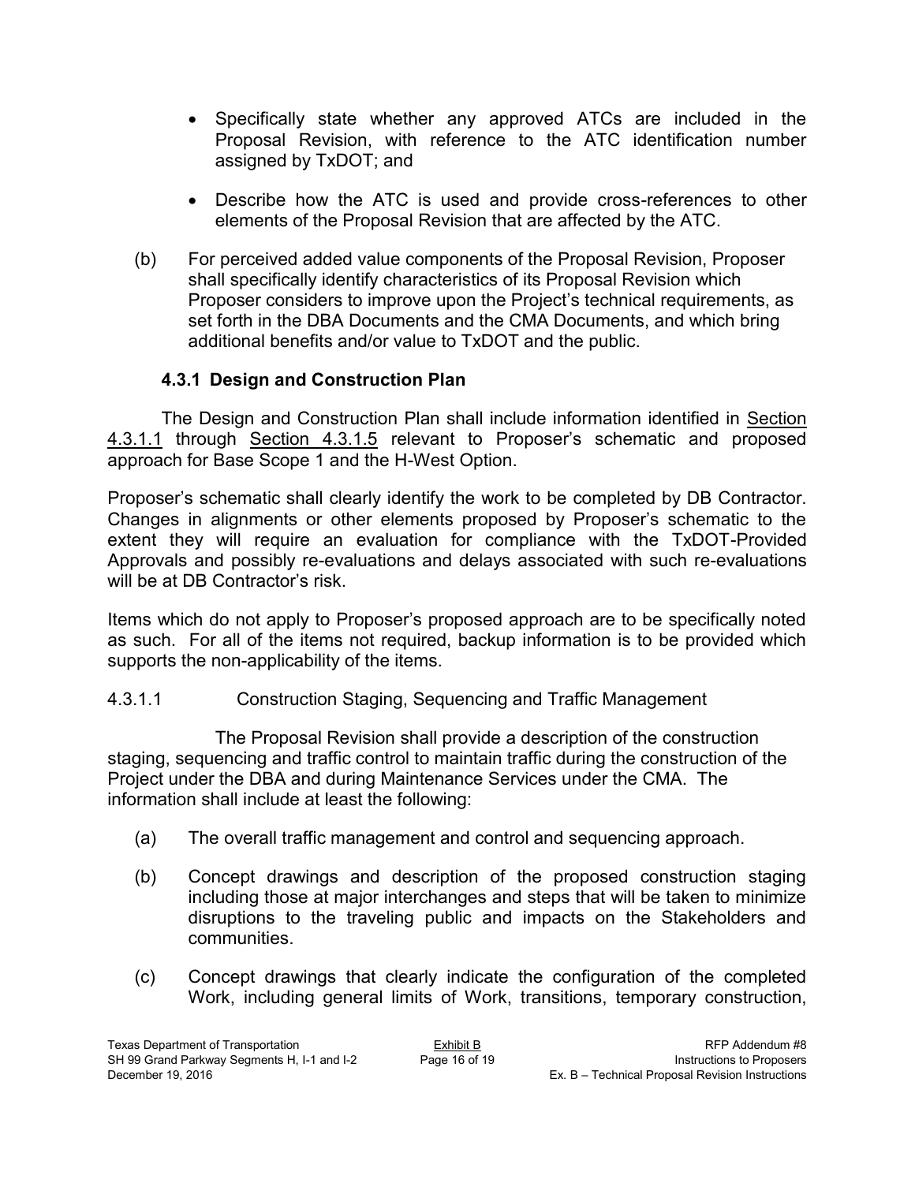- Specifically state whether any approved ATCs are included in the Proposal Revision, with reference to the ATC identification number assigned by TxDOT; and
- Describe how the ATC is used and provide cross-references to other elements of the Proposal Revision that are affected by the ATC.

(b) For perceived added value components of the Proposal Revision, Proposer shall specifically identify characteristics of its Proposal Revision which Proposer considers to improve upon the Project's technical requirements, as set forth in the DBA Documents and the CMA Documents, and which bring additional benefits and/or value to TxDOT and the public.

### 4.3.1 Design and Construction Plan

The Design and Construction Plan shall include information identified in Section 4.3.1.1 through Section 4.3.1.5 relevant to Proposer's schematic and proposed approach for Base Scope 1 and the H-West Option.

Proposer's schematic shall clearly identify the work to be completed by DB Contractor. Changes in alignments or other elements proposed by Proposer's schematic to the extent they will require an evaluation for compliance with the TxDOT-Provided Approvals and possibly re-evaluations and delays associated with such re-evaluations will be at DB Contractor's risk.

Items which do not apply to Proposer's proposed approach are to be specifically noted as such. For all of the items not required, backup information is to be provided which supports the non-applicability of the items.

4.3.1.1 Construction Staging, Sequencing and Traffic Management

The Proposal Revision shall provide a description of the construction staging, sequencing and traffic control to maintain traffic during the construction of the Project under the DBA and during Maintenance Services under the CMA. The information shall include at least the following:

(a) The overall traffic management and control and sequencing approach.

(b) Concept drawings and description of the proposed construction staging including those at major interchanges and steps that will be taken to minimize disruptions to the traveling public and impacts on the Stakeholders and communities.

(c) Concept drawings that clearly indicate the configuration of the completed Work, including general limits of Work, transitions, temporary construction,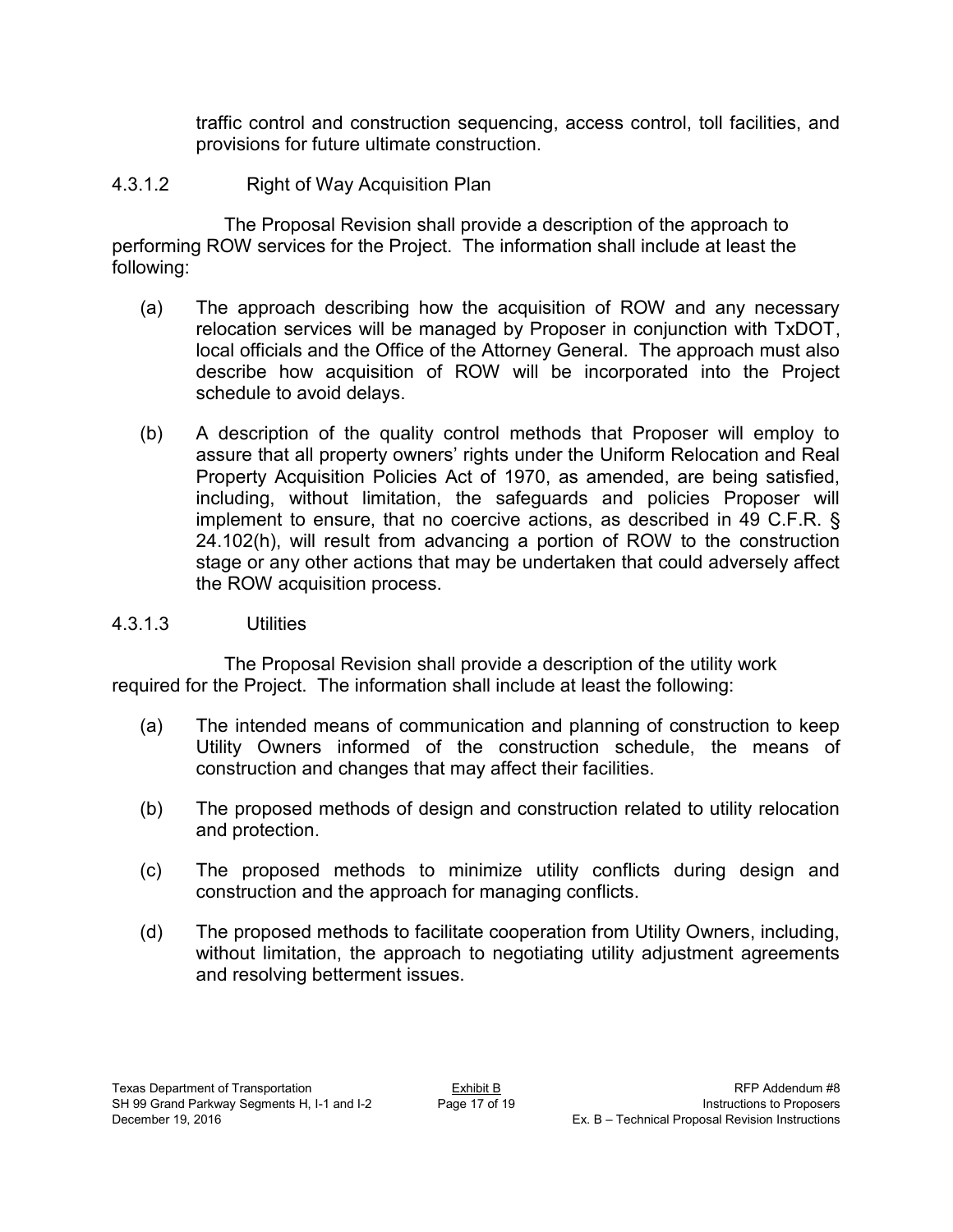traffic control and construction sequencing, access control, toll facilities, and provisions for future ultimate construction.

#### 4.3.1.2 Right of Way Acquisition Plan

The Proposal Revision shall provide a description of the approach to performing ROW services for the Project. The information shall include at least the following:

(a) The approach describing how the acquisition of ROW and any necessary relocation services will be managed by Proposer in conjunction with TxDOT, local officials and the Office of the Attorney General. The approach must also describe how acquisition of ROW will be incorporated into the Project schedule to avoid delays.

(b) A description of the quality control methods that Proposer will employ to assure that all property owners' rights under the Uniform Relocation and Real Property Acquisition Policies Act of 1970, as amended, are being satisfied, including, without limitation, the safeguards and policies Proposer will implement to ensure, that no coercive actions, as described in 49 C.F.R. § 24.102(h), will result from advancing a portion of ROW to the construction stage or any other actions that may be undertaken that could adversely affect the ROW acquisition process.

#### 4.3.1.3 Utilities

The Proposal Revision shall provide a description of the utility work required for the Project. The information shall include at least the following:

(a) The intended means of communication and planning of construction to keep Utility Owners informed of the construction schedule, the means of construction and changes that may affect their facilities.

(b) The proposed methods of design and construction related to utility relocation and protection.

(c) The proposed methods to minimize utility conflicts during design and construction and the approach for managing conflicts.

(d) The proposed methods to facilitate cooperation from Utility Owners, including, without limitation, the approach to negotiating utility adjustment agreements and resolving betterment issues.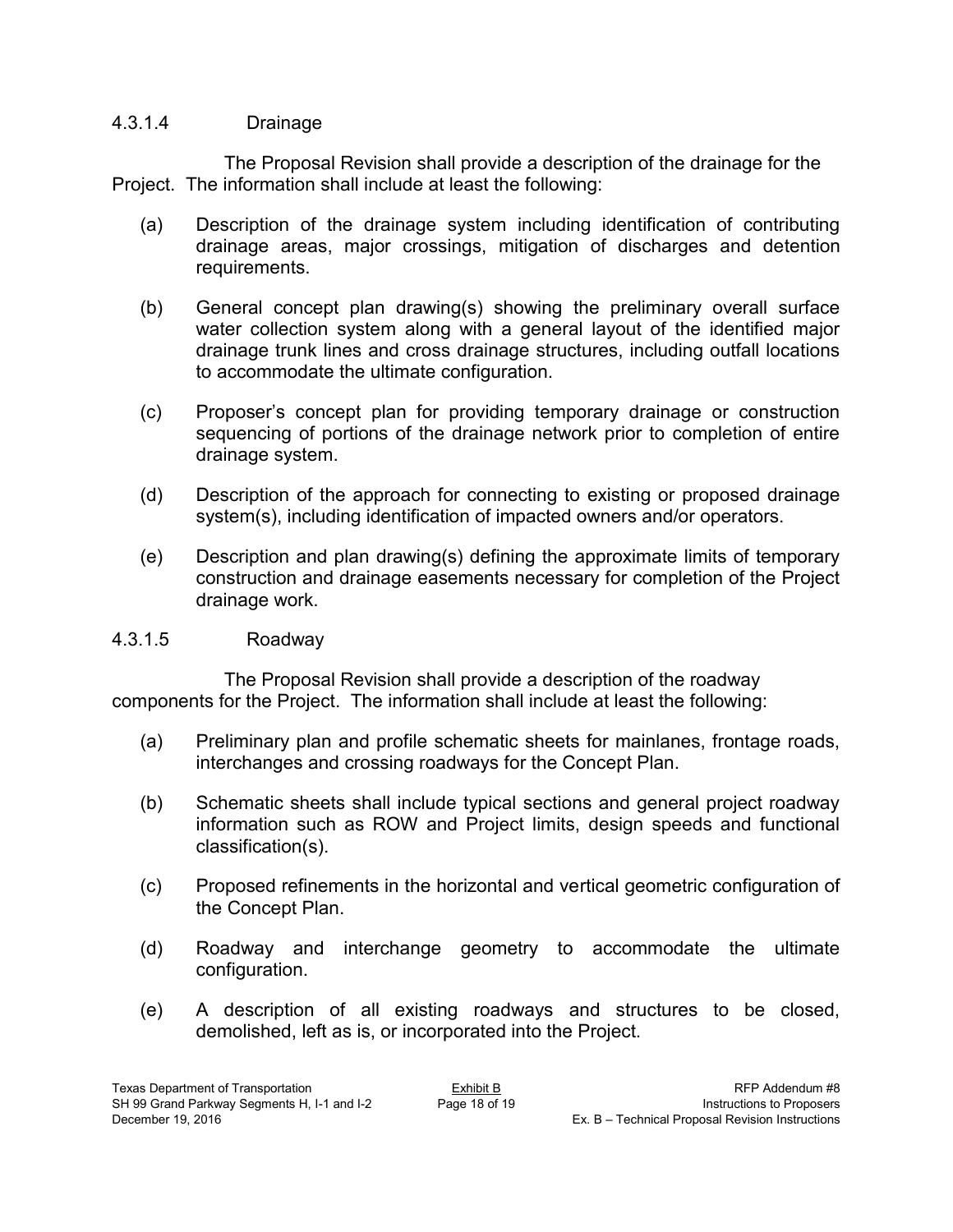#### 4.3.1.4 Drainage

The Proposal Revision shall provide a description of the drainage for the Project. The information shall include at least the following:

(a) Description of the drainage system including identification of contributing drainage areas, major crossings, mitigation of discharges and detention requirements.

(b) General concept plan drawing(s) showing the preliminary overall surface water collection system along with a general layout of the identified major drainage trunk lines and cross drainage structures, including outfall locations to accommodate the ultimate configuration.

(c) Proposer's concept plan for providing temporary drainage or construction sequencing of portions of the drainage network prior to completion of entire drainage system.

(d) Description of the approach for connecting to existing or proposed drainage system(s), including identification of impacted owners and/or operators.

(e) Description and plan drawing(s) defining the approximate limits of temporary construction and drainage easements necessary for completion of the Project drainage work.

#### 4.3.1.5 Roadway

The Proposal Revision shall provide a description of the roadway components for the Project. The information shall include at least the following:

(a) Preliminary plan and profile schematic sheets for mainlanes, frontage roads, interchanges and crossing roadways for the Concept Plan.

(b) Schematic sheets shall include typical sections and general project roadway information such as ROW and Project limits, design speeds and functional classification(s).

(c) Proposed refinements in the horizontal and vertical geometric configuration of the Concept Plan.

(d) Roadway and interchange geometry to accommodate the ultimate configuration.

(e) A description of all existing roadways and structures to be closed, demolished, left as is, or incorporated into the Project.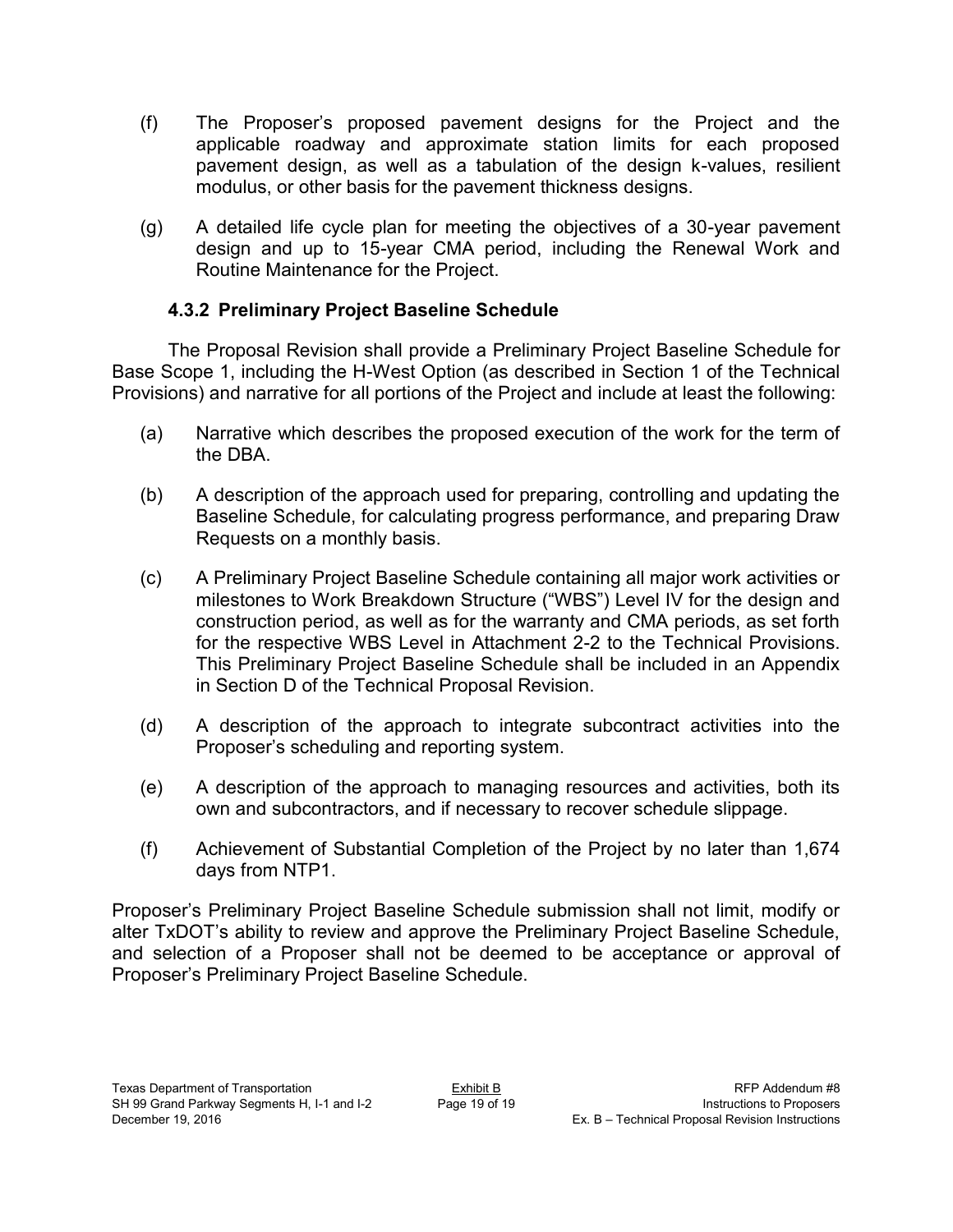(f) The Proposer's proposed pavement designs for the Project and the applicable roadway and approximate station limits for each proposed pavement design, as well as a tabulation of the design k-values, resilient modulus, or other basis for the pavement thickness designs.

(g) A detailed life cycle plan for meeting the objectives of a 30-year pavement design and up to 15-year CMA period, including the Renewal Work and Routine Maintenance for the Project.

### 4.3.2 Preliminary Project Baseline Schedule

The Proposal Revision shall provide a Preliminary Project Baseline Schedule for Base Scope 1, including the H-West Option (as described in Section 1 of the Technical Provisions) and narrative for all portions of the Project and include at least the following:

(a) Narrative which describes the proposed execution of the work for the term of the DBA.

(b) A description of the approach used for preparing, controlling and updating the Baseline Schedule, for calculating progress performance, and preparing Draw Requests on a monthly basis.

(c) A Preliminary Project Baseline Schedule containing all major work activities or milestones to Work Breakdown Structure ("WBS") Level IV for the design and construction period, as well as for the warranty and CMA periods, as set forth for the respective WBS Level in Attachment 2-2 to the Technical Provisions. This Preliminary Project Baseline Schedule shall be included in an Appendix in Section D of the Technical Proposal Revision.

(d) A description of the approach to integrate subcontract activities into the Proposer's scheduling and reporting system.

(e) A description of the approach to managing resources and activities, both its own and subcontractors, and if necessary to recover schedule slippage.

(f) Achievement of Substantial Completion of the Project by no later than 1,674 days from NTP1.

Proposer's Preliminary Project Baseline Schedule submission shall not limit, modify or alter TxDOT's ability to review and approve the Preliminary Project Baseline Schedule, and selection of a Proposer shall not be deemed to be acceptance or approval of Proposer's Preliminary Project Baseline Schedule.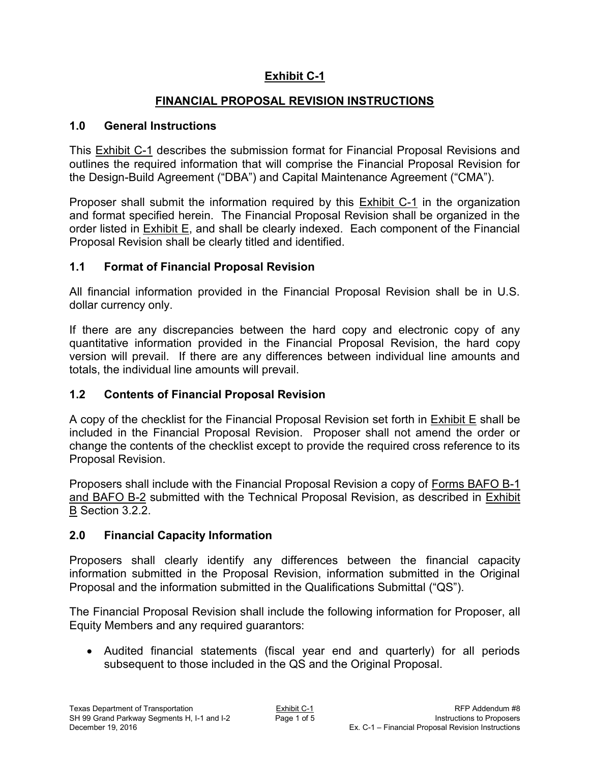# Exhibit C-1

## FINANCIAL PROPOSAL REVISION INSTRUCTIONS

### 1.0 General Instructions

This Exhibit C-1 describes the submission format for Financial Proposal Revisions and outlines the required information that will comprise the Financial Proposal Revision for the Design-Build Agreement ("DBA") and Capital Maintenance Agreement ("CMA").

Proposer shall submit the information required by this Exhibit C-1 in the organization and format specified herein. The Financial Proposal Revision shall be organized in the order listed in Exhibit E, and shall be clearly indexed. Each component of the Financial Proposal Revision shall be clearly titled and identified.

### 1.1 Format of Financial Proposal Revision

All financial information provided in the Financial Proposal Revision shall be in U.S. dollar currency only.

If there are any discrepancies between the hard copy and electronic copy of any quantitative information provided in the Financial Proposal Revision, the hard copy version will prevail. If there are any differences between individual line amounts and totals, the individual line amounts will prevail.

### 1.2 Contents of Financial Proposal Revision

A copy of the checklist for the Financial Proposal Revision set forth in Exhibit E shall be included in the Financial Proposal Revision. Proposer shall not amend the order or change the contents of the checklist except to provide the required cross reference to its Proposal Revision.

Proposers shall include with the Financial Proposal Revision a copy of Forms BAFO B-1 and BAFO B-2 submitted with the Technical Proposal Revision, as described in Exhibit B Section 3.2.2.

### 2.0 Financial Capacity Information

Proposers shall clearly identify any differences between the financial capacity information submitted in the Proposal Revision, information submitted in the Original Proposal and the information submitted in the Qualifications Submittal ("QS").

The Financial Proposal Revision shall include the following information for Proposer, all Equity Members and any required guarantors:

- Audited financial statements (fiscal year end and quarterly) for all periods subsequent to those included in the QS and the Original Proposal.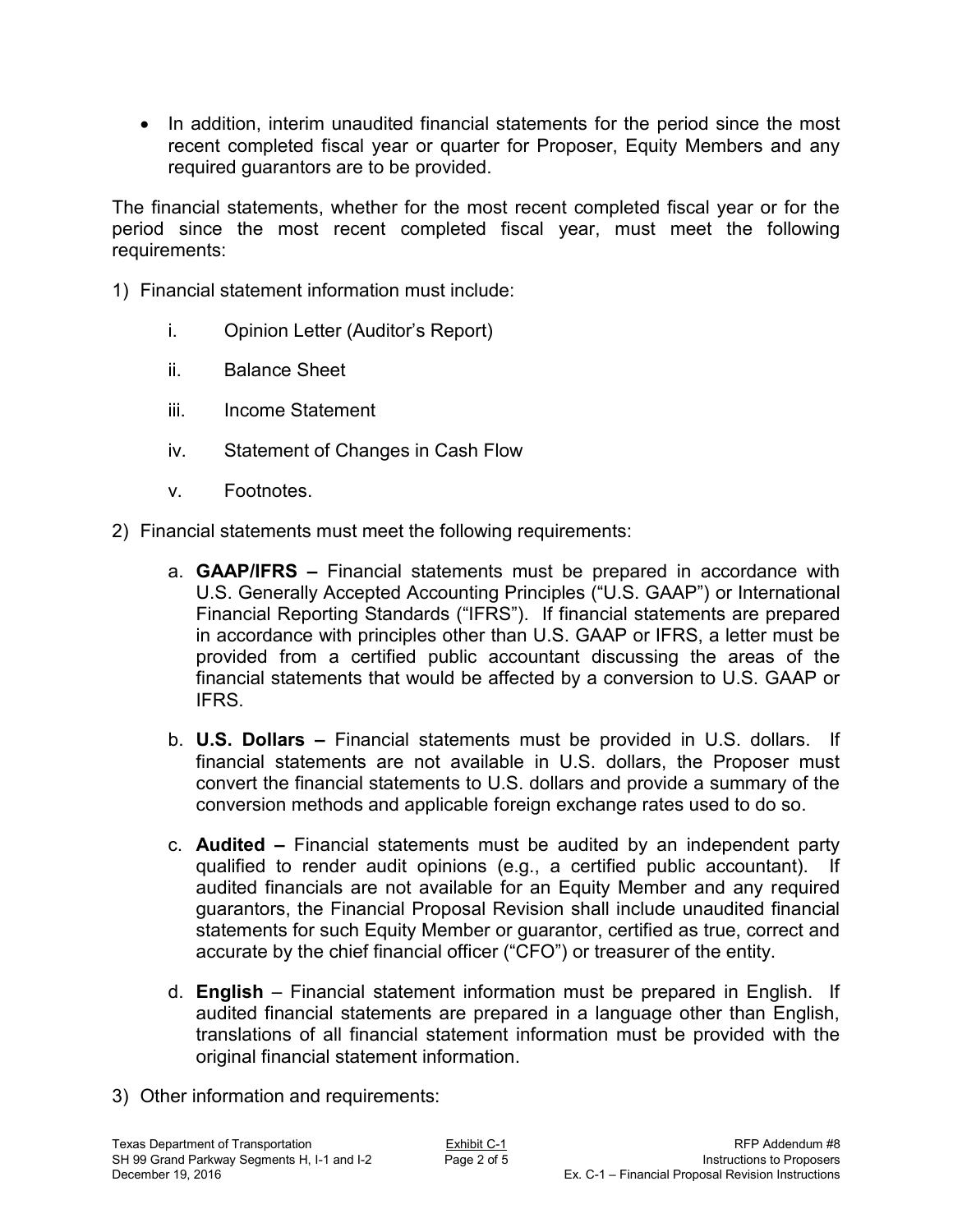- In addition, interim unaudited financial statements for the period since the most recent completed fiscal year or quarter for Proposer, Equity Members and any required guarantors are to be provided.

The financial statements, whether for the most recent completed fiscal year or for the period since the most recent completed fiscal year, must meet the following requirements:

1) Financial statement information must include:

    i. Opinion Letter (Auditor's Report)

    ii. Balance Sheet

    iii. Income Statement

    iv. Statement of Changes in Cash Flow

    v. Footnotes.

2) Financial statements must meet the following requirements:

    a. **GAAP/IFRS –** Financial statements must be prepared in accordance with U.S. Generally Accepted Accounting Principles ("U.S. GAAP") or International Financial Reporting Standards ("IFRS"). If financial statements are prepared in accordance with principles other than U.S. GAAP or IFRS, a letter must be provided from a certified public accountant discussing the areas of the financial statements that would be affected by a conversion to U.S. GAAP or IFRS.

    b. **U.S. Dollars –** Financial statements must be provided in U.S. dollars. If financial statements are not available in U.S. dollars, the Proposer must convert the financial statements to U.S. dollars and provide a summary of the conversion methods and applicable foreign exchange rates used to do so.

    c. **Audited –** Financial statements must be audited by an independent party qualified to render audit opinions (e.g., a certified public accountant). If audited financials are not available for an Equity Member and any required guarantors, the Financial Proposal Revision shall include unaudited financial statements for such Equity Member or guarantor, certified as true, correct and accurate by the chief financial officer ("CFO") or treasurer of the entity.

    d. **English** – Financial statement information must be prepared in English. If audited financial statements are prepared in a language other than English, translations of all financial statement information must be provided with the original financial statement information.

3) Other information and requirements: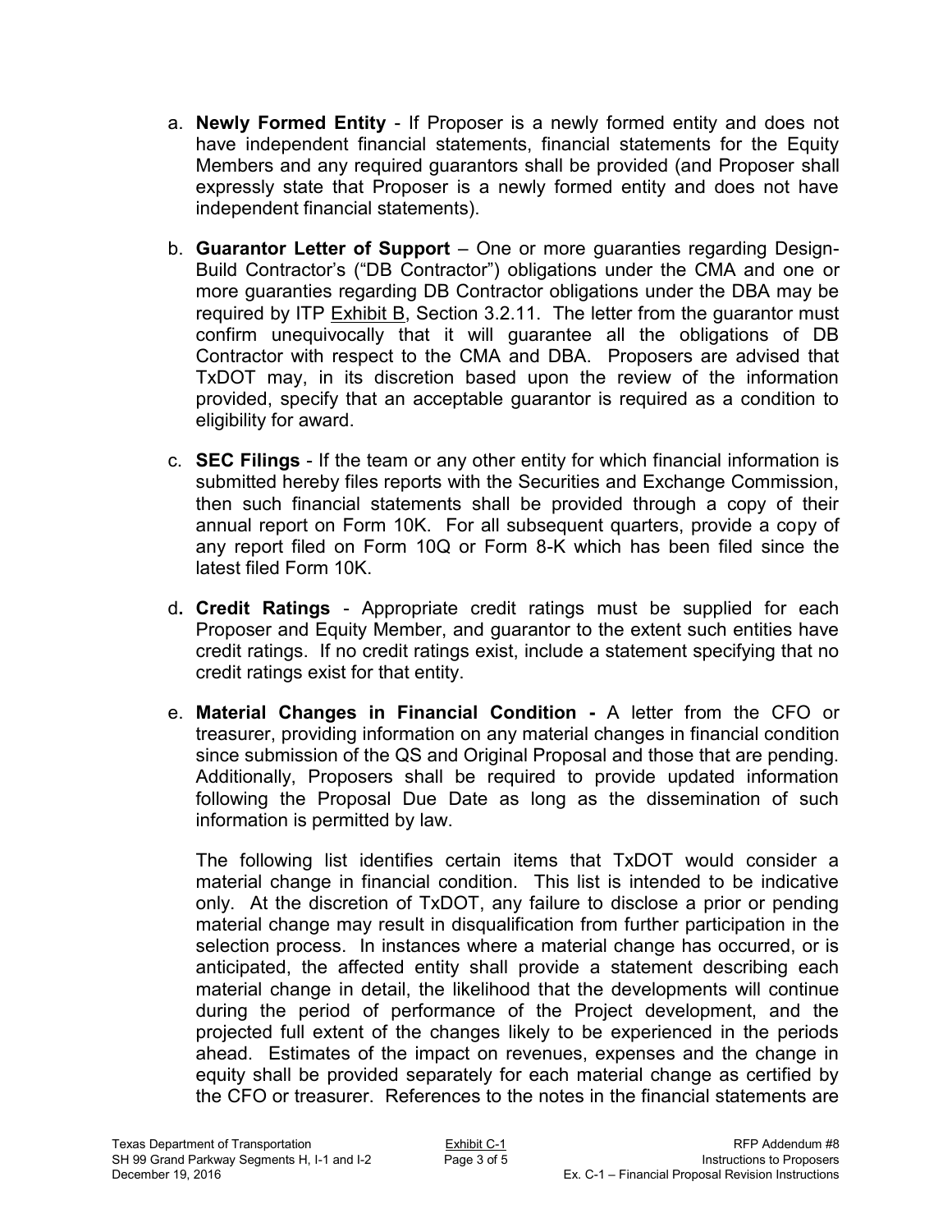a. **Newly Formed Entity** - If Proposer is a newly formed entity and does not have independent financial statements, financial statements for the Equity Members and any required guarantors shall be provided (and Proposer shall expressly state that Proposer is a newly formed entity and does not have independent financial statements).

b. **Guarantor Letter of Support** – One or more guaranties regarding Design-Build Contractor's ("DB Contractor") obligations under the CMA and one or more guaranties regarding DB Contractor obligations under the DBA may be required by ITP Exhibit B, Section 3.2.11. The letter from the guarantor must confirm unequivocally that it will guarantee all the obligations of DB Contractor with respect to the CMA and DBA. Proposers are advised that TxDOT may, in its discretion based upon the review of the information provided, specify that an acceptable guarantor is required as a condition to eligibility for award.

c. **SEC Filings** - If the team or any other entity for which financial information is submitted hereby files reports with the Securities and Exchange Commission, then such financial statements shall be provided through a copy of their annual report on Form 10K. For all subsequent quarters, provide a copy of any report filed on Form 10Q or Form 8-K which has been filed since the latest filed Form 10K.

d. **Credit Ratings** - Appropriate credit ratings must be supplied for each Proposer and Equity Member, and guarantor to the extent such entities have credit ratings. If no credit ratings exist, include a statement specifying that no credit ratings exist for that entity.

e. **Material Changes in Financial Condition -** A letter from the CFO or treasurer, providing information on any material changes in financial condition since submission of the QS and Original Proposal and those that are pending. Additionally, Proposers shall be required to provide updated information following the Proposal Due Date as long as the dissemination of such information is permitted by law.

   The following list identifies certain items that TxDOT would consider a material change in financial condition. This list is intended to be indicative only. At the discretion of TxDOT, any failure to disclose a prior or pending material change may result in disqualification from further participation in the selection process. In instances where a material change has occurred, or is anticipated, the affected entity shall provide a statement describing each material change in detail, the likelihood that the developments will continue during the period of performance of the Project development, and the projected full extent of the changes likely to be experienced in the periods ahead. Estimates of the impact on revenues, expenses and the change in equity shall be provided separately for each material change as certified by the CFO or treasurer. References to the notes in the financial statements are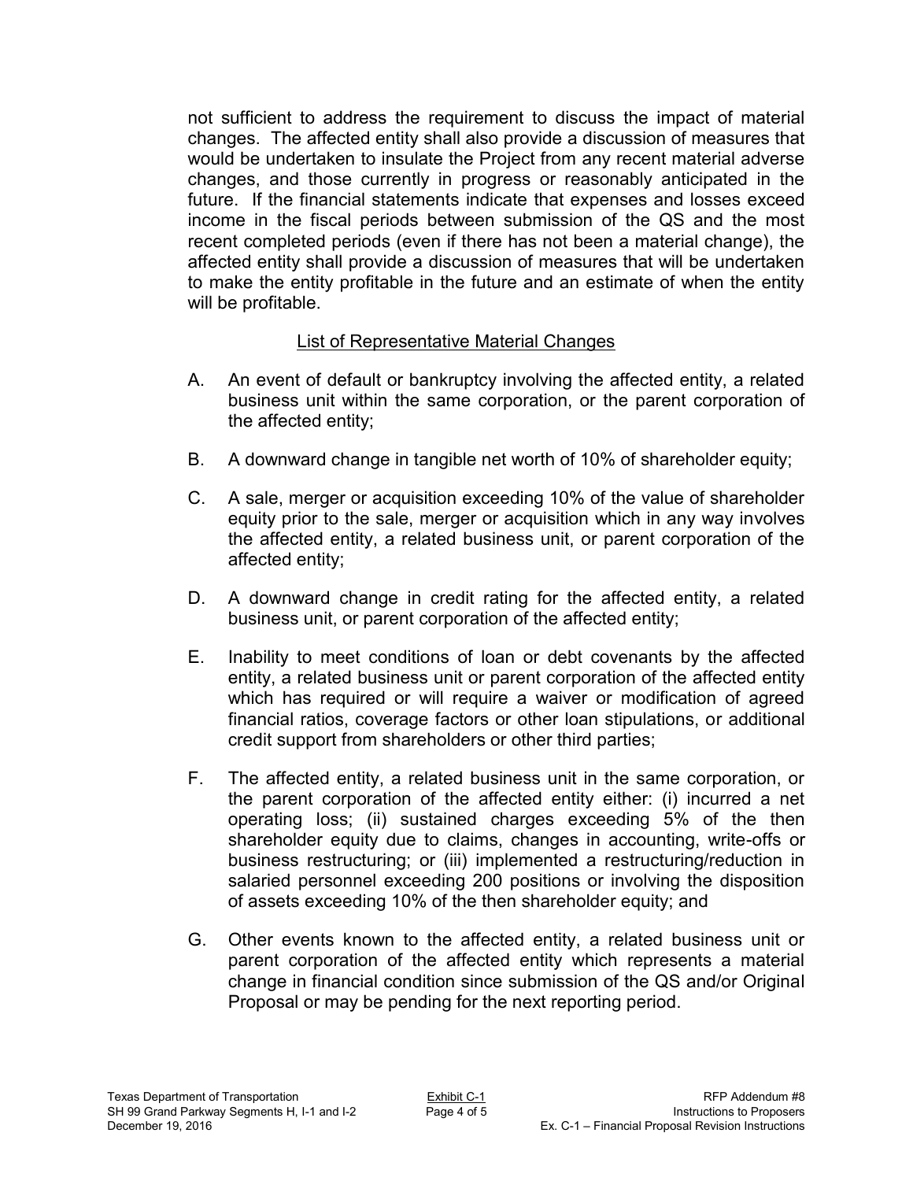not sufficient to address the requirement to discuss the impact of material changes. The affected entity shall also provide a discussion of measures that would be undertaken to insulate the Project from any recent material adverse changes, and those currently in progress or reasonably anticipated in the future. If the financial statements indicate that expenses and losses exceed income in the fiscal periods between submission of the QS and the most recent completed periods (even if there has not been a material change), the affected entity shall provide a discussion of measures that will be undertaken to make the entity profitable in the future and an estimate of when the entity will be profitable.

<u>List of Representative Material Changes</u>

A. An event of default or bankruptcy involving the affected entity, a related business unit within the same corporation, or the parent corporation of the affected entity;

B. A downward change in tangible net worth of 10% of shareholder equity;

C. A sale, merger or acquisition exceeding 10% of the value of shareholder equity prior to the sale, merger or acquisition which in any way involves the affected entity, a related business unit, or parent corporation of the affected entity;

D. A downward change in credit rating for the affected entity, a related business unit, or parent corporation of the affected entity;

E. Inability to meet conditions of loan or debt covenants by the affected entity, a related business unit or parent corporation of the affected entity which has required or will require a waiver or modification of agreed financial ratios, coverage factors or other loan stipulations, or additional credit support from shareholders or other third parties;

F. The affected entity, a related business unit in the same corporation, or the parent corporation of the affected entity either: (i) incurred a net operating loss; (ii) sustained charges exceeding 5% of the then shareholder equity due to claims, changes in accounting, write-offs or business restructuring; or (iii) implemented a restructuring/reduction in salaried personnel exceeding 200 positions or involving the disposition of assets exceeding 10% of the then shareholder equity; and

G. Other events known to the affected entity, a related business unit or parent corporation of the affected entity which represents a material change in financial condition since submission of the QS and/or Original Proposal or may be pending for the next reporting period.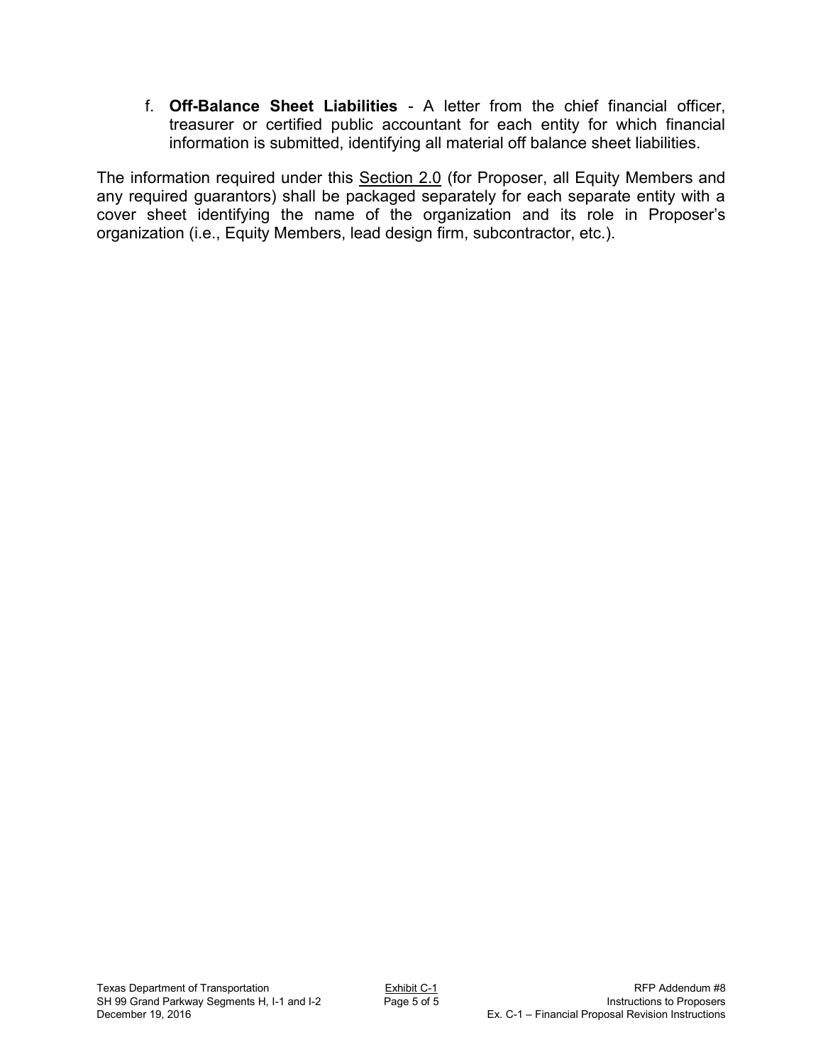f. **Off-Balance Sheet Liabilities** - A letter from the chief financial officer, treasurer or certified public accountant for each entity for which financial information is submitted, identifying all material off balance sheet liabilities.

The information required under this Section 2.0 (for Proposer, all Equity Members and any required guarantors) shall be packaged separately for each separate entity with a cover sheet identifying the name of the organization and its role in Proposer's organization (i.e., Equity Members, lead design firm, subcontractor, etc.).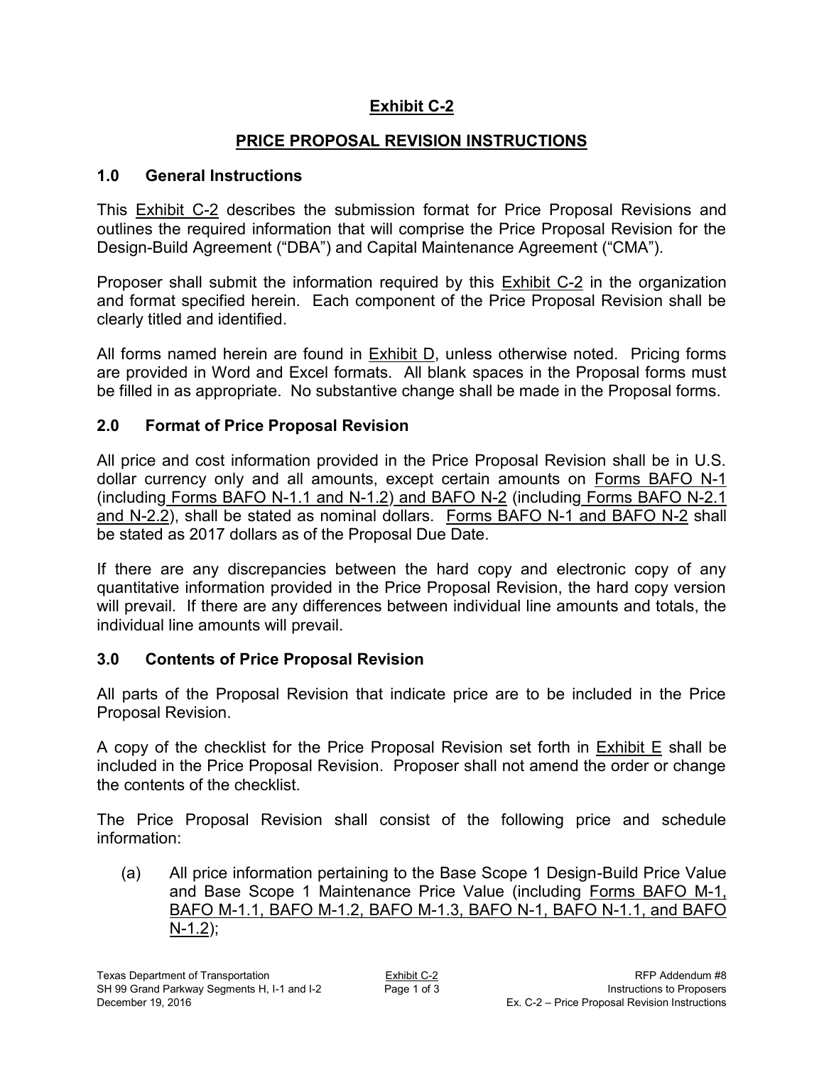# Exhibit C-2

## PRICE PROPOSAL REVISION INSTRUCTIONS

### 1.0 General Instructions

This Exhibit C-2 describes the submission format for Price Proposal Revisions and outlines the required information that will comprise the Price Proposal Revision for the Design-Build Agreement ("DBA") and Capital Maintenance Agreement ("CMA").

Proposer shall submit the information required by this Exhibit C-2 in the organization and format specified herein. Each component of the Price Proposal Revision shall be clearly titled and identified.

All forms named herein are found in Exhibit D, unless otherwise noted. Pricing forms are provided in Word and Excel formats. All blank spaces in the Proposal forms must be filled in as appropriate. No substantive change shall be made in the Proposal forms.

### 2.0 Format of Price Proposal Revision

All price and cost information provided in the Price Proposal Revision shall be in U.S. dollar currency only and all amounts, except certain amounts on Forms BAFO N-1 (including Forms BAFO N-1.1 and N-1.2) and BAFO N-2 (including Forms BAFO N-2.1 and N-2.2), shall be stated as nominal dollars. Forms BAFO N-1 and BAFO N-2 shall be stated as 2017 dollars as of the Proposal Due Date.

If there are any discrepancies between the hard copy and electronic copy of any quantitative information provided in the Price Proposal Revision, the hard copy version will prevail. If there are any differences between individual line amounts and totals, the individual line amounts will prevail.

### 3.0 Contents of Price Proposal Revision

All parts of the Proposal Revision that indicate price are to be included in the Price Proposal Revision.

A copy of the checklist for the Price Proposal Revision set forth in Exhibit E shall be included in the Price Proposal Revision. Proposer shall not amend the order or change the contents of the checklist.

The Price Proposal Revision shall consist of the following price and schedule information:

(a) All price information pertaining to the Base Scope 1 Design-Build Price Value and Base Scope 1 Maintenance Price Value (including Forms BAFO M-1, BAFO M-1.1, BAFO M-1.2, BAFO M-1.3, BAFO N-1, BAFO N-1.1, and BAFO N-1.2);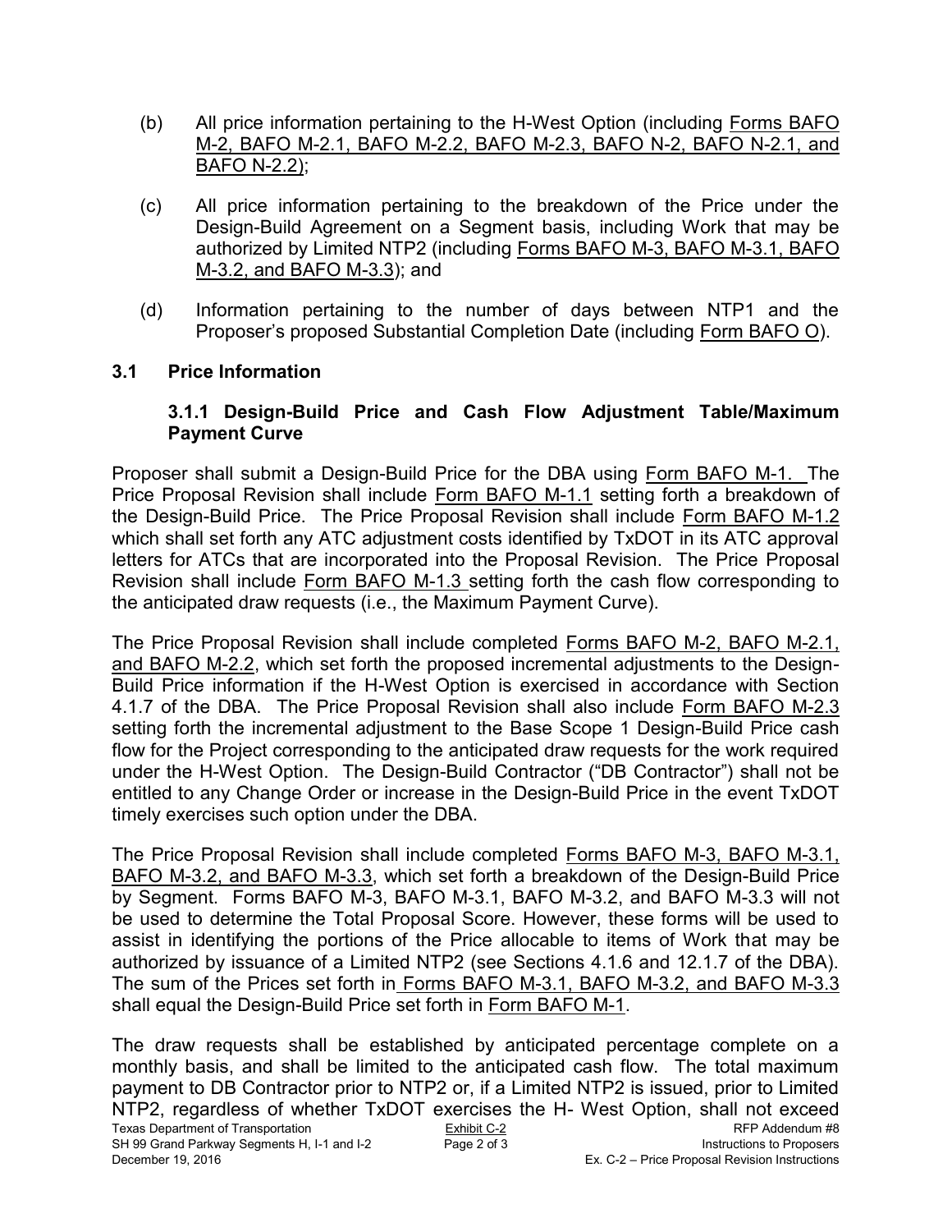(b) All price information pertaining to the H-West Option (including Forms BAFO M-2, BAFO M-2.1, BAFO M-2.2, BAFO M-2.3, BAFO N-2, BAFO N-2.1, and BAFO N-2.2);

(c) All price information pertaining to the breakdown of the Price under the Design-Build Agreement on a Segment basis, including Work that may be authorized by Limited NTP2 (including Forms BAFO M-3, BAFO M-3.1, BAFO M-3.2, and BAFO M-3.3); and

(d) Information pertaining to the number of days between NTP1 and the Proposer's proposed Substantial Completion Date (including Form BAFO O).

## 3.1 Price Information

### 3.1.1 Design-Build Price and Cash Flow Adjustment Table/Maximum Payment Curve

Proposer shall submit a Design-Build Price for the DBA using Form BAFO M-1. The Price Proposal Revision shall include Form BAFO M-1.1 setting forth a breakdown of the Design-Build Price. The Price Proposal Revision shall include Form BAFO M-1.2 which shall set forth any ATC adjustment costs identified by TxDOT in its ATC approval letters for ATCs that are incorporated into the Proposal Revision. The Price Proposal Revision shall include Form BAFO M-1.3 setting forth the cash flow corresponding to the anticipated draw requests (i.e., the Maximum Payment Curve).

The Price Proposal Revision shall include completed Forms BAFO M-2, BAFO M-2.1, and BAFO M-2.2, which set forth the proposed incremental adjustments to the Design-Build Price information if the H-West Option is exercised in accordance with Section 4.1.7 of the DBA. The Price Proposal Revision shall also include Form BAFO M-2.3 setting forth the incremental adjustment to the Base Scope 1 Design-Build Price cash flow for the Project corresponding to the anticipated draw requests for the work required under the H-West Option. The Design-Build Contractor ("DB Contractor") shall not be entitled to any Change Order or increase in the Design-Build Price in the event TxDOT timely exercises such option under the DBA.

The Price Proposal Revision shall include completed Forms BAFO M-3, BAFO M-3.1, BAFO M-3.2, and BAFO M-3.3, which set forth a breakdown of the Design-Build Price by Segment. Forms BAFO M-3, BAFO M-3.1, BAFO M-3.2, and BAFO M-3.3 will not be used to determine the Total Proposal Score. However, these forms will be used to assist in identifying the portions of the Price allocable to items of Work that may be authorized by issuance of a Limited NTP2 (see Sections 4.1.6 and 12.1.7 of the DBA). The sum of the Prices set forth in Forms BAFO M-3.1, BAFO M-3.2, and BAFO M-3.3 shall equal the Design-Build Price set forth in Form BAFO M-1.

The draw requests shall be established by anticipated percentage complete on a monthly basis, and shall be limited to the anticipated cash flow. The total maximum payment to DB Contractor prior to NTP2 or, if a Limited NTP2 is issued, prior to Limited NTP2, regardless of whether TxDOT exercises the H- West Option, shall not exceed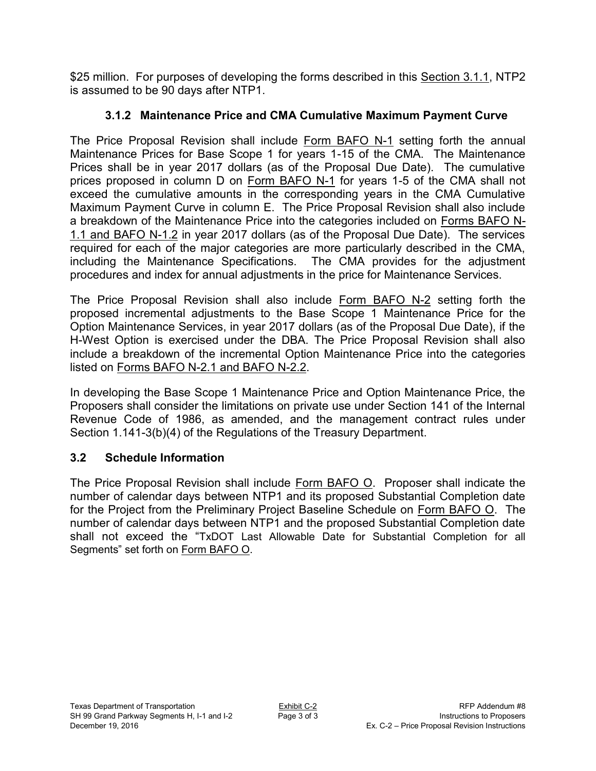$25 million. For purposes of developing the forms described in this Section 3.1.1, NTP2 is assumed to be 90 days after NTP1.

### 3.1.2 Maintenance Price and CMA Cumulative Maximum Payment Curve

The Price Proposal Revision shall include Form BAFO N-1 setting forth the annual Maintenance Prices for Base Scope 1 for years 1-15 of the CMA. The Maintenance Prices shall be in year 2017 dollars (as of the Proposal Due Date). The cumulative prices proposed in column D on Form BAFO N-1 for years 1-5 of the CMA shall not exceed the cumulative amounts in the corresponding years in the CMA Cumulative Maximum Payment Curve in column E. The Price Proposal Revision shall also include a breakdown of the Maintenance Price into the categories included on Forms BAFO N-1.1 and BAFO N-1.2 in year 2017 dollars (as of the Proposal Due Date). The services required for each of the major categories are more particularly described in the CMA, including the Maintenance Specifications. The CMA provides for the adjustment procedures and index for annual adjustments in the price for Maintenance Services.

The Price Proposal Revision shall also include Form BAFO N-2 setting forth the proposed incremental adjustments to the Base Scope 1 Maintenance Price for the Option Maintenance Services, in year 2017 dollars (as of the Proposal Due Date), if the H-West Option is exercised under the DBA. The Price Proposal Revision shall also include a breakdown of the incremental Option Maintenance Price into the categories listed on Forms BAFO N-2.1 and BAFO N-2.2.

In developing the Base Scope 1 Maintenance Price and Option Maintenance Price, the Proposers shall consider the limitations on private use under Section 141 of the Internal Revenue Code of 1986, as amended, and the management contract rules under Section 1.141-3(b)(4) of the Regulations of the Treasury Department.

## 3.2 Schedule Information

The Price Proposal Revision shall include Form BAFO O. Proposer shall indicate the number of calendar days between NTP1 and its proposed Substantial Completion date for the Project from the Preliminary Project Baseline Schedule on Form BAFO O. The number of calendar days between NTP1 and the proposed Substantial Completion date shall not exceed the "TxDOT Last Allowable Date for Substantial Completion for all Segments" set forth on Form BAFO O.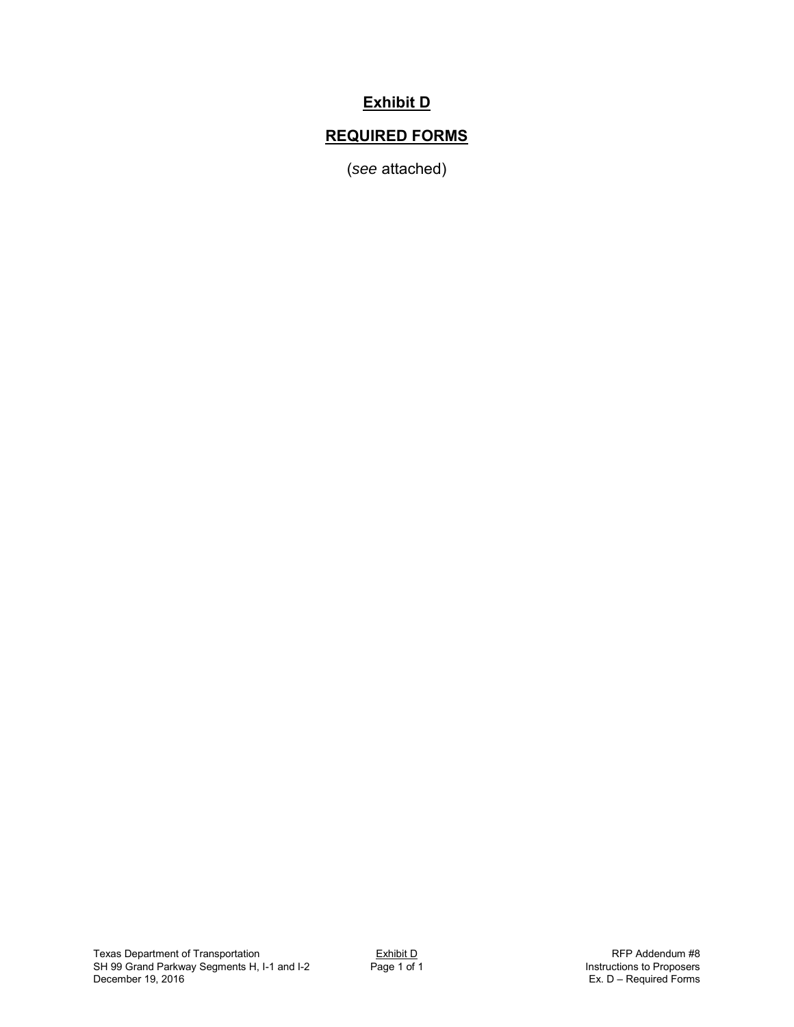# Exhibit D

## REQUIRED FORMS

(*see* attached)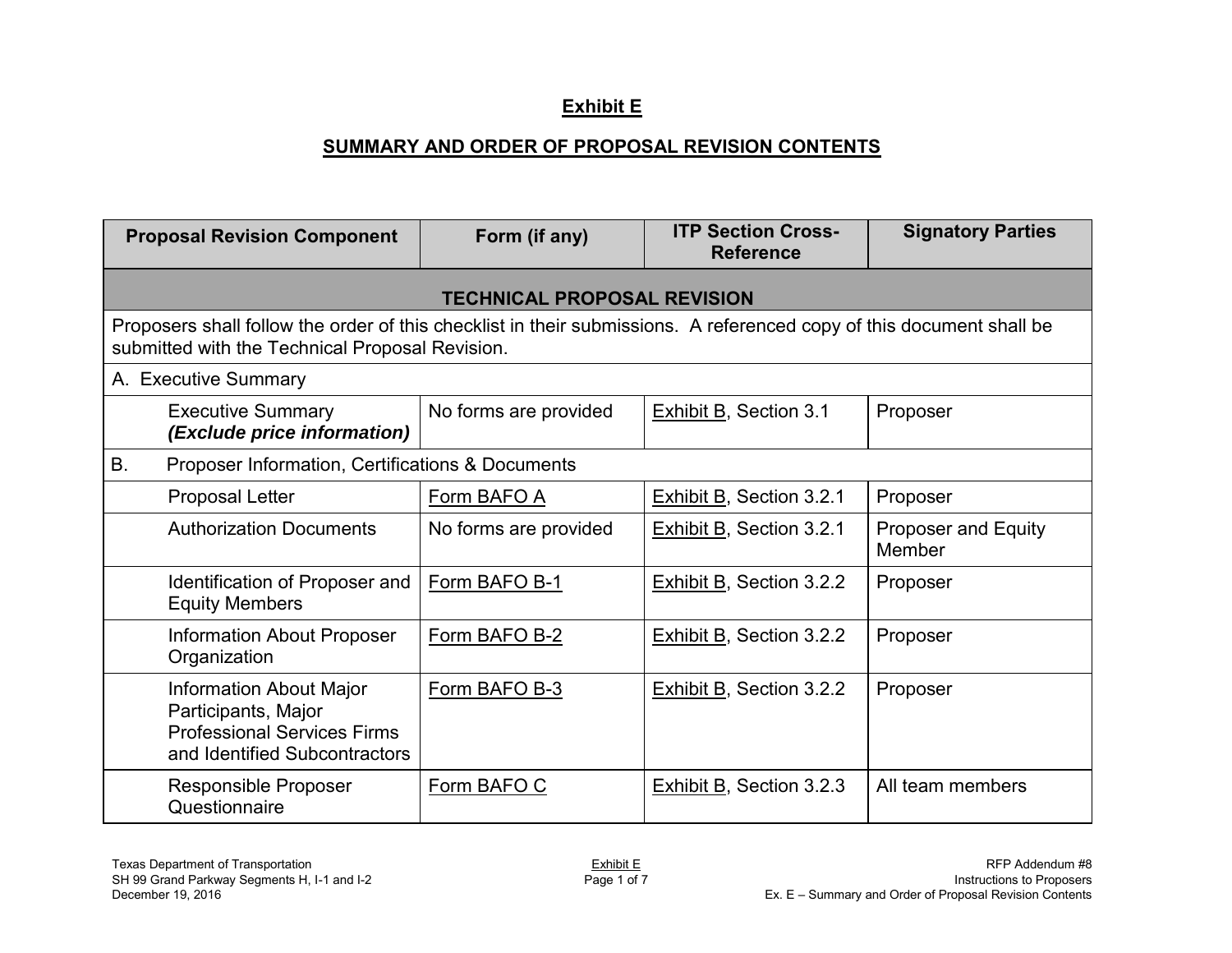# Exhibit E

## SUMMARY AND ORDER OF PROPOSAL REVISION CONTENTS

| Proposal Revision Component | Form (if any) | ITP Section Cross-Reference | Signatory Parties |
|---|---|---|---|
| **TECHNICAL PROPOSAL REVISION** | | | |
| Proposers shall follow the order of this checklist in their submissions. A referenced copy of this document shall be submitted with the Technical Proposal Revision. | | | |
| A. Executive Summary | | | |
| Executive Summary ***(Exclude price information)*** | No forms are provided | Exhibit B, Section 3.1 | Proposer |
| B. Proposer Information, Certifications & Documents | | | |
| Proposal Letter | Form BAFO A | Exhibit B, Section 3.2.1 | Proposer |
| Authorization Documents | No forms are provided | Exhibit B, Section 3.2.1 | Proposer and Equity Member |
| Identification of Proposer and Equity Members | Form BAFO B-1 | Exhibit B, Section 3.2.2 | Proposer |
| Information About Proposer Organization | Form BAFO B-2 | Exhibit B, Section 3.2.2 | Proposer |
| Information About Major Participants, Major Professional Services Firms and Identified Subcontractors | Form BAFO B-3 | Exhibit B, Section 3.2.2 | Proposer |
| Responsible Proposer Questionnaire | Form BAFO C | Exhibit B, Section 3.2.3 | All team members |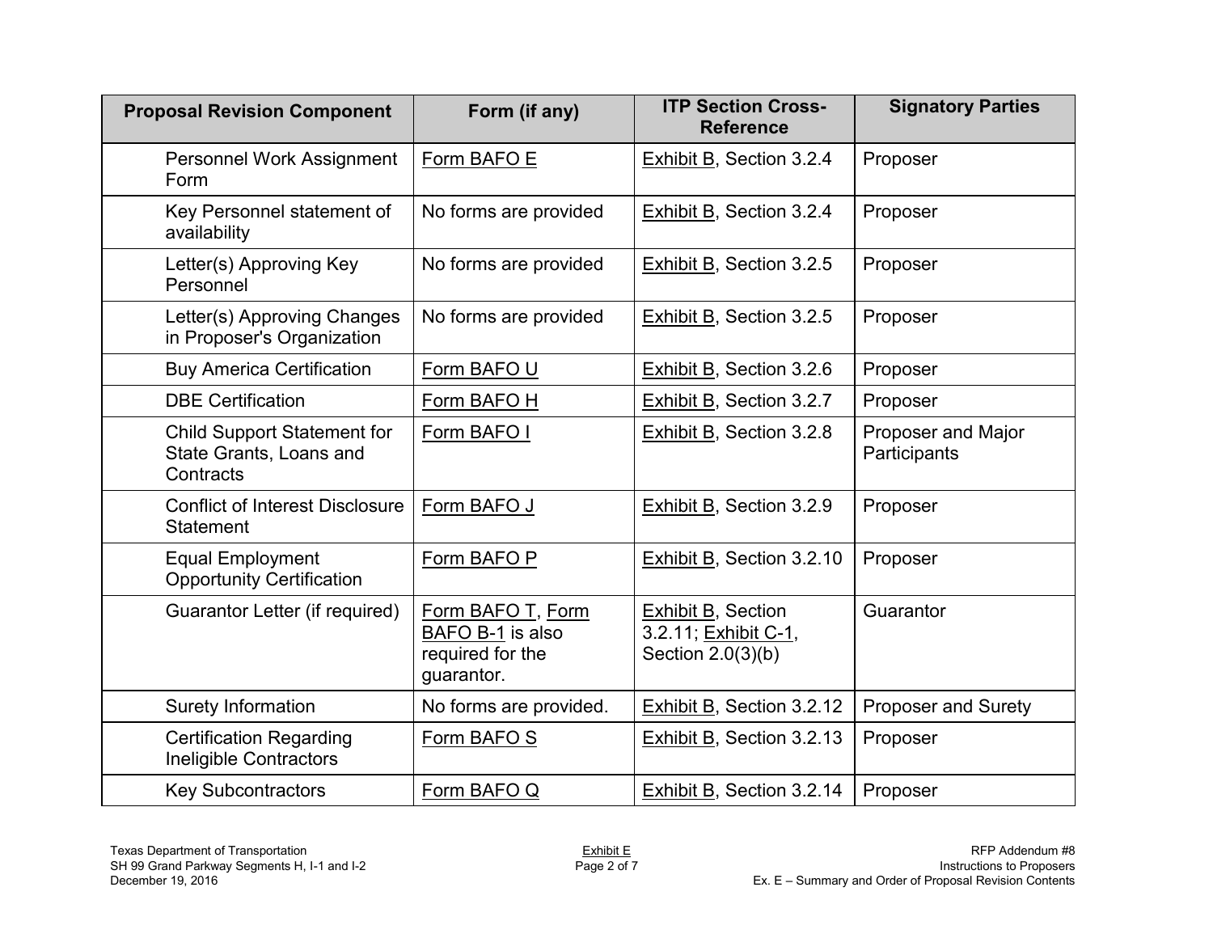| Proposal Revision Component | Form (if any) | ITP Section Cross-Reference | Signatory Parties |
|---|---|---|---|
| Personnel Work Assignment Form | Form BAFO E | Exhibit B, Section 3.2.4 | Proposer |
| Key Personnel statement of availability | No forms are provided | Exhibit B, Section 3.2.4 | Proposer |
| Letter(s) Approving Key Personnel | No forms are provided | Exhibit B, Section 3.2.5 | Proposer |
| Letter(s) Approving Changes in Proposer's Organization | No forms are provided | Exhibit B, Section 3.2.5 | Proposer |
| Buy America Certification | Form BAFO U | Exhibit B, Section 3.2.6 | Proposer |
| DBE Certification | Form BAFO H | Exhibit B, Section 3.2.7 | Proposer |
| Child Support Statement for State Grants, Loans and Contracts | Form BAFO I | Exhibit B, Section 3.2.8 | Proposer and Major Participants |
| Conflict of Interest Disclosure Statement | Form BAFO J | Exhibit B, Section 3.2.9 | Proposer |
| Equal Employment Opportunity Certification | Form BAFO P | Exhibit B, Section 3.2.10 | Proposer |
| Guarantor Letter (if required) | Form BAFO T, Form BAFO B-1 is also required for the guarantor. | Exhibit B, Section 3.2.11; Exhibit C-1, Section 2.0(3)(b) | Guarantor |
| Surety Information | No forms are provided. | Exhibit B, Section 3.2.12 | Proposer and Surety |
| Certification Regarding Ineligible Contractors | Form BAFO S | Exhibit B, Section 3.2.13 | Proposer |
| Key Subcontractors | Form BAFO Q | Exhibit B, Section 3.2.14 | Proposer |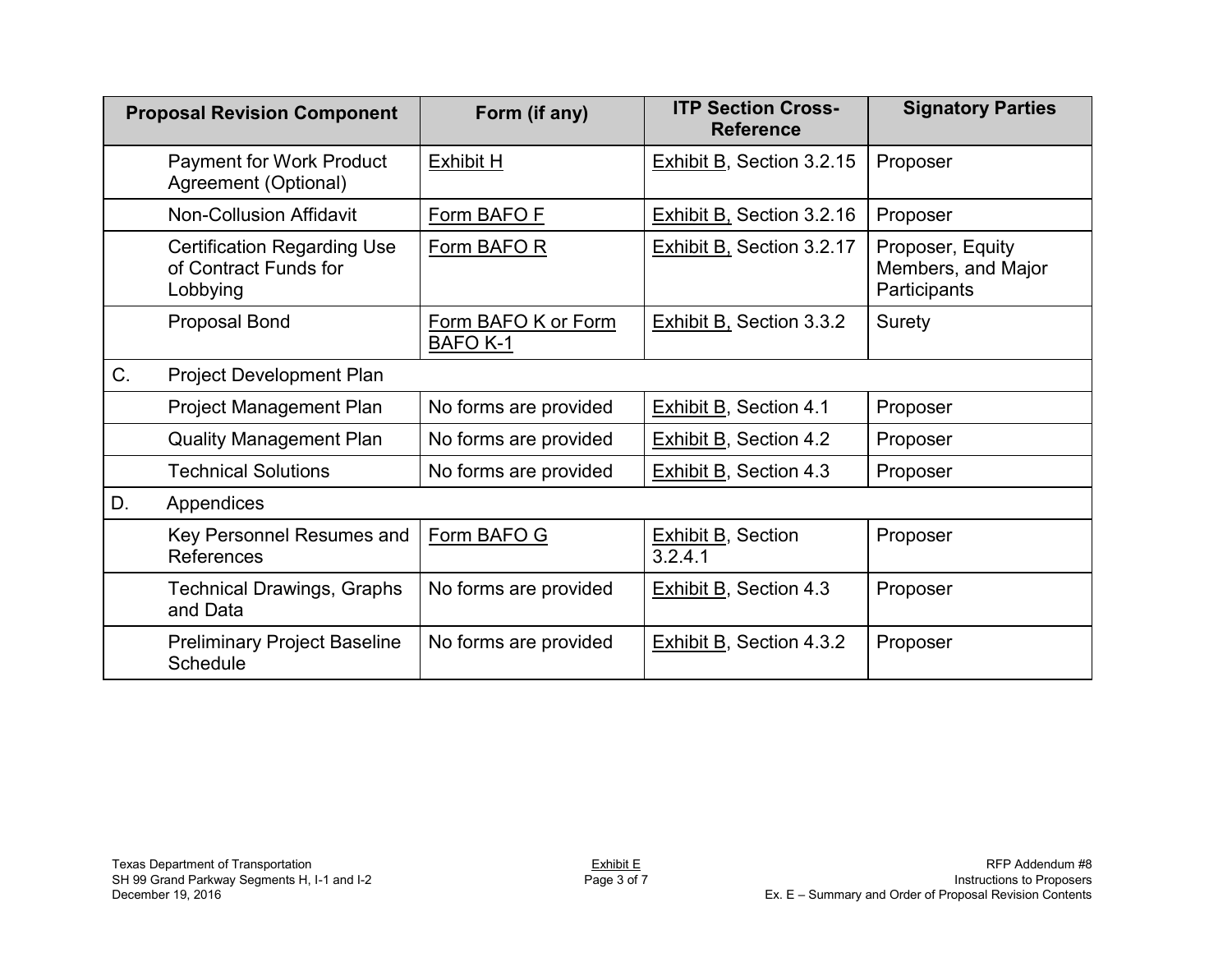| Proposal Revision Component | Form (if any) | ITP Section Cross-Reference | Signatory Parties |
|---|---|---|---|
| Payment for Work Product Agreement (Optional) | Exhibit H | Exhibit B, Section 3.2.15 | Proposer |
| Non-Collusion Affidavit | Form BAFO F | Exhibit B, Section 3.2.16 | Proposer |
| Certification Regarding Use of Contract Funds for Lobbying | Form BAFO R | Exhibit B, Section 3.2.17 | Proposer, Equity Members, and Major Participants |
| Proposal Bond | Form BAFO K or Form BAFO K-1 | Exhibit B, Section 3.3.2 | Surety |
| C. Project Development Plan | | | |
| Project Management Plan | No forms are provided | Exhibit B, Section 4.1 | Proposer |
| Quality Management Plan | No forms are provided | Exhibit B, Section 4.2 | Proposer |
| Technical Solutions | No forms are provided | Exhibit B, Section 4.3 | Proposer |
| D. Appendices | | | |
| Key Personnel Resumes and References | Form BAFO G | Exhibit B, Section 3.2.4.1 | Proposer |
| Technical Drawings, Graphs and Data | No forms are provided | Exhibit B, Section 4.3 | Proposer |
| Preliminary Project Baseline Schedule | No forms are provided | Exhibit B, Section 4.3.2 | Proposer |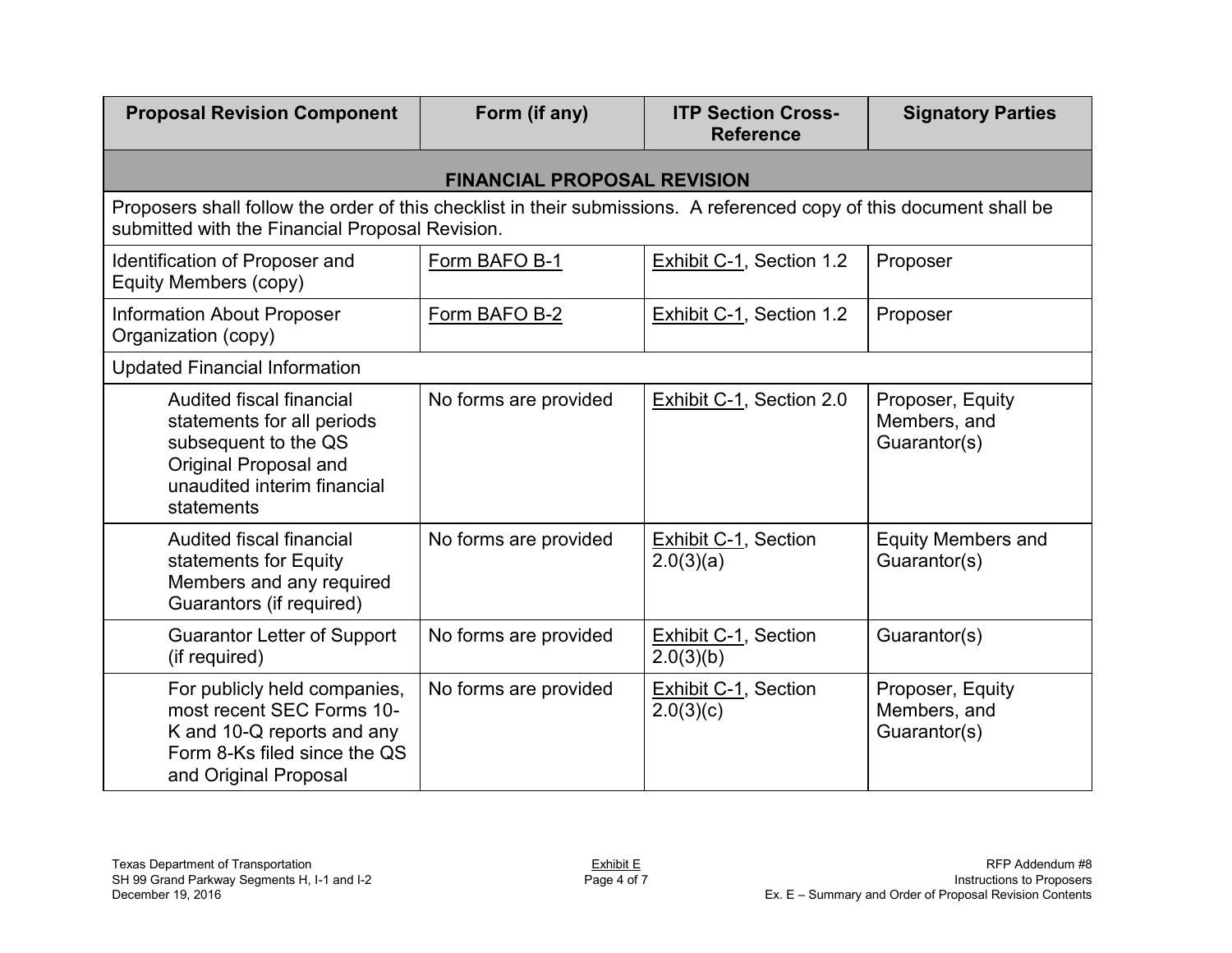| Proposal Revision Component | Form (if any) | ITP Section Cross-Reference | Signatory Parties |
|---|---|---|---|
| **FINANCIAL PROPOSAL REVISION** | | | |
| Proposers shall follow the order of this checklist in their submissions. A referenced copy of this document shall be submitted with the Financial Proposal Revision. | | | |
| Identification of Proposer and Equity Members (copy) | Form BAFO B-1 | Exhibit C-1, Section 1.2 | Proposer |
| Information About Proposer Organization (copy) | Form BAFO B-2 | Exhibit C-1, Section 1.2 | Proposer |
| Updated Financial Information | | | |
| Audited fiscal financial statements for all periods subsequent to the QS Original Proposal and unaudited interim financial statements | No forms are provided | Exhibit C-1, Section 2.0 | Proposer, Equity Members, and Guarantor(s) |
| Audited fiscal financial statements for Equity Members and any required Guarantors (if required) | No forms are provided | Exhibit C-1, Section 2.0(3)(a) | Equity Members and Guarantor(s) |
| Guarantor Letter of Support (if required) | No forms are provided | Exhibit C-1, Section 2.0(3)(b) | Guarantor(s) |
| For publicly held companies, most recent SEC Forms 10-K and 10-Q reports and any Form 8-Ks filed since the QS and Original Proposal | No forms are provided | Exhibit C-1, Section 2.0(3)(c) | Proposer, Equity Members, and Guarantor(s) |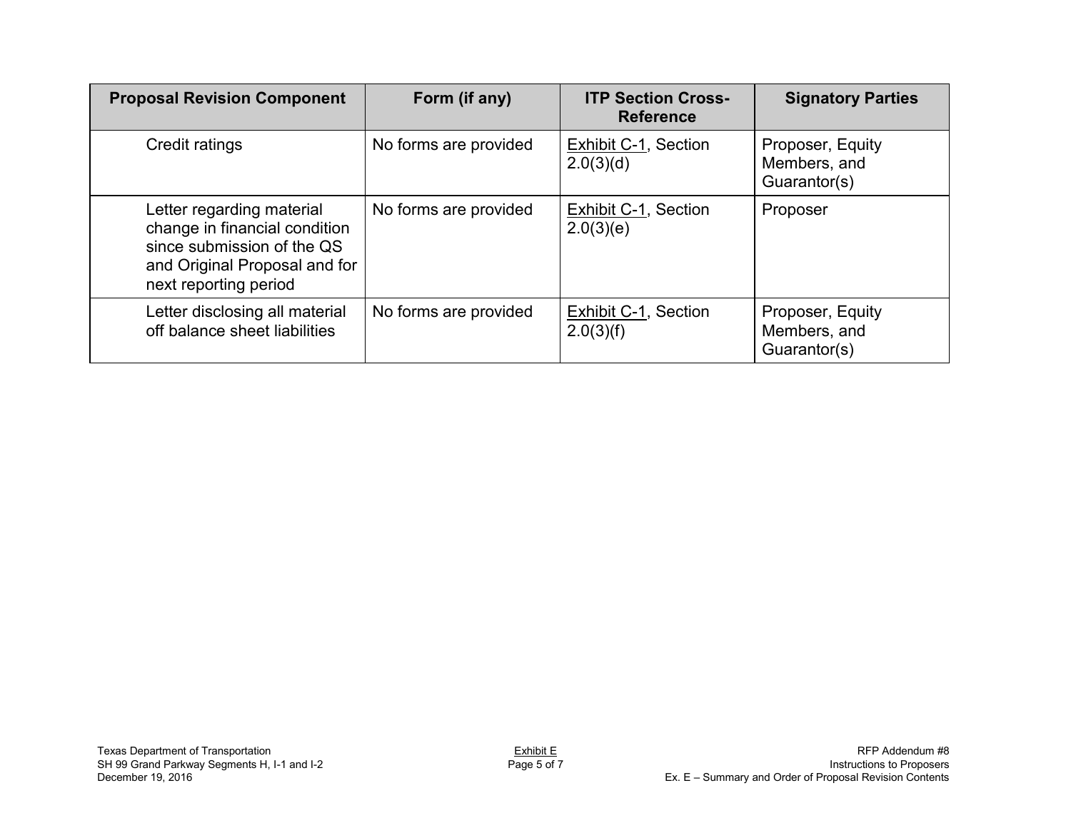| Proposal Revision Component | Form (if any) | ITP Section Cross-Reference | Signatory Parties |
| --- | --- | --- | --- |
| Credit ratings | No forms are provided | Exhibit C-1, Section 2.0(3)(d) | Proposer, Equity Members, and Guarantor(s) |
| Letter regarding material change in financial condition since submission of the QS and Original Proposal and for next reporting period | No forms are provided | Exhibit C-1, Section 2.0(3)(e) | Proposer |
| Letter disclosing all material off balance sheet liabilities | No forms are provided | Exhibit C-1, Section 2.0(3)(f) | Proposer, Equity Members, and Guarantor(s) |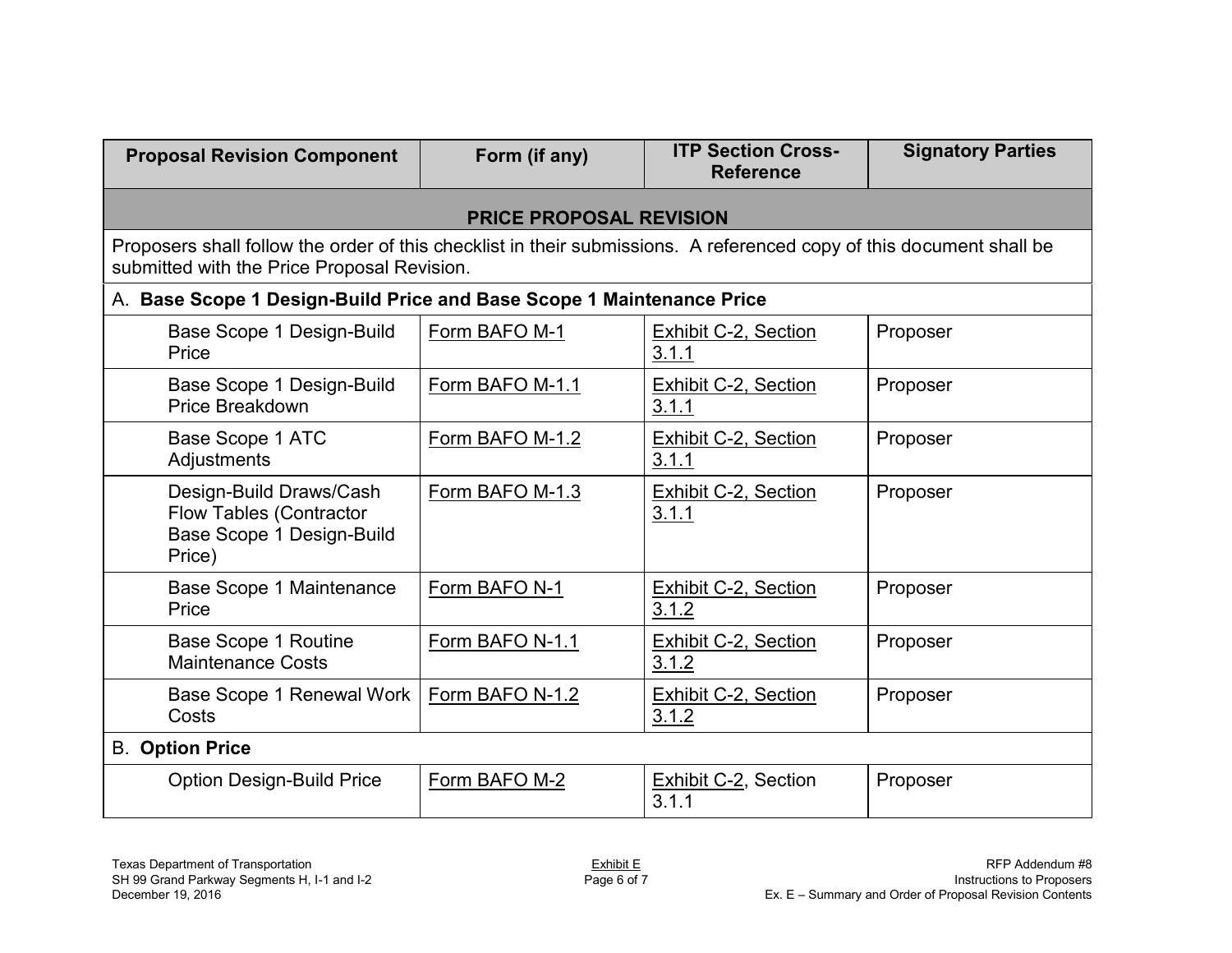| Proposal Revision Component | Form (if any) | ITP Section Cross-Reference | Signatory Parties |
|---|---|---|---|
| **PRICE PROPOSAL REVISION** | | | |
| Proposers shall follow the order of this checklist in their submissions. A referenced copy of this document shall be submitted with the Price Proposal Revision. | | | |
| A. **Base Scope 1 Design-Build Price and Base Scope 1 Maintenance Price** | | | |
| Base Scope 1 Design-Build Price | Form BAFO M-1 | Exhibit C-2, Section 3.1.1 | Proposer |
| Base Scope 1 Design-Build Price Breakdown | Form BAFO M-1.1 | Exhibit C-2, Section 3.1.1 | Proposer |
| Base Scope 1 ATC Adjustments | Form BAFO M-1.2 | Exhibit C-2, Section 3.1.1 | Proposer |
| Design-Build Draws/Cash Flow Tables (Contractor Base Scope 1 Design-Build Price) | Form BAFO M-1.3 | Exhibit C-2, Section 3.1.1 | Proposer |
| Base Scope 1 Maintenance Price | Form BAFO N-1 | Exhibit C-2, Section 3.1.2 | Proposer |
| Base Scope 1 Routine Maintenance Costs | Form BAFO N-1.1 | Exhibit C-2, Section 3.1.2 | Proposer |
| Base Scope 1 Renewal Work Costs | Form BAFO N-1.2 | Exhibit C-2, Section 3.1.2 | Proposer |
| B. **Option Price** | | | |
| Option Design-Build Price | Form BAFO M-2 | Exhibit C-2, Section 3.1.1 | Proposer |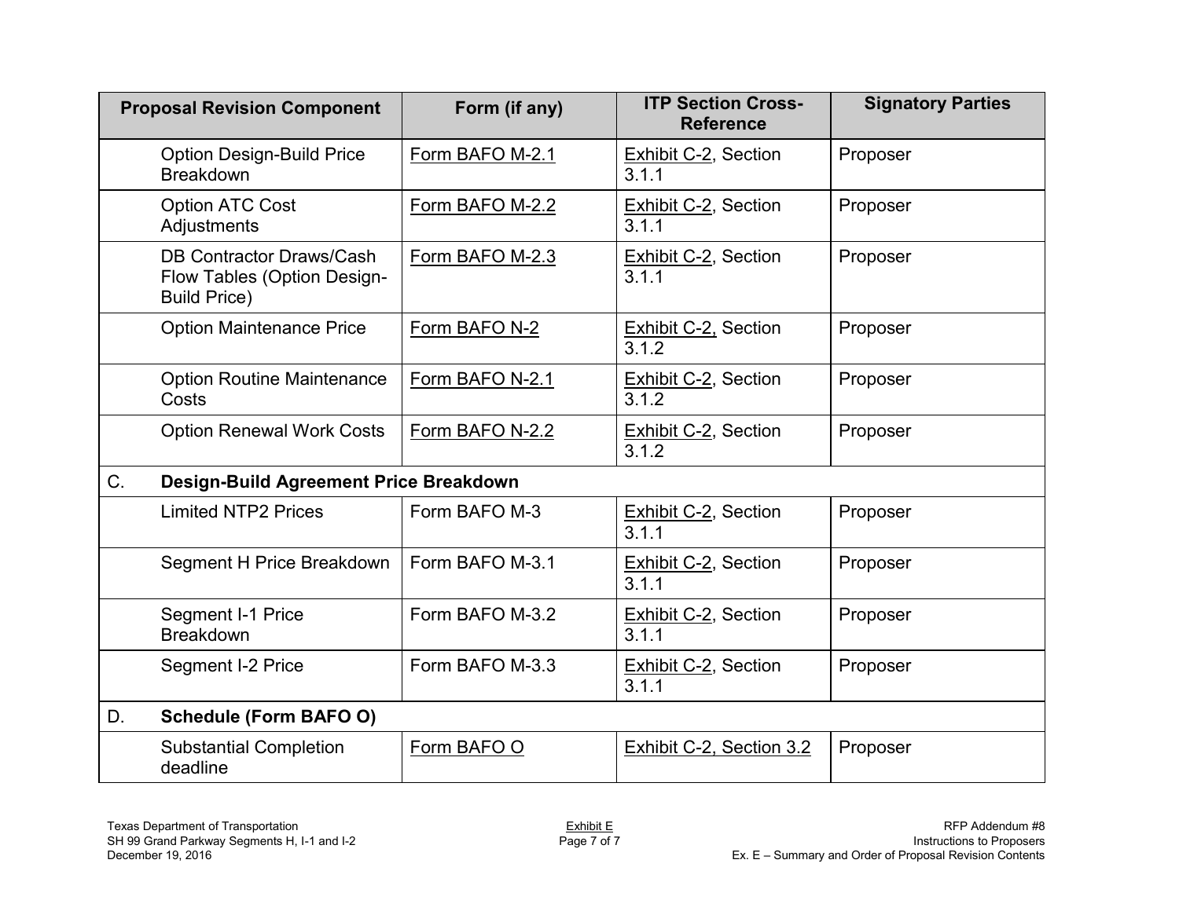| Proposal Revision Component | Form (if any) | ITP Section Cross-Reference | Signatory Parties |
|---|---|---|---|
| Option Design-Build Price Breakdown | Form BAFO M-2.1 | Exhibit C-2, Section 3.1.1 | Proposer |
| Option ATC Cost Adjustments | Form BAFO M-2.2 | Exhibit C-2, Section 3.1.1 | Proposer |
| DB Contractor Draws/Cash Flow Tables (Option Design-Build Price) | Form BAFO M-2.3 | Exhibit C-2, Section 3.1.1 | Proposer |
| Option Maintenance Price | Form BAFO N-2 | Exhibit C-2, Section 3.1.2 | Proposer |
| Option Routine Maintenance Costs | Form BAFO N-2.1 | Exhibit C-2, Section 3.1.2 | Proposer |
| Option Renewal Work Costs | Form BAFO N-2.2 | Exhibit C-2, Section 3.1.2 | Proposer |
| C. **Design-Build Agreement Price Breakdown** | | | |
| Limited NTP2 Prices | Form BAFO M-3 | Exhibit C-2, Section 3.1.1 | Proposer |
| Segment H Price Breakdown | Form BAFO M-3.1 | Exhibit C-2, Section 3.1.1 | Proposer |
| Segment I-1 Price Breakdown | Form BAFO M-3.2 | Exhibit C-2, Section 3.1.1 | Proposer |
| Segment I-2 Price | Form BAFO M-3.3 | Exhibit C-2, Section 3.1.1 | Proposer |
| D. **Schedule (Form BAFO O)** | | | |
| Substantial Completion deadline | Form BAFO O | Exhibit C-2, Section 3.2 | Proposer |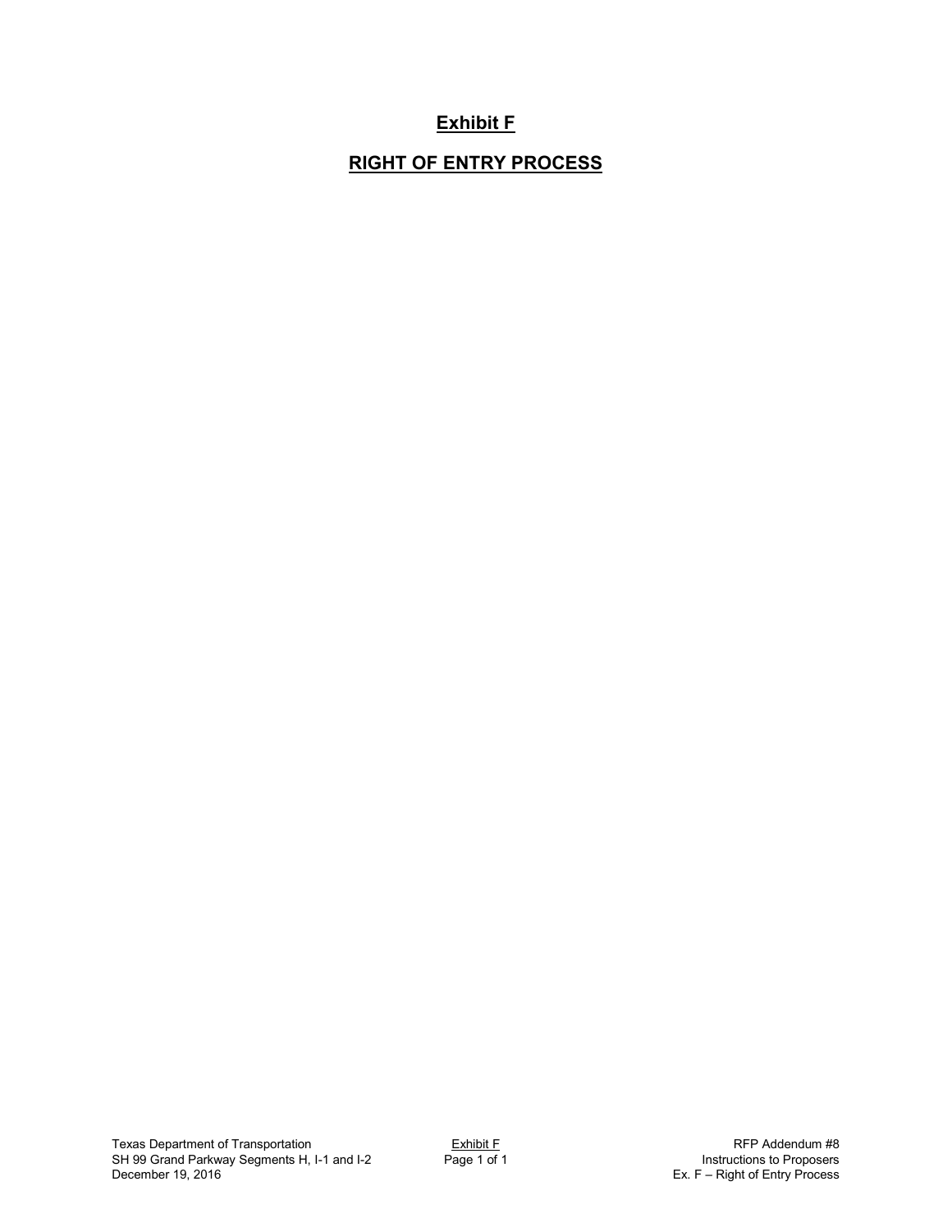# Exhibit F

# RIGHT OF ENTRY PROCESS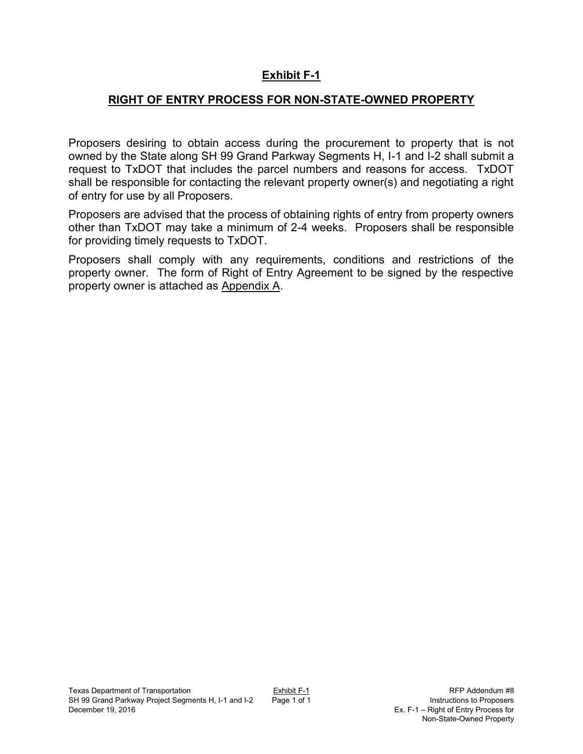# Exhibit F-1

## RIGHT OF ENTRY PROCESS FOR NON-STATE-OWNED PROPERTY

Proposers desiring to obtain access during the procurement to property that is not owned by the State along SH 99 Grand Parkway Segments H, I-1 and I-2 shall submit a request to TxDOT that includes the parcel numbers and reasons for access. TxDOT shall be responsible for contacting the relevant property owner(s) and negotiating a right of entry for use by all Proposers.

Proposers are advised that the process of obtaining rights of entry from property owners other than TxDOT may take a minimum of 2-4 weeks. Proposers shall be responsible for providing timely requests to TxDOT.

Proposers shall comply with any requirements, conditions and restrictions of the property owner. The form of Right of Entry Agreement to be signed by the respective property owner is attached as Appendix A.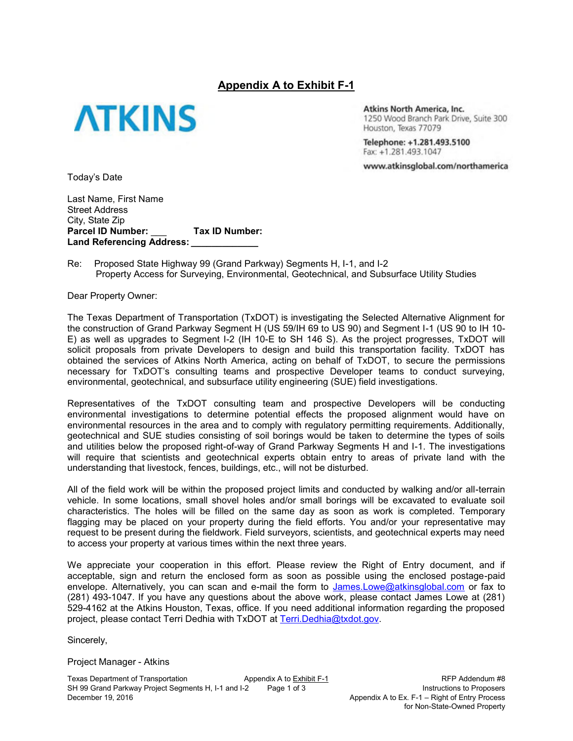## Appendix A to Exhibit F-1

**ATKINS**

**Atkins North America, Inc.**
1250 Wood Branch Park Drive, Suite 300
Houston, Texas 77079

**Telephone: +1.281.493.5100**
Fax: +1.281.493.1047

**www.atkinsglobal.com/northamerica**

Today's Date

Last Name, First Name
Street Address
City, State Zip
**Parcel ID Number: ___ Tax ID Number:**
**Land Referencing Address: _____________**

Re: Proposed State Highway 99 (Grand Parkway) Segments H, I-1, and I-2
Property Access for Surveying, Environmental, Geotechnical, and Subsurface Utility Studies

Dear Property Owner:

The Texas Department of Transportation (TxDOT) is investigating the Selected Alternative Alignment for the construction of Grand Parkway Segment H (US 59/IH 69 to US 90) and Segment I-1 (US 90 to IH 10-E) as well as upgrades to Segment I-2 (IH 10-E to SH 146 S). As the project progresses, TxDOT will solicit proposals from private Developers to design and build this transportation facility. TxDOT has obtained the services of Atkins North America, acting on behalf of TxDOT, to secure the permissions necessary for TxDOT's consulting teams and prospective Developer teams to conduct surveying, environmental, geotechnical, and subsurface utility engineering (SUE) field investigations.

Representatives of the TxDOT consulting team and prospective Developers will be conducting environmental investigations to determine potential effects the proposed alignment would have on environmental resources in the area and to comply with regulatory permitting requirements. Additionally, geotechnical and SUE studies consisting of soil borings would be taken to determine the types of soils and utilities below the proposed right-of-way of Grand Parkway Segments H and I-1. The investigations will require that scientists and geotechnical experts obtain entry to areas of private land with the understanding that livestock, fences, buildings, etc., will not be disturbed.

All of the field work will be within the proposed project limits and conducted by walking and/or all-terrain vehicle. In some locations, small shovel holes and/or small borings will be excavated to evaluate soil characteristics. The holes will be filled on the same day as soon as work is completed. Temporary flagging may be placed on your property during the field efforts. You and/or your representative may request to be present during the fieldwork. Field surveyors, scientists, and geotechnical experts may need to access your property at various times within the next three years.

We appreciate your cooperation in this effort. Please review the Right of Entry document, and if acceptable, sign and return the enclosed form as soon as possible using the enclosed postage-paid envelope. Alternatively, you can scan and e-mail the form to James.Lowe@atkinsglobal.com or fax to (281) 493-1047. If you have any questions about the above work, please contact James Lowe at (281) 529-4162 at the Atkins Houston, Texas, office. If you need additional information regarding the proposed project, please contact Terri Dedhia with TxDOT at Terri.Dedhia@txdot.gov.

Sincerely,

Project Manager - Atkins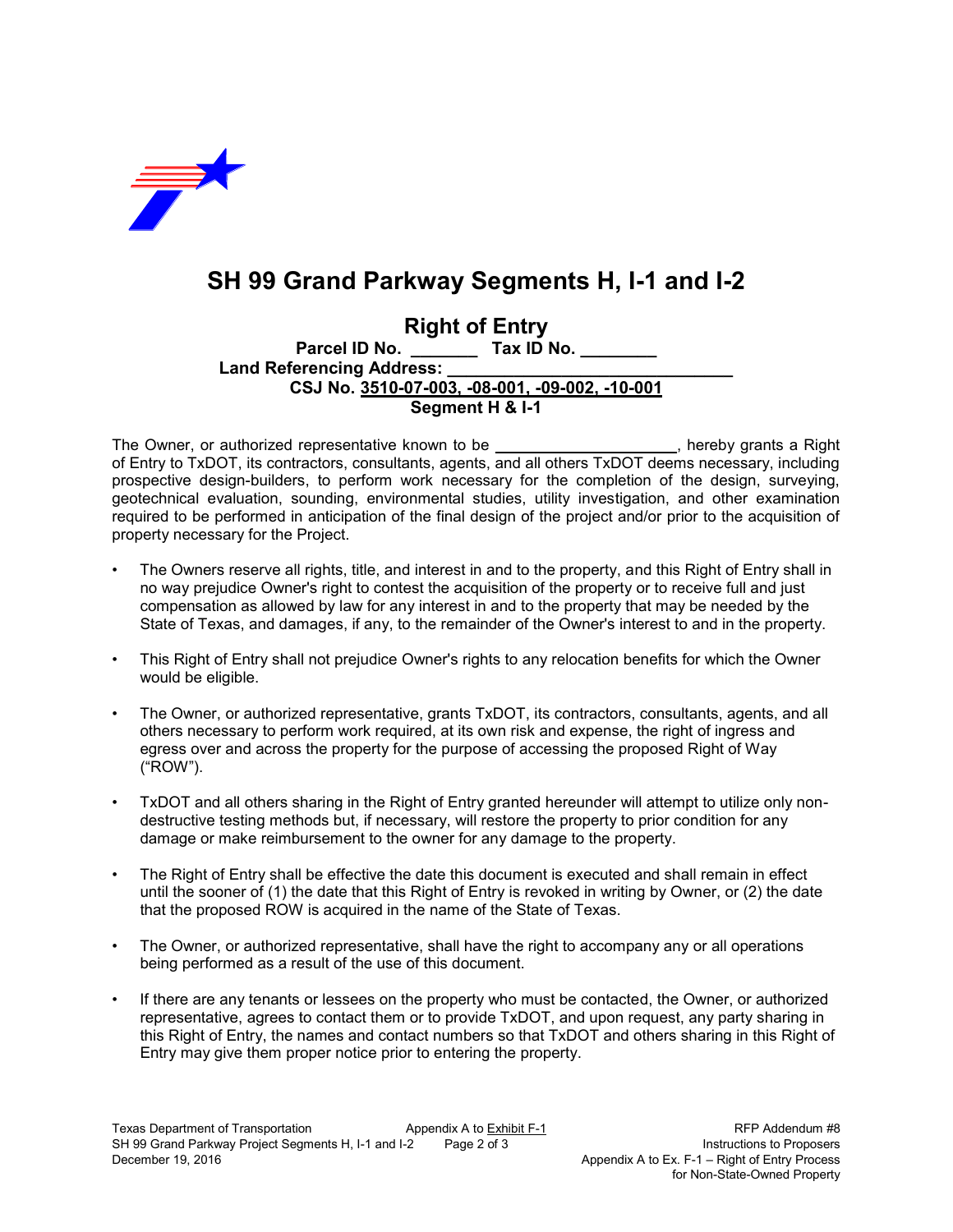# SH 99 Grand Parkway Segments H, I-1 and I-2

## Right of Entry

**Parcel ID No. _______ Tax ID No. ________**

**Land Referencing Address: ______________________________**

**CSJ No. 3510-07-003, -08-001, -09-002, -10-001**

**Segment H & I-1**

The Owner, or authorized representative known to be ____________________, hereby grants a Right of Entry to TxDOT, its contractors, consultants, agents, and all others TxDOT deems necessary, including prospective design-builders, to perform work necessary for the completion of the design, surveying, geotechnical evaluation, sounding, environmental studies, utility investigation, and other examination required to be performed in anticipation of the final design of the project and/or prior to the acquisition of property necessary for the Project.

- The Owners reserve all rights, title, and interest in and to the property, and this Right of Entry shall in no way prejudice Owner's right to contest the acquisition of the property or to receive full and just compensation as allowed by law for any interest in and to the property that may be needed by the State of Texas, and damages, if any, to the remainder of the Owner's interest to and in the property.
- This Right of Entry shall not prejudice Owner's rights to any relocation benefits for which the Owner would be eligible.
- The Owner, or authorized representative, grants TxDOT, its contractors, consultants, agents, and all others necessary to perform work required, at its own risk and expense, the right of ingress and egress over and across the property for the purpose of accessing the proposed Right of Way ("ROW").
- TxDOT and all others sharing in the Right of Entry granted hereunder will attempt to utilize only non-destructive testing methods but, if necessary, will restore the property to prior condition for any damage or make reimbursement to the owner for any damage to the property.
- The Right of Entry shall be effective the date this document is executed and shall remain in effect until the sooner of (1) the date that this Right of Entry is revoked in writing by Owner, or (2) the date that the proposed ROW is acquired in the name of the State of Texas.
- The Owner, or authorized representative, shall have the right to accompany any or all operations being performed as a result of the use of this document.
- If there are any tenants or lessees on the property who must be contacted, the Owner, or authorized representative, agrees to contact them or to provide TxDOT, and upon request, any party sharing in this Right of Entry, the names and contact numbers so that TxDOT and others sharing in this Right of Entry may give them proper notice prior to entering the property.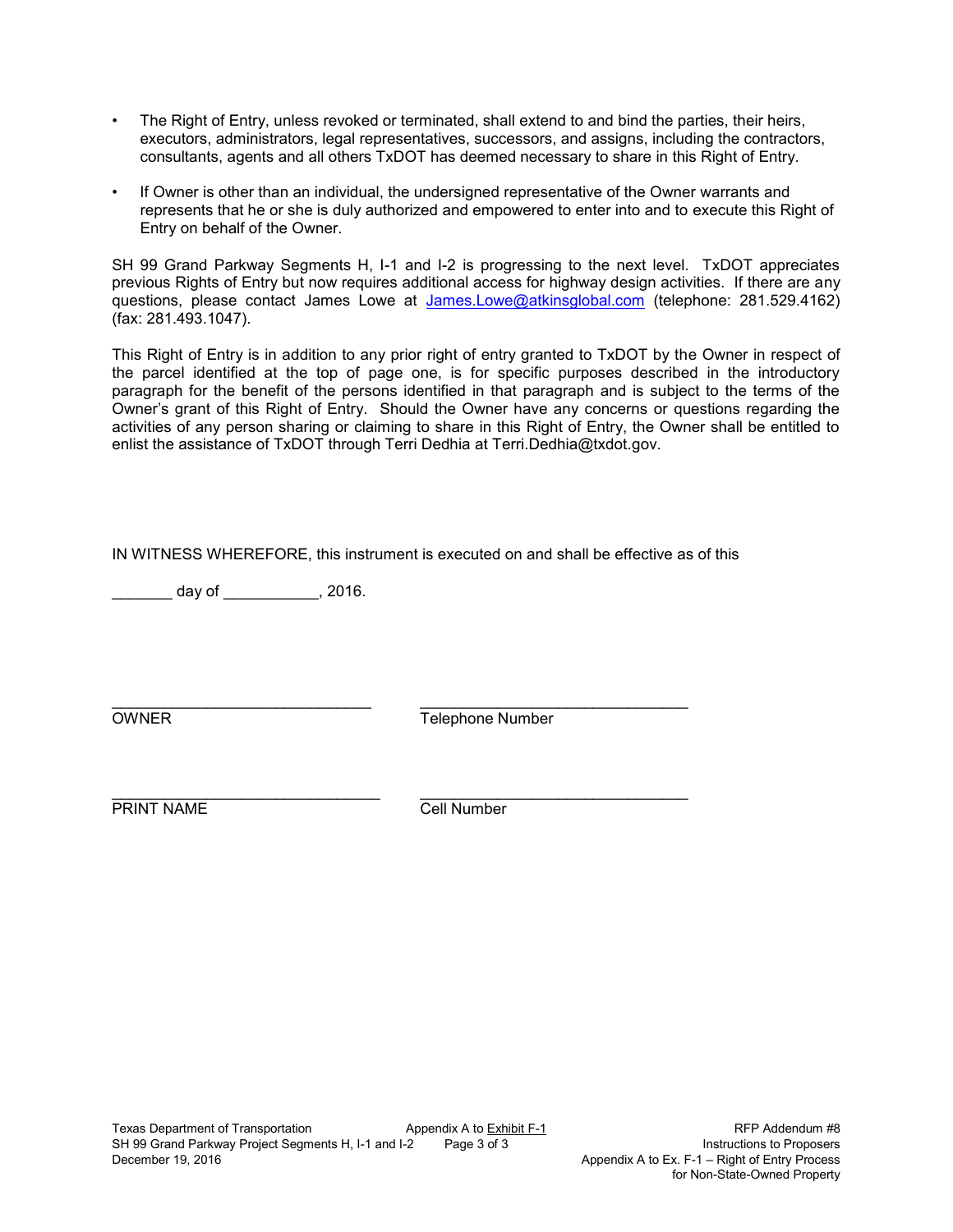- The Right of Entry, unless revoked or terminated, shall extend to and bind the parties, their heirs, executors, administrators, legal representatives, successors, and assigns, including the contractors, consultants, agents and all others TxDOT has deemed necessary to share in this Right of Entry.

- If Owner is other than an individual, the undersigned representative of the Owner warrants and represents that he or she is duly authorized and empowered to enter into and to execute this Right of Entry on behalf of the Owner.

SH 99 Grand Parkway Segments H, I-1 and I-2 is progressing to the next level. TxDOT appreciates previous Rights of Entry but now requires additional access for highway design activities. If there are any questions, please contact James Lowe at James.Lowe@atkinsglobal.com (telephone: 281.529.4162) (fax: 281.493.1047).

This Right of Entry is in addition to any prior right of entry granted to TxDOT by the Owner in respect of the parcel identified at the top of page one, is for specific purposes described in the introductory paragraph for the benefit of the persons identified in that paragraph and is subject to the terms of the Owner's grant of this Right of Entry. Should the Owner have any concerns or questions regarding the activities of any person sharing or claiming to share in this Right of Entry, the Owner shall be entitled to enlist the assistance of TxDOT through Terri Dedhia at Terri.Dedhia@txdot.gov.

IN WITNESS WHEREFORE, this instrument is executed on and shall be effective as of this

_______ day of ___________, 2016.

______________________________ &nbsp;&nbsp;&nbsp;&nbsp; ______________________________
OWNER &nbsp;&nbsp;&nbsp;&nbsp; Telephone Number

______________________________ &nbsp;&nbsp;&nbsp;&nbsp; ______________________________
PRINT NAME &nbsp;&nbsp;&nbsp;&nbsp; Cell Number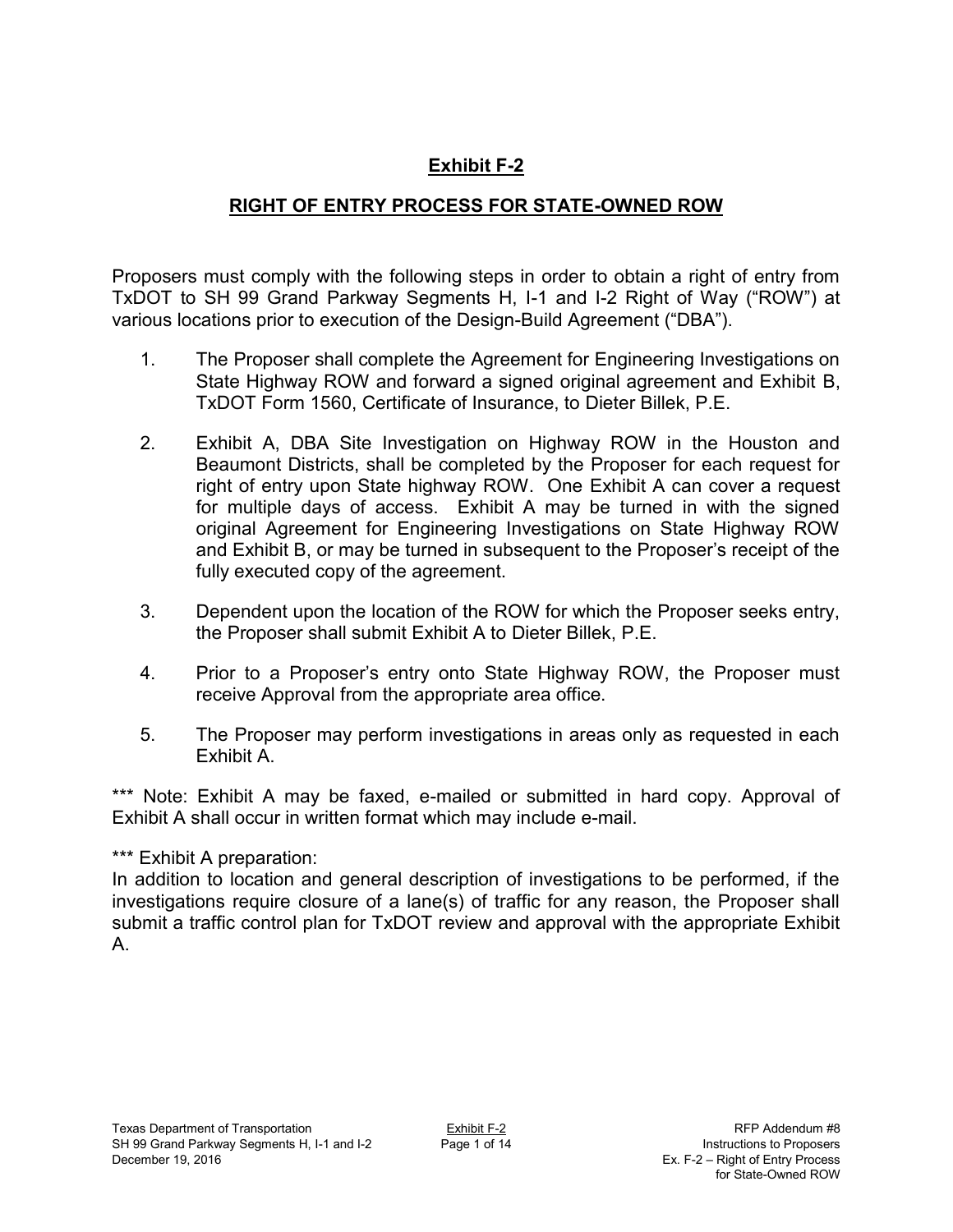# Exhibit F-2

## RIGHT OF ENTRY PROCESS FOR STATE-OWNED ROW

Proposers must comply with the following steps in order to obtain a right of entry from TxDOT to SH 99 Grand Parkway Segments H, I-1 and I-2 Right of Way ("ROW") at various locations prior to execution of the Design-Build Agreement ("DBA").

1. The Proposer shall complete the Agreement for Engineering Investigations on State Highway ROW and forward a signed original agreement and Exhibit B, TxDOT Form 1560, Certificate of Insurance, to Dieter Billek, P.E.

2. Exhibit A, DBA Site Investigation on Highway ROW in the Houston and Beaumont Districts, shall be completed by the Proposer for each request for right of entry upon State highway ROW. One Exhibit A can cover a request for multiple days of access. Exhibit A may be turned in with the signed original Agreement for Engineering Investigations on State Highway ROW and Exhibit B, or may be turned in subsequent to the Proposer's receipt of the fully executed copy of the agreement.

3. Dependent upon the location of the ROW for which the Proposer seeks entry, the Proposer shall submit Exhibit A to Dieter Billek, P.E.

4. Prior to a Proposer's entry onto State Highway ROW, the Proposer must receive Approval from the appropriate area office.

5. The Proposer may perform investigations in areas only as requested in each Exhibit A.

*** Note: Exhibit A may be faxed, e-mailed or submitted in hard copy. Approval of Exhibit A shall occur in written format which may include e-mail.

*** Exhibit A preparation:
In addition to location and general description of investigations to be performed, if the investigations require closure of a lane(s) of traffic for any reason, the Proposer shall submit a traffic control plan for TxDOT review and approval with the appropriate Exhibit A.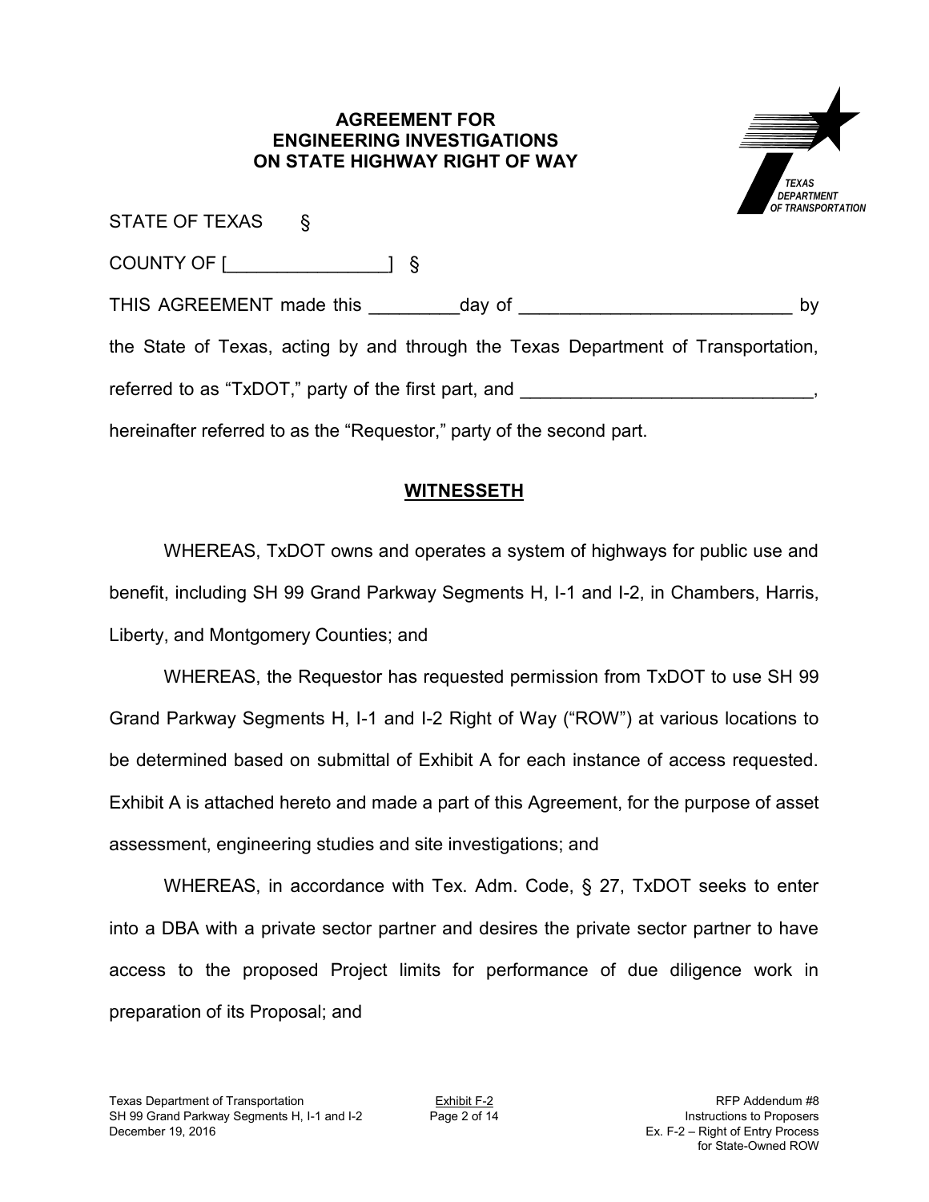# AGREEMENT FOR ENGINEERING INVESTIGATIONS ON STATE HIGHWAY RIGHT OF WAY

STATE OF TEXAS §

COUNTY OF [________________] §

THIS AGREEMENT made this _________day of ___________________________ by the State of Texas, acting by and through the Texas Department of Transportation, referred to as "TxDOT," party of the first part, and _____________________________, hereinafter referred to as the "Requestor," party of the second part.

## WITNESSETH

WHEREAS, TxDOT owns and operates a system of highways for public use and benefit, including SH 99 Grand Parkway Segments H, I-1 and I-2, in Chambers, Harris, Liberty, and Montgomery Counties; and

WHEREAS, the Requestor has requested permission from TxDOT to use SH 99 Grand Parkway Segments H, I-1 and I-2 Right of Way ("ROW") at various locations to be determined based on submittal of Exhibit A for each instance of access requested. Exhibit A is attached hereto and made a part of this Agreement, for the purpose of asset assessment, engineering studies and site investigations; and

WHEREAS, in accordance with Tex. Adm. Code, § 27, TxDOT seeks to enter into a DBA with a private sector partner and desires the private sector partner to have access to the proposed Project limits for performance of due diligence work in preparation of its Proposal; and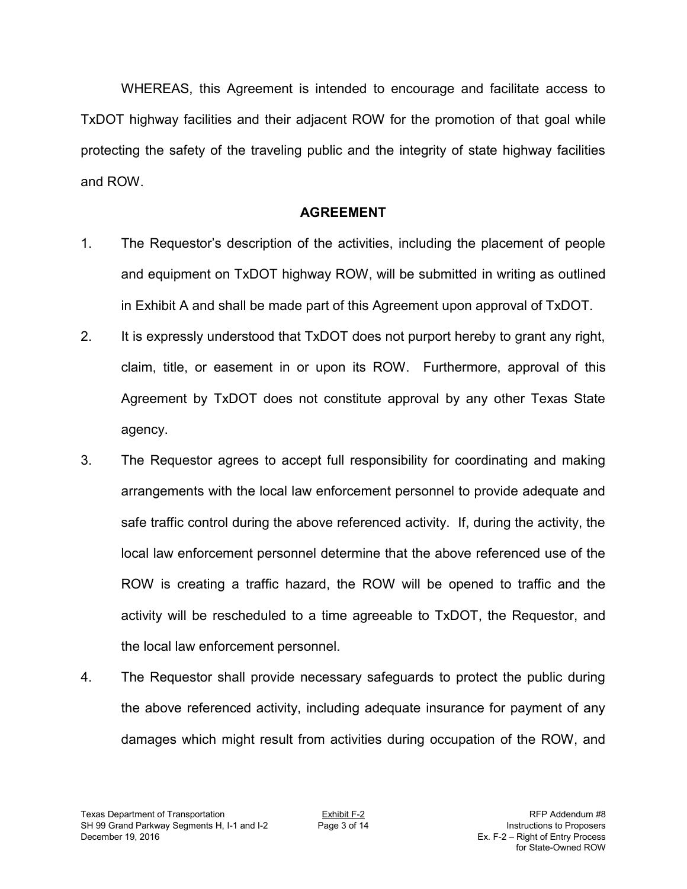WHEREAS, this Agreement is intended to encourage and facilitate access to TxDOT highway facilities and their adjacent ROW for the promotion of that goal while protecting the safety of the traveling public and the integrity of state highway facilities and ROW.

**AGREEMENT**

1. The Requestor's description of the activities, including the placement of people and equipment on TxDOT highway ROW, will be submitted in writing as outlined in Exhibit A and shall be made part of this Agreement upon approval of TxDOT.

2. It is expressly understood that TxDOT does not purport hereby to grant any right, claim, title, or easement in or upon its ROW. Furthermore, approval of this Agreement by TxDOT does not constitute approval by any other Texas State agency.

3. The Requestor agrees to accept full responsibility for coordinating and making arrangements with the local law enforcement personnel to provide adequate and safe traffic control during the above referenced activity. If, during the activity, the local law enforcement personnel determine that the above referenced use of the ROW is creating a traffic hazard, the ROW will be opened to traffic and the activity will be rescheduled to a time agreeable to TxDOT, the Requestor, and the local law enforcement personnel.

4. The Requestor shall provide necessary safeguards to protect the public during the above referenced activity, including adequate insurance for payment of any damages which might result from activities during occupation of the ROW, and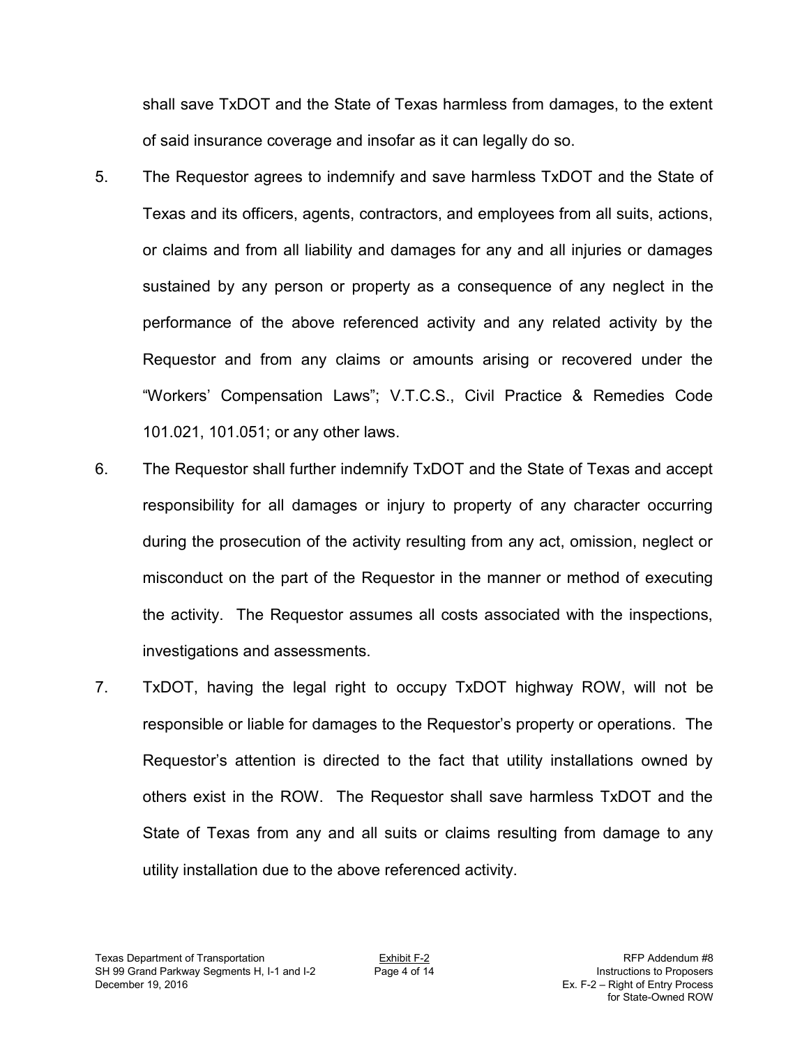shall save TxDOT and the State of Texas harmless from damages, to the extent of said insurance coverage and insofar as it can legally do so.

5. The Requestor agrees to indemnify and save harmless TxDOT and the State of Texas and its officers, agents, contractors, and employees from all suits, actions, or claims and from all liability and damages for any and all injuries or damages sustained by any person or property as a consequence of any neglect in the performance of the above referenced activity and any related activity by the Requestor and from any claims or amounts arising or recovered under the "Workers' Compensation Laws"; V.T.C.S., Civil Practice & Remedies Code 101.021, 101.051; or any other laws.

6. The Requestor shall further indemnify TxDOT and the State of Texas and accept responsibility for all damages or injury to property of any character occurring during the prosecution of the activity resulting from any act, omission, neglect or misconduct on the part of the Requestor in the manner or method of executing the activity. The Requestor assumes all costs associated with the inspections, investigations and assessments.

7. TxDOT, having the legal right to occupy TxDOT highway ROW, will not be responsible or liable for damages to the Requestor's property or operations. The Requestor's attention is directed to the fact that utility installations owned by others exist in the ROW. The Requestor shall save harmless TxDOT and the State of Texas from any and all suits or claims resulting from damage to any utility installation due to the above referenced activity.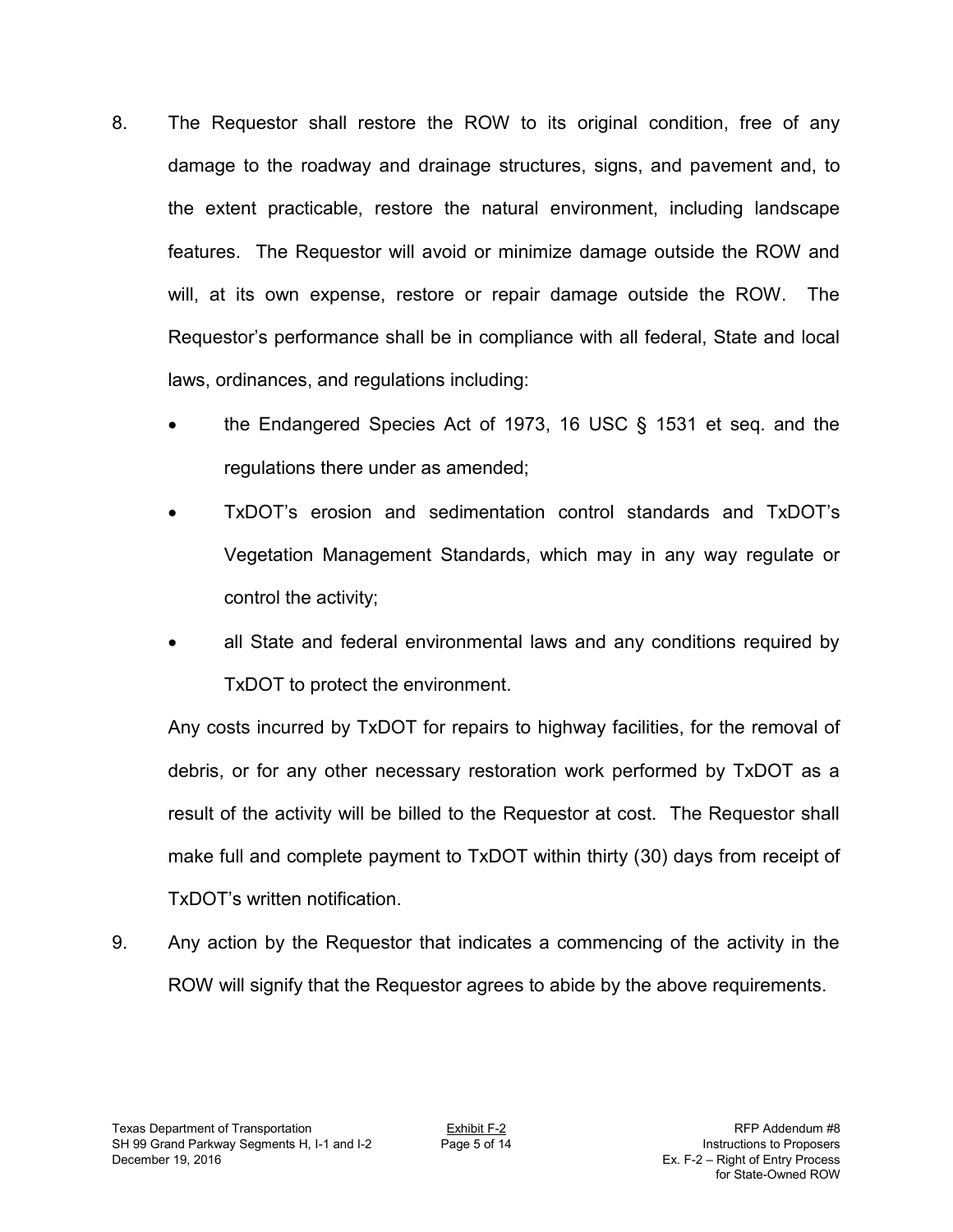8. The Requestor shall restore the ROW to its original condition, free of any damage to the roadway and drainage structures, signs, and pavement and, to the extent practicable, restore the natural environment, including landscape features. The Requestor will avoid or minimize damage outside the ROW and will, at its own expense, restore or repair damage outside the ROW. The Requestor's performance shall be in compliance with all federal, State and local laws, ordinances, and regulations including:

   - the Endangered Species Act of 1973, 16 USC § 1531 et seq. and the regulations there under as amended;
   - TxDOT's erosion and sedimentation control standards and TxDOT's Vegetation Management Standards, which may in any way regulate or control the activity;
   - all State and federal environmental laws and any conditions required by TxDOT to protect the environment.

   Any costs incurred by TxDOT for repairs to highway facilities, for the removal of debris, or for any other necessary restoration work performed by TxDOT as a result of the activity will be billed to the Requestor at cost. The Requestor shall make full and complete payment to TxDOT within thirty (30) days from receipt of TxDOT's written notification.

9. Any action by the Requestor that indicates a commencing of the activity in the ROW will signify that the Requestor agrees to abide by the above requirements.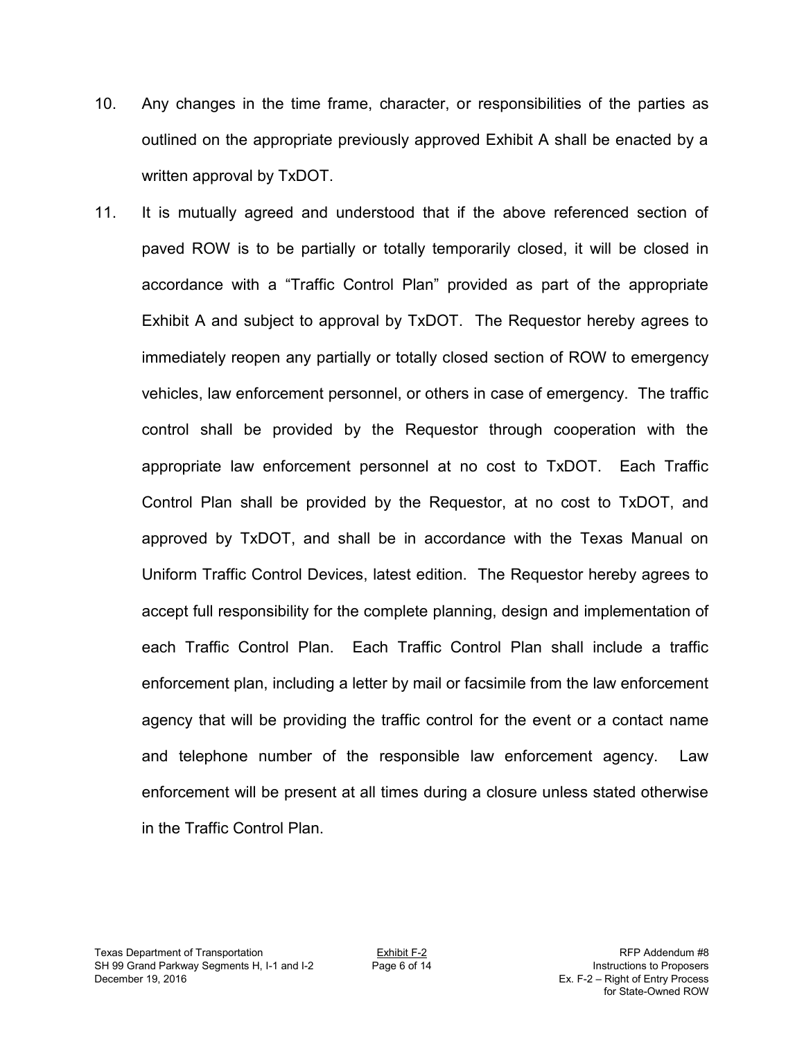10. Any changes in the time frame, character, or responsibilities of the parties as outlined on the appropriate previously approved Exhibit A shall be enacted by a written approval by TxDOT.

11. It is mutually agreed and understood that if the above referenced section of paved ROW is to be partially or totally temporarily closed, it will be closed in accordance with a "Traffic Control Plan" provided as part of the appropriate Exhibit A and subject to approval by TxDOT. The Requestor hereby agrees to immediately reopen any partially or totally closed section of ROW to emergency vehicles, law enforcement personnel, or others in case of emergency. The traffic control shall be provided by the Requestor through cooperation with the appropriate law enforcement personnel at no cost to TxDOT. Each Traffic Control Plan shall be provided by the Requestor, at no cost to TxDOT, and approved by TxDOT, and shall be in accordance with the Texas Manual on Uniform Traffic Control Devices, latest edition. The Requestor hereby agrees to accept full responsibility for the complete planning, design and implementation of each Traffic Control Plan. Each Traffic Control Plan shall include a traffic enforcement plan, including a letter by mail or facsimile from the law enforcement agency that will be providing the traffic control for the event or a contact name and telephone number of the responsible law enforcement agency. Law enforcement will be present at all times during a closure unless stated otherwise in the Traffic Control Plan.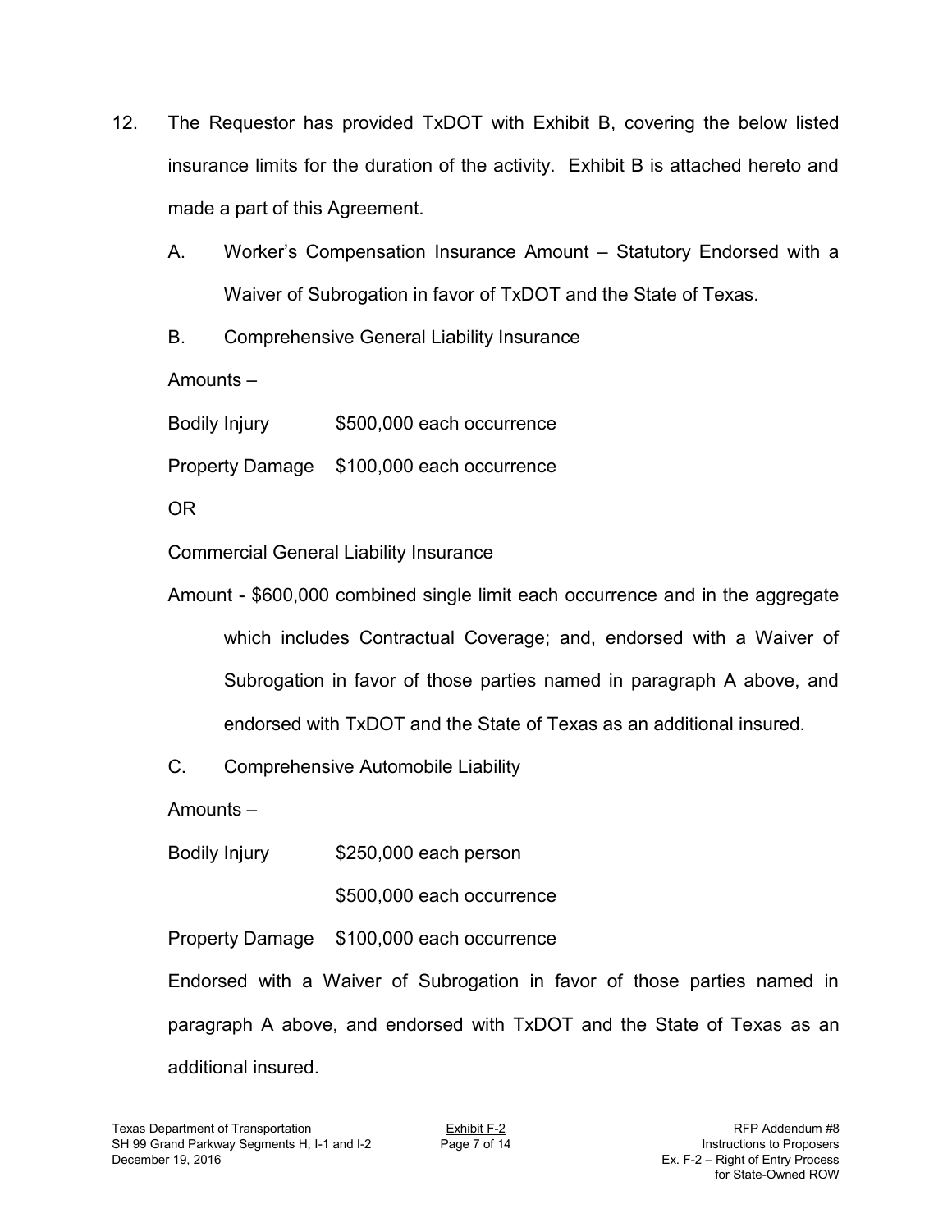12. The Requestor has provided TxDOT with Exhibit B, covering the below listed insurance limits for the duration of the activity. Exhibit B is attached hereto and made a part of this Agreement.

    A. Worker's Compensation Insurance Amount – Statutory Endorsed with a Waiver of Subrogation in favor of TxDOT and the State of Texas.

    B. Comprehensive General Liability Insurance

    Amounts –

    Bodily Injury $500,000 each occurrence

    Property Damage $100,000 each occurrence

    OR

    Commercial General Liability Insurance

    Amount - $600,000 combined single limit each occurrence and in the aggregate which includes Contractual Coverage; and, endorsed with a Waiver of Subrogation in favor of those parties named in paragraph A above, and endorsed with TxDOT and the State of Texas as an additional insured.

    C. Comprehensive Automobile Liability

    Amounts –

    Bodily Injury $250,000 each person

    $500,000 each occurrence

    Property Damage $100,000 each occurrence

    Endorsed with a Waiver of Subrogation in favor of those parties named in paragraph A above, and endorsed with TxDOT and the State of Texas as an additional insured.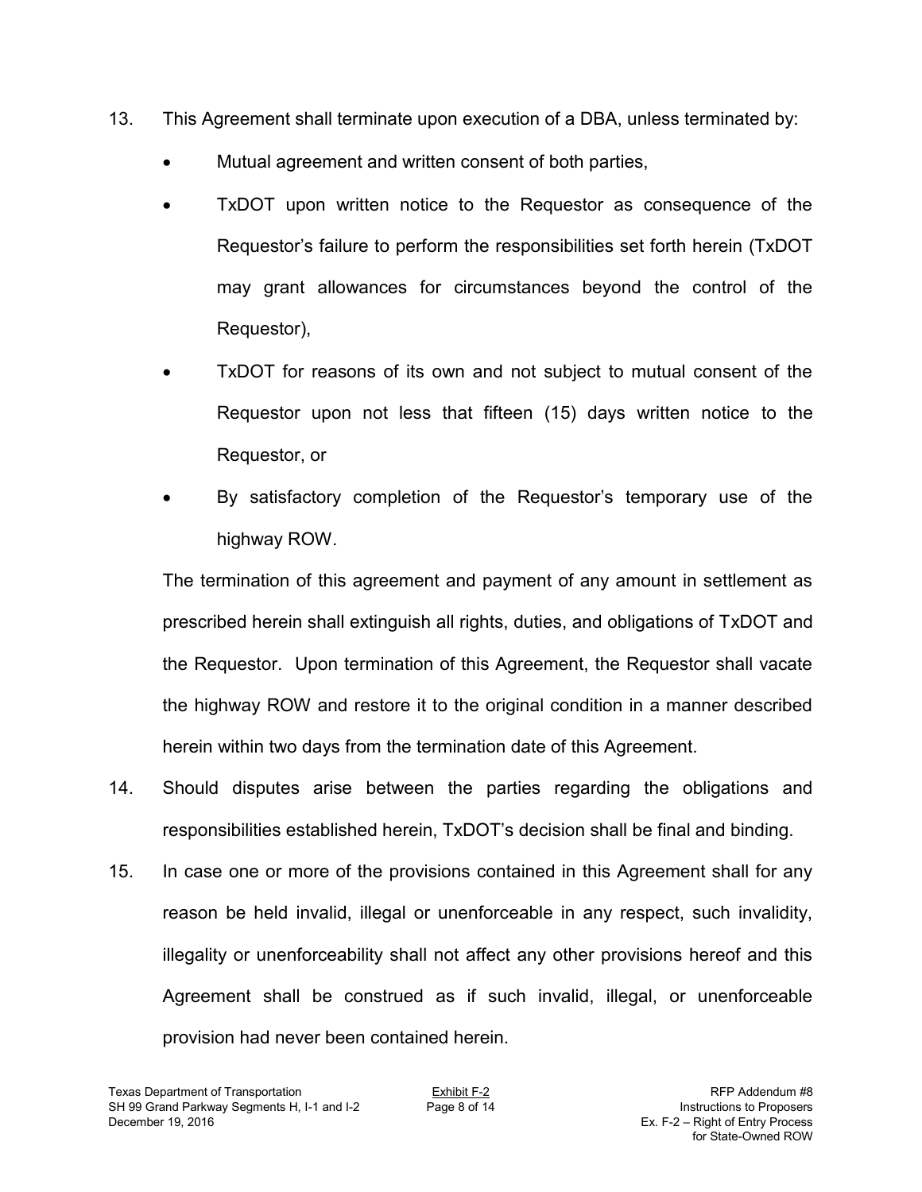13. This Agreement shall terminate upon execution of a DBA, unless terminated by:

    - Mutual agreement and written consent of both parties,
    - TxDOT upon written notice to the Requestor as consequence of the Requestor's failure to perform the responsibilities set forth herein (TxDOT may grant allowances for circumstances beyond the control of the Requestor),
    - TxDOT for reasons of its own and not subject to mutual consent of the Requestor upon not less that fifteen (15) days written notice to the Requestor, or
    - By satisfactory completion of the Requestor's temporary use of the highway ROW.

    The termination of this agreement and payment of any amount in settlement as prescribed herein shall extinguish all rights, duties, and obligations of TxDOT and the Requestor. Upon termination of this Agreement, the Requestor shall vacate the highway ROW and restore it to the original condition in a manner described herein within two days from the termination date of this Agreement.

14. Should disputes arise between the parties regarding the obligations and responsibilities established herein, TxDOT's decision shall be final and binding.

15. In case one or more of the provisions contained in this Agreement shall for any reason be held invalid, illegal or unenforceable in any respect, such invalidity, illegality or unenforceability shall not affect any other provisions hereof and this Agreement shall be construed as if such invalid, illegal, or unenforceable provision had never been contained herein.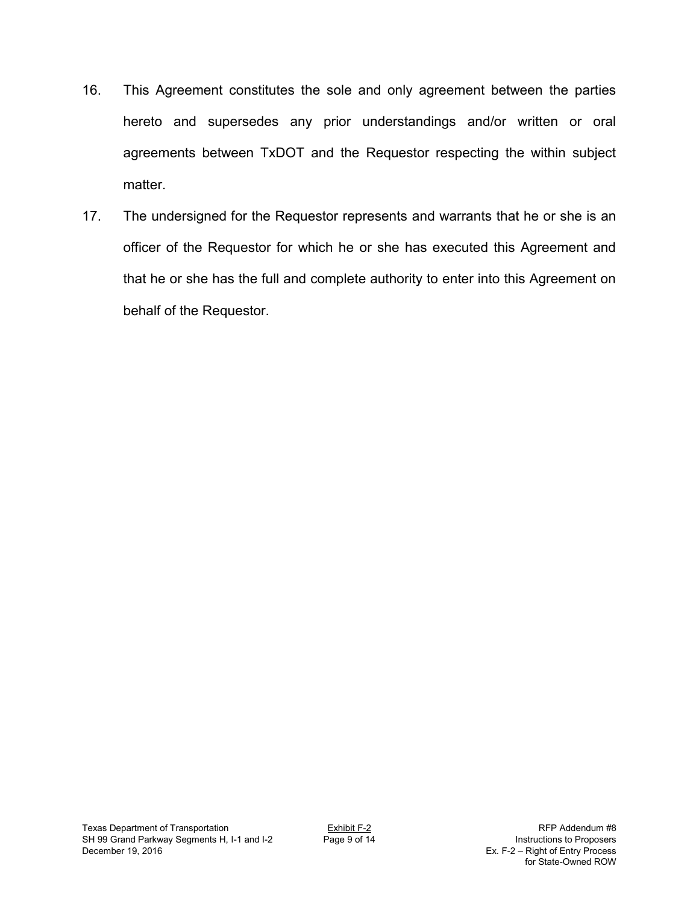16. This Agreement constitutes the sole and only agreement between the parties hereto and supersedes any prior understandings and/or written or oral agreements between TxDOT and the Requestor respecting the within subject matter.

17. The undersigned for the Requestor represents and warrants that he or she is an officer of the Requestor for which he or she has executed this Agreement and that he or she has the full and complete authority to enter into this Agreement on behalf of the Requestor.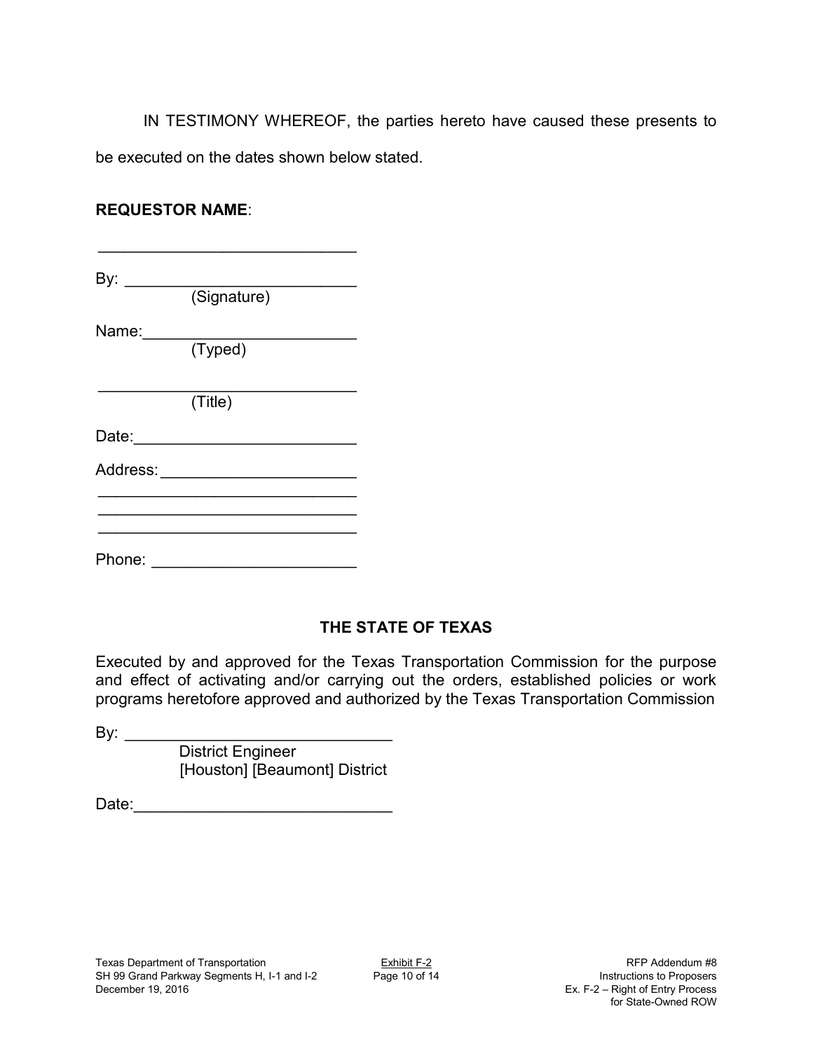IN TESTIMONY WHEREOF, the parties hereto have caused these presents to be executed on the dates shown below stated.

**REQUESTOR NAME**:

_____________________________

By: _________________________
(Signature)

Name:________________________
(Typed)

_____________________________
(Title)

Date:_________________________

Address: ______________________
_____________________________
_____________________________
_____________________________

Phone: _______________________

**THE STATE OF TEXAS**

Executed by and approved for the Texas Transportation Commission for the purpose and effect of activating and/or carrying out the orders, established policies or work programs heretofore approved and authorized by the Texas Transportation Commission

By: _____________________________
District Engineer
[Houston] [Beaumont] District

Date:_____________________________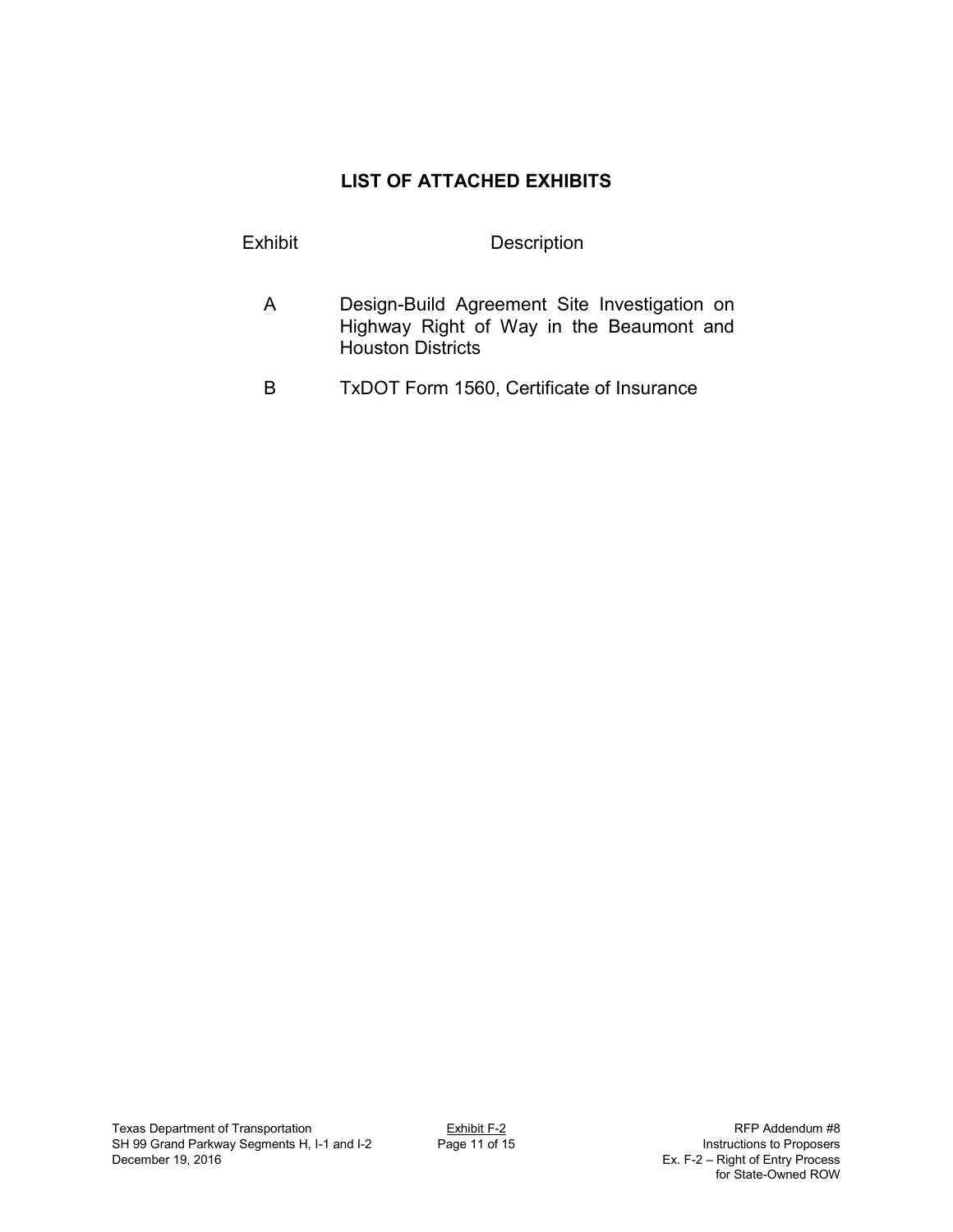## LIST OF ATTACHED EXHIBITS

| Exhibit | Description |
| --- | --- |
| A | Design-Build Agreement Site Investigation on Highway Right of Way in the Beaumont and Houston Districts |
| B | TxDOT Form 1560, Certificate of Insurance |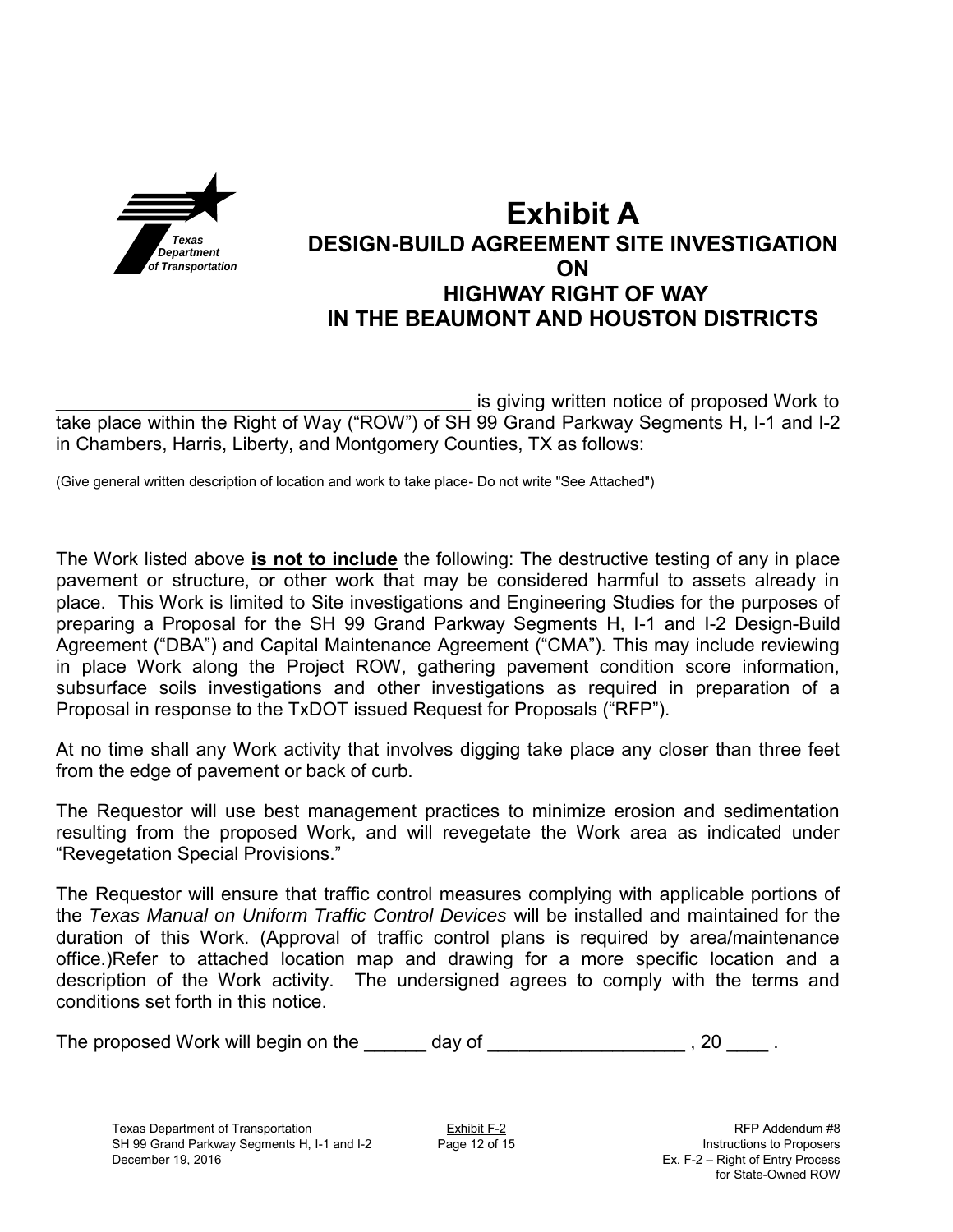# Exhibit A

## DESIGN-BUILD AGREEMENT SITE INVESTIGATION ON HIGHWAY RIGHT OF WAY IN THE BEAUMONT AND HOUSTON DISTRICTS

________________________________________ is giving written notice of proposed Work to take place within the Right of Way ("ROW") of SH 99 Grand Parkway Segments H, I-1 and I-2 in Chambers, Harris, Liberty, and Montgomery Counties, TX as follows:

(Give general written description of location and work to take place- Do not write "See Attached")

The Work listed above **is not to include** the following: The destructive testing of any in place pavement or structure, or other work that may be considered harmful to assets already in place. This Work is limited to Site investigations and Engineering Studies for the purposes of preparing a Proposal for the SH 99 Grand Parkway Segments H, I-1 and I-2 Design-Build Agreement ("DBA") and Capital Maintenance Agreement ("CMA"). This may include reviewing in place Work along the Project ROW, gathering pavement condition score information, subsurface soils investigations and other investigations as required in preparation of a Proposal in response to the TxDOT issued Request for Proposals ("RFP").

At no time shall any Work activity that involves digging take place any closer than three feet from the edge of pavement or back of curb.

The Requestor will use best management practices to minimize erosion and sedimentation resulting from the proposed Work, and will revegetate the Work area as indicated under "Revegetation Special Provisions."

The Requestor will ensure that traffic control measures complying with applicable portions of the *Texas Manual on Uniform Traffic Control Devices* will be installed and maintained for the duration of this Work. (Approval of traffic control plans is required by area/maintenance office.)Refer to attached location map and drawing for a more specific location and a description of the Work activity. The undersigned agrees to comply with the terms and conditions set forth in this notice.

The proposed Work will begin on the ______ day of __________________ , 20 ____ .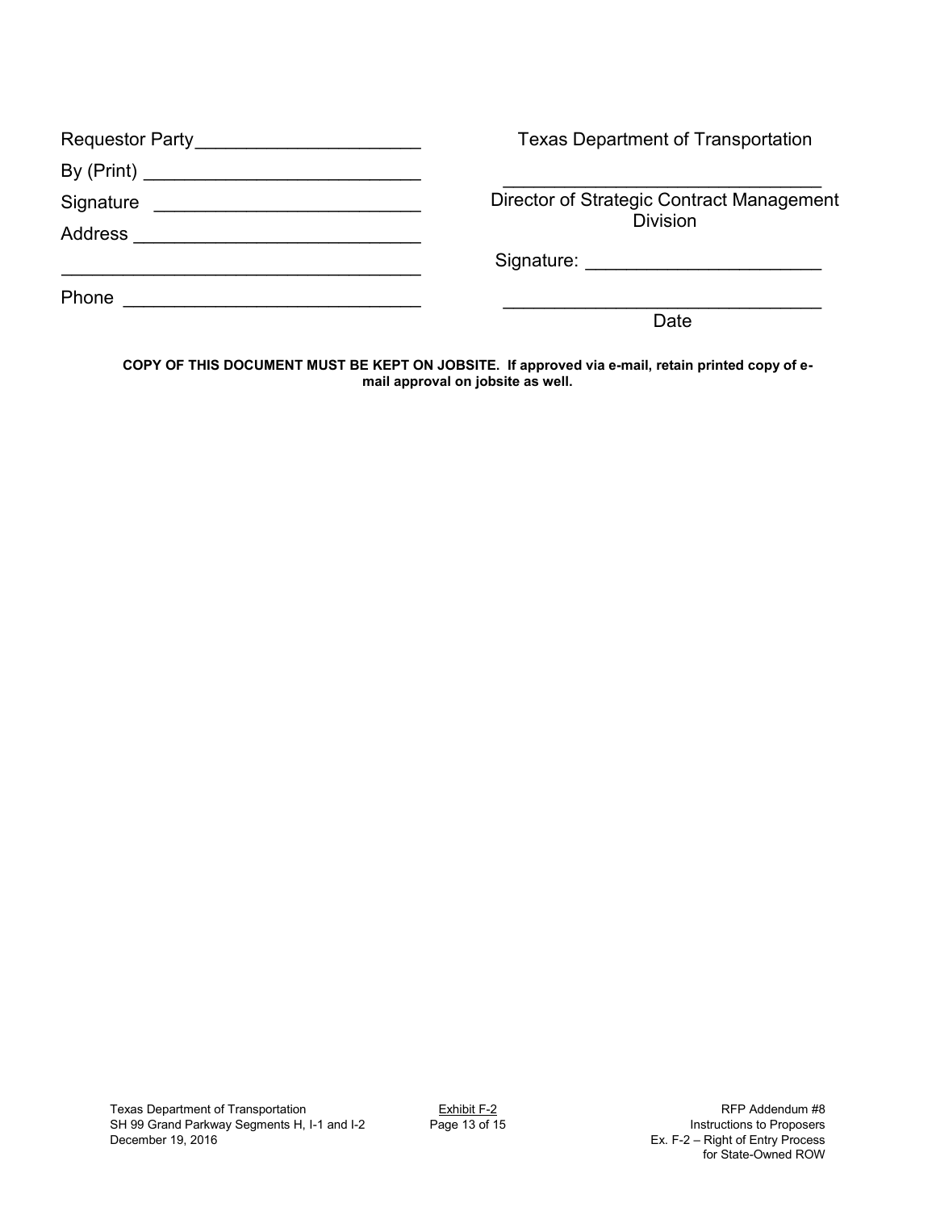| | |
|---|---|
| Requestor Party_____________________ | Texas Department of Transportation |
| By (Print) __________________________ | |
| Signature __________________________ | ______________________________<br>Director of Strategic Contract Management Division |
| Address ____________________________ | |
| ___________________________________ | Signature: ______________________ |
| Phone _____________________________ | ______________________________<br>Date |

**COPY OF THIS DOCUMENT MUST BE KEPT ON JOBSITE. If approved via e-mail, retain printed copy of e-mail approval on jobsite as well.**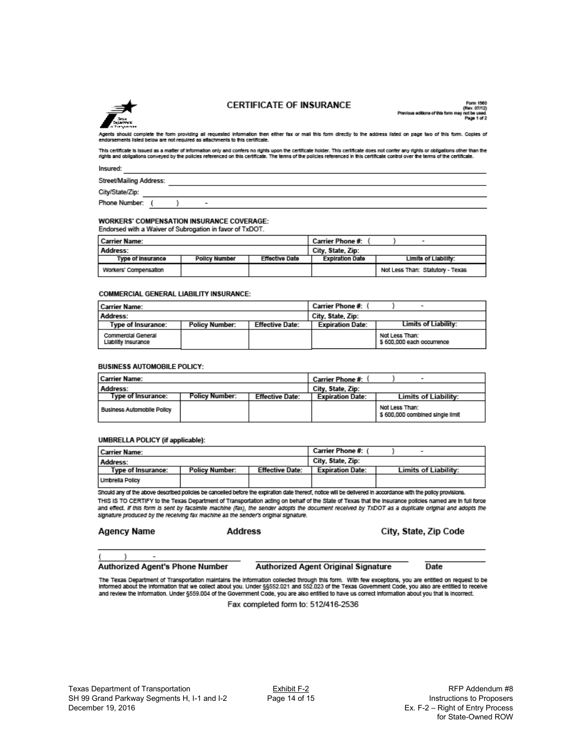# CERTIFICATE OF INSURANCE

Form 1560
(Rev. 07/12)
Previous editions of this form may not be used.
Page 1 of 2

Agents should complete the form providing all requested information then either fax or mail this form directly to the address listed on page two of this form. Copies of endorsements listed below are not required as attachments to this certificate.

This certificate is issued as a matter of information only and confers no rights upon the certificate holder. This certificate does not confer any rights or obligations other than the rights and obligations conveyed by the policies referenced on this certificate. The terms of the policies referenced in this certificate control over the terms of the certificate.

Insured: \_\_\_\_\_\_\_\_\_\_\_\_\_\_\_\_\_\_\_\_

Street/Mailing Address: \_\_\_\_\_\_\_\_\_\_\_\_\_\_\_\_\_\_\_\_

City/State/Zip: \_\_\_\_\_\_\_\_\_\_\_\_\_\_\_\_\_\_\_\_

Phone Number: ( ) -

**WORKERS' COMPENSATION INSURANCE COVERAGE:**
Endorsed with a Waiver of Subrogation in favor of TxDOT.

| Carrier Name: | | | Carrier Phone #: ( ) - | |
|---|---|---|---|---|
| Address: | | | City, State, Zip: | |
| **Type of Insurance** | **Policy Number** | **Effective Date** | **Expiration Date** | **Limits of Liability:** |
| Workers' Compensation | | | | Not Less Than: Statutory - Texas |

**COMMERCIAL GENERAL LIABILITY INSURANCE:**

| Carrier Name: | | | Carrier Phone #: ( ) - | |
|---|---|---|---|---|
| Address: | | | City, State, Zip: | |
| **Type of Insurance:** | **Policy Number:** | **Effective Date:** | **Expiration Date:** | **Limits of Liability:** |
| Commercial General Liability Insurance | | | | Not Less Than: $ 600,000 each occurrence |

**BUSINESS AUTOMOBILE POLICY:**

| Carrier Name: | | | Carrier Phone #: ( ) - | |
|---|---|---|---|---|
| Address: | | | City, State, Zip: | |
| **Type of Insurance:** | **Policy Number:** | **Effective Date:** | **Expiration Date:** | **Limits of Liability:** |
| Business Automobile Policy | | | | Not Less Than: $ 600,000 combined single limit |

**UMBRELLA POLICY (if applicable):**

| Carrier Name: | | | Carrier Phone #: ( ) - | |
|---|---|---|---|---|
| Address: | | | City, State, Zip: | |
| **Type of Insurance:** | **Policy Number:** | **Effective Date:** | **Expiration Date:** | **Limits of Liability:** |
| Umbrella Policy | | | | |

Should any of the above described policies be cancelled before the expiration date thereof, notice will be delivered in accordance with the policy provisions.

THIS IS TO CERTIFY to the Texas Department of Transportation acting on behalf of the State of Texas that the insurance policies named are in full force and effect. *If this form is sent by facsimile machine (fax), the sender adopts the document received by TxDOT as a duplicate original and adopts the signature produced by the receiving fax machine as the sender's original signature.*

**Agency Name** **Address** **City, State, Zip Code**

( ) -
**Authorized Agent's Phone Number** **Authorized Agent Original Signature** **Date**

The Texas Department of Transportation maintains the information collected through this form. With few exceptions, you are entitled on request to be informed about the information that we collect about you. Under §§552.021 and 552.023 of the Texas Government Code, you also are entitled to receive and review the information. Under §559.004 of the Government Code, you are also entitled to have us correct information about you that is incorrect.

Fax completed form to: 512/416-2536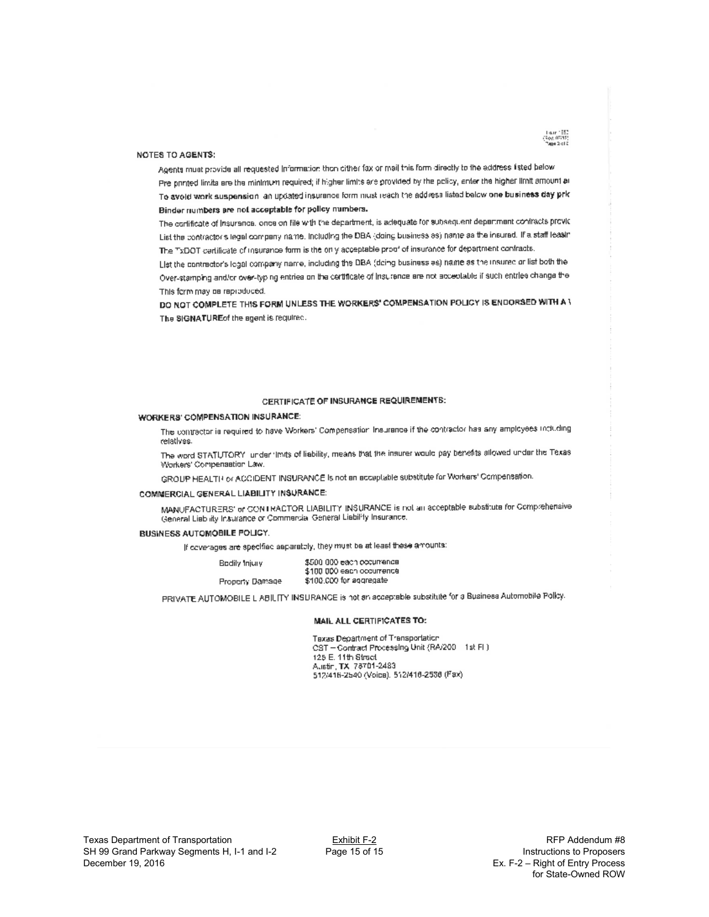NOTES TO AGENTS:

Agents must provide all requested information then either fax or mail this form directly to the address listed below

Pre printed limits are the minimum required; if higher limits are provided by the policy, enter the higher limit amount a

To avoid work suspension an updated insurance form must reach the address listed below one business day pric

**Binder numbers are not acceptable for policy numbers.**

The certificate of Insurance, once on file with the department, is adequate for subsequent department contracts provic

List the contractor's legal company name, including the DBA (doing business as) name as the insured. If a staff leasir

The TxDOT certificate of insurance form is the only acceptable proof of insurance for department contracts.

List the contractor's legal company name, including the DBA (doing business as) name as the insured or list both the

Over-stamping and/or over-typing entries on the certificate of insurance are not acceptable if such entries change the

This form may be reproduced.

**DO NOT COMPLETE THIS FORM UNLESS THE WORKERS' COMPENSATION POLICY IS ENDORSED WITH A \**

The **SIGNATURE** of the agent is required.

## CERTIFICATE OF INSURANCE REQUIREMENTS:

### WORKERS' COMPENSATION INSURANCE:

The contractor is required to have Workers' Compensation Insurance if the contractor has any employees including relatives.

The word STATUTORY under limits of liability, means that the insurer would pay benefits allowed under the Texas Workers' Compensation Law.

GROUP HEALTH or ACCIDENT INSURANCE Is not an acceptable substitute for Workers' Compensation.

### COMMERCIAL GENERAL LIABILITY INSURANCE:

MANUFACTURERS' or CONTRACTOR LIABILITY INSURANCE is not an acceptable substitute for Comprehensive General Liability Insurance or Commercial General Liability Insurance.

### BUSINESS AUTOMOBILE POLICY.

If coverages are specified separately, they must be at least these amounts:

| | |
|---|---|
| Bodily Injury | $500 000 each occurrence |
| | $100 000 each occurrence |
| Property Damage | $100,000 for aggregate |

PRIVATE AUTOMOBILE LIABILITY INSURANCE is not an acceptable substitute for a Business Automobile Policy.

**MAIL ALL CERTIFICATES TO:**

Texas Department of Transportation
CST – Contract Processing Unit (RA/200 1st Fl )
125 E. 11th Street
Austin, TX 78701-2483
512/416-2540 (Voice), 512/416-2536 (Fax)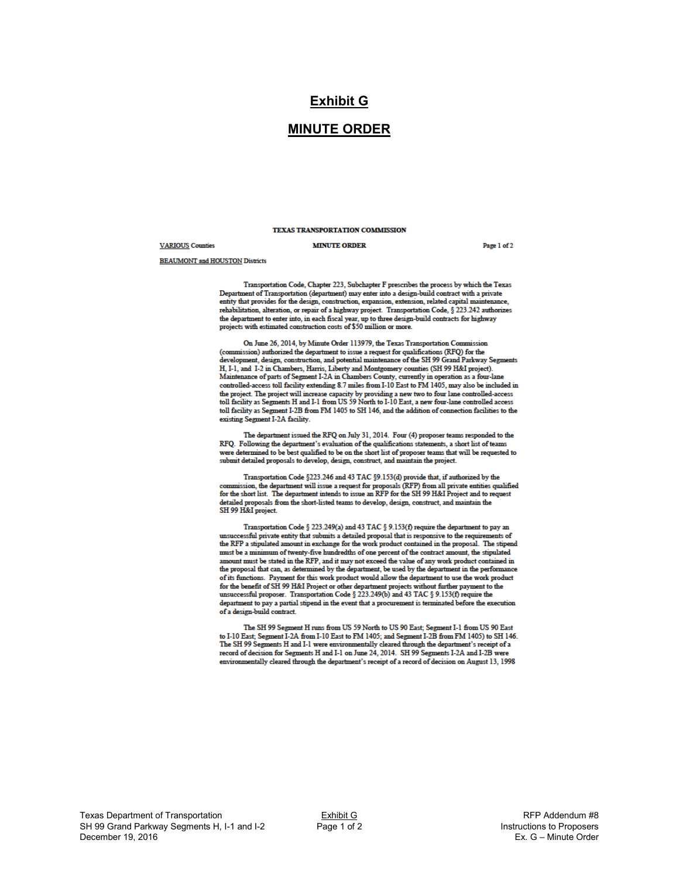# Exhibit G

# MINUTE ORDER

**TEXAS TRANSPORTATION COMMISSION**

**VARIOUS Counties** — **MINUTE ORDER** — **Page 1 of 2**

**BEAUMONT and HOUSTON Districts**

Transportation Code, Chapter 223, Subchapter F prescribes the process by which the Texas Department of Transportation (department) may enter into a design-build contract with a private entity that provides for the design, construction, expansion, extension, related capital maintenance, rehabilitation, alteration, or repair of a highway project. Transportation Code, § 223.242 authorizes the department to enter into, in each fiscal year, up to three design-build contracts for highway projects with estimated construction costs of $50 million or more.

On June 26, 2014, by Minute Order 113979, the Texas Transportation Commission (commission) authorized the department to issue a request for qualifications (RFQ) for the development, design, construction, and potential maintenance of the SH 99 Grand Parkway Segments H, I-1, and I-2 in Chambers, Harris, Liberty and Montgomery counties (SH 99 H&I project). Maintenance of parts of Segment I-2A in Chambers County, currently in operation as a four-lane controlled-access toll facility extending 8.7 miles from I-10 East to FM 1405, may also be included in the project. The project will increase capacity by providing a new two to four lane controlled-access toll facility as Segments H and I-1 from US 59 North to I-10 East, a new four-lane controlled access toll facility as Segment I-2B from FM 1405 to SH 146, and the addition of connection facilities to the existing Segment I-2A facility.

The department issued the RFQ on July 31, 2014. Four (4) proposer teams responded to the RFQ. Following the department's evaluation of the qualifications statements, a short list of teams were determined to be best qualified to be on the short list of proposer teams that will be requested to submit detailed proposals to develop, design, construct, and maintain the project.

Transportation Code §223.246 and 43 TAC §9.153(d) provide that, if authorized by the commission, the department will issue a request for proposals (RFP) from all private entities qualified for the short list. The department intends to issue an RFP for the SH 99 H&I Project and to request detailed proposals from the short-listed teams to develop, design, construct, and maintain the SH 99 H&I project.

Transportation Code § 223.249(a) and 43 TAC § 9.153(f) require the department to pay an unsuccessful private entity that submits a detailed proposal that is responsive to the requirements of the RFP a stipulated amount in exchange for the work product contained in the proposal. The stipend must be a minimum of twenty-five hundredths of one percent of the contract amount, the stipulated amount must be stated in the RFP, and it may not exceed the value of any work product contained in the proposal that can, as determined by the department, be used by the department in the performance of its functions. Payment for this work product would allow the department to use the work product for the benefit of SH 99 H&I Project or other department projects without further payment to the unsuccessful proposer. Transportation Code § 223.249(b) and 43 TAC § 9.153(f) require the department to pay a partial stipend in the event that a procurement is terminated before the execution of a design-build contract.

The SH 99 Segment H runs from US 59 North to US 90 East; Segment I-1 from US 90 East to I-10 East; Segment I-2A from I-10 East to FM 1405; and Segment I-2B from FM 1405) to SH 146. The SH 99 Segments H and I-1 were environmentally cleared through the department's receipt of a record of decision for Segments H and I-1 on June 24, 2014. SH 99 Segments I-2A and I-2B were environmentally cleared through the department's receipt of a record of decision on August 13, 1998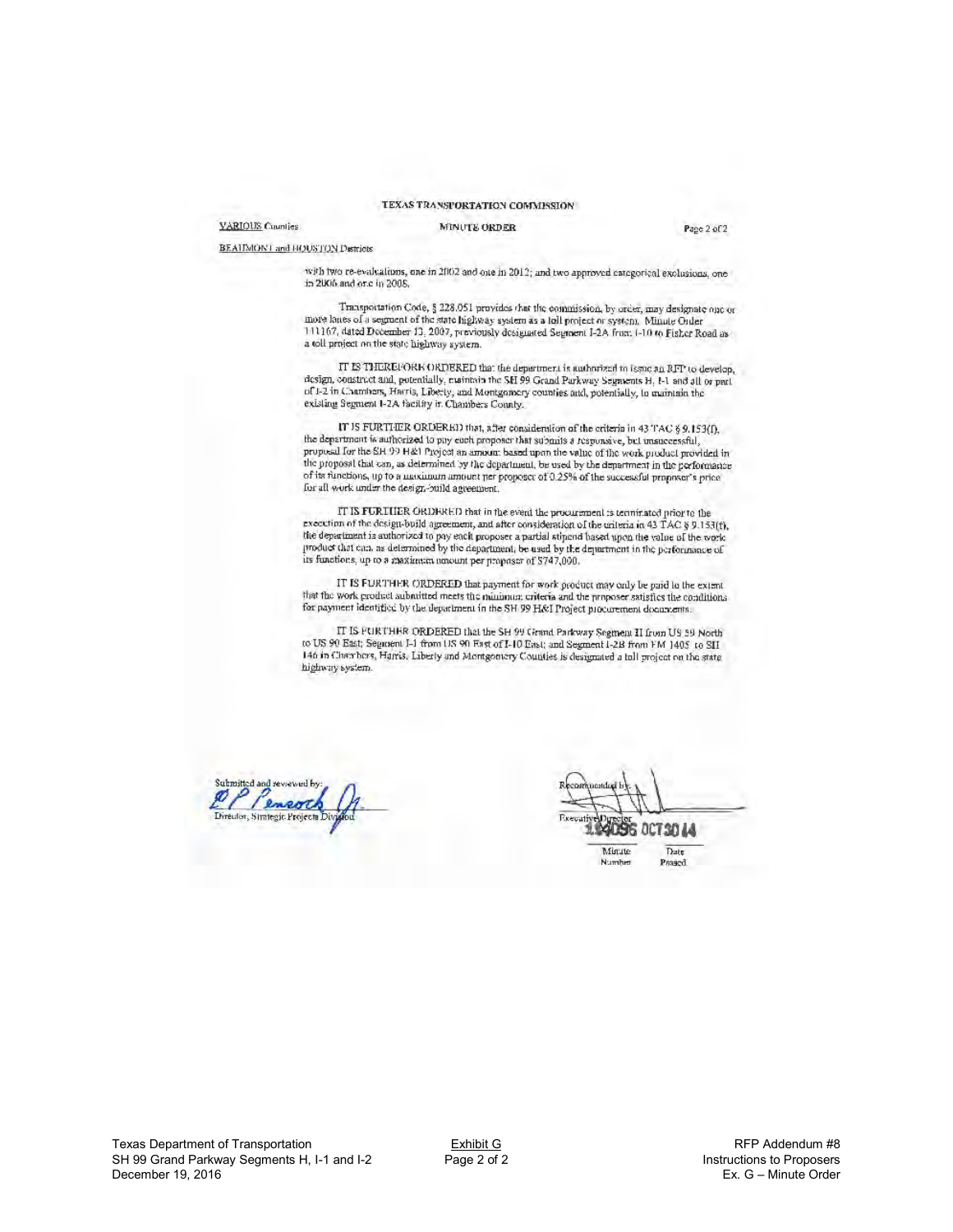TEXAS TRANSPORTATION COMMISSION

VARIOUS Counties MINUTE ORDER

BEAUMONT and HOUSTON Districts

with two re-evaluations, one in 2002 and one in 2012; and two approved categorical exclusions, one in 2006 and one in 2008.

Transportation Code, § 228.051 provides that the commission, by order, may designate one or more lanes of a segment of the state highway system as a toll project or system. Minute Order 111167, dated December 13, 2007, previously designated Segment I-2A from I-10 to Fisher Road as a toll project on the state highway system.

IT IS THEREFORE ORDERED that the department is authorized to issue an RFP to develop, design, construct and, potentially, maintain the SH 99 Grand Parkway Segments H, I-1 and all or part of I-2 in Chambers, Harris, Liberty, and Montgomery counties and, potentially, to maintain the existing Segment I-2A facility in Chambers County.

IT IS FURTHER ORDERED that, after consideration of the criteria in 43 TAC § 9.153(f), the department is authorized to pay each proposer that submits a responsive, but unsuccessful, proposal for the SH 99 H&I Project an amount based upon the value of the work product provided in the proposal that can, as determined by the department, be used by the department in the performance of its functions, up to a maximum amount per proposer of 0.25% of the successful proposer's price for all work under the design-build agreement.

IT IS FURTHER ORDERED that in the event the procurement is terminated prior to the execution of the design-build agreement, and after consideration of the criteria in 43 TAC § 9.153(f), the department is authorized to pay each proposer a partial stipend based upon the value of the work product that can, as determined by the department, be used by the department in the performance of its functions, up to a maximum amount per proposer of $747,000.

IT IS FURTHER ORDERED that payment for work product may only be paid to the extent that the work product submitted meets the minimum criteria and the proposer satisfies the conditions for payment identified by the department in the SH 99 H&I Project procurement documents.

IT IS FURTHER ORDERED that the SH 99 Grand Parkway Segment H from US 59 North to US 90 East; Segment I-1 from US 90 East of I-10 East; and Segment I-2B from FM 1405 to SH 146 in Chambers, Harris, Liberty and Montgomery Counties is designated a toll project on the state highway system.

Submitted and reviewed by:

Director, Strategic Projects Division

Recommended by:

Executive Director

114096 OCT 30 14

Minute Number | Date Passed

Texas Department of Transportation
SH 99 Grand Parkway Segments H, I-1 and I-2
December 19, 2016

Exhibit G

RFP Addendum #8
Instructions to Proposers
Ex. G – Minute Order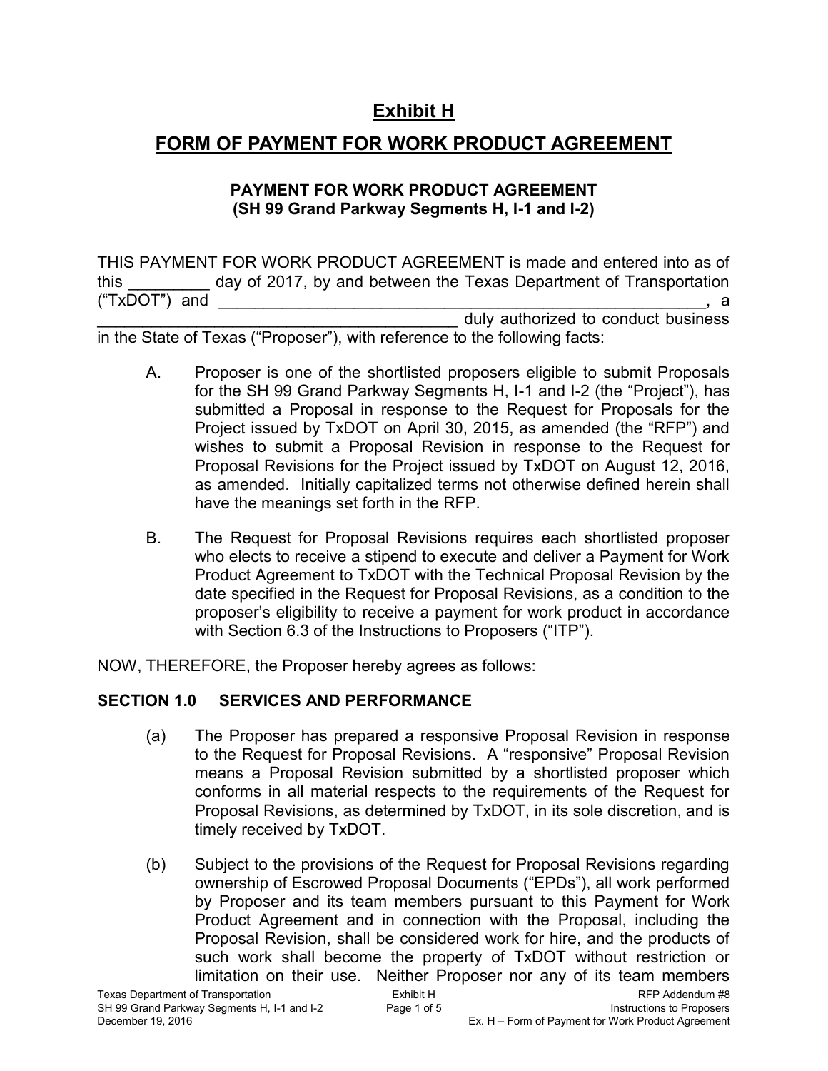# Exhibit H

# FORM OF PAYMENT FOR WORK PRODUCT AGREEMENT

**PAYMENT FOR WORK PRODUCT AGREEMENT**
**(SH 99 Grand Parkway Segments H, I-1 and I-2)**

THIS PAYMENT FOR WORK PRODUCT AGREEMENT is made and entered into as of this _________ day of 2017, by and between the Texas Department of Transportation ("TxDOT") and ________________________________________________________, a ________________________________________ duly authorized to conduct business in the State of Texas ("Proposer"), with reference to the following facts:

A. Proposer is one of the shortlisted proposers eligible to submit Proposals for the SH 99 Grand Parkway Segments H, I-1 and I-2 (the "Project"), has submitted a Proposal in response to the Request for Proposals for the Project issued by TxDOT on April 30, 2015, as amended (the "RFP") and wishes to submit a Proposal Revision in response to the Request for Proposal Revisions for the Project issued by TxDOT on August 12, 2016, as amended. Initially capitalized terms not otherwise defined herein shall have the meanings set forth in the RFP.

B. The Request for Proposal Revisions requires each shortlisted proposer who elects to receive a stipend to execute and deliver a Payment for Work Product Agreement to TxDOT with the Technical Proposal Revision by the date specified in the Request for Proposal Revisions, as a condition to the proposer's eligibility to receive a payment for work product in accordance with Section 6.3 of the Instructions to Proposers ("ITP").

NOW, THEREFORE, the Proposer hereby agrees as follows:

## SECTION 1.0 SERVICES AND PERFORMANCE

(a) The Proposer has prepared a responsive Proposal Revision in response to the Request for Proposal Revisions. A "responsive" Proposal Revision means a Proposal Revision submitted by a shortlisted proposer which conforms in all material respects to the requirements of the Request for Proposal Revisions, as determined by TxDOT, in its sole discretion, and is timely received by TxDOT.

(b) Subject to the provisions of the Request for Proposal Revisions regarding ownership of Escrowed Proposal Documents ("EPDs"), all work performed by Proposer and its team members pursuant to this Payment for Work Product Agreement and in connection with the Proposal, including the Proposal Revision, shall be considered work for hire, and the products of such work shall become the property of TxDOT without restriction or limitation on their use. Neither Proposer nor any of its team members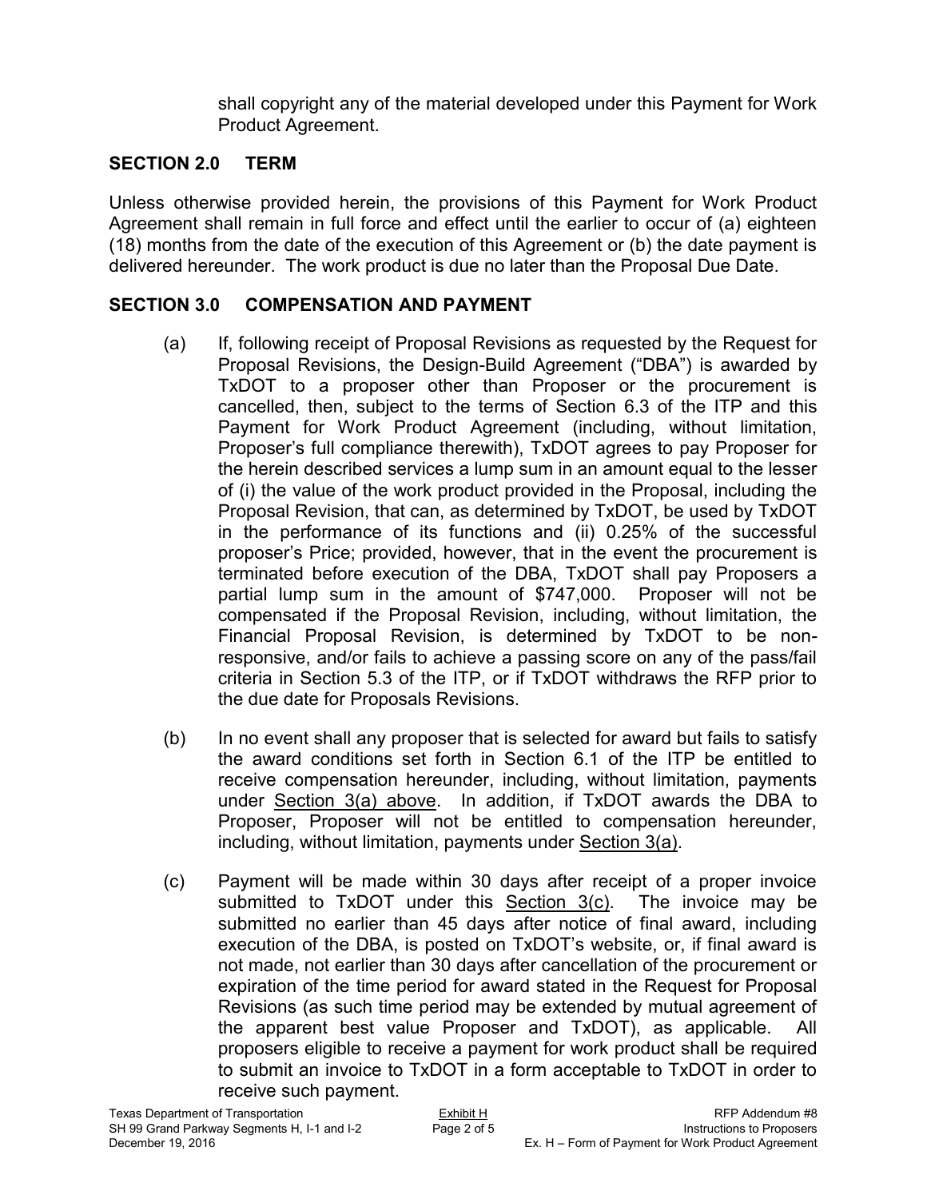shall copyright any of the material developed under this Payment for Work Product Agreement.

## SECTION 2.0 TERM

Unless otherwise provided herein, the provisions of this Payment for Work Product Agreement shall remain in full force and effect until the earlier to occur of (a) eighteen (18) months from the date of the execution of this Agreement or (b) the date payment is delivered hereunder. The work product is due no later than the Proposal Due Date.

## SECTION 3.0 COMPENSATION AND PAYMENT

(a) If, following receipt of Proposal Revisions as requested by the Request for Proposal Revisions, the Design-Build Agreement ("DBA") is awarded by TxDOT to a proposer other than Proposer or the procurement is cancelled, then, subject to the terms of Section 6.3 of the ITP and this Payment for Work Product Agreement (including, without limitation, Proposer's full compliance therewith), TxDOT agrees to pay Proposer for the herein described services a lump sum in an amount equal to the lesser of (i) the value of the work product provided in the Proposal, including the Proposal Revision, that can, as determined by TxDOT, be used by TxDOT in the performance of its functions and (ii) 0.25% of the successful proposer's Price; provided, however, that in the event the procurement is terminated before execution of the DBA, TxDOT shall pay Proposers a partial lump sum in the amount of $747,000. Proposer will not be compensated if the Proposal Revision, including, without limitation, the Financial Proposal Revision, is determined by TxDOT to be non-responsive, and/or fails to achieve a passing score on any of the pass/fail criteria in Section 5.3 of the ITP, or if TxDOT withdraws the RFP prior to the due date for Proposals Revisions.

(b) In no event shall any proposer that is selected for award but fails to satisfy the award conditions set forth in Section 6.1 of the ITP be entitled to receive compensation hereunder, including, without limitation, payments under Section 3(a) above. In addition, if TxDOT awards the DBA to Proposer, Proposer will not be entitled to compensation hereunder, including, without limitation, payments under Section 3(a).

(c) Payment will be made within 30 days after receipt of a proper invoice submitted to TxDOT under this Section 3(c). The invoice may be submitted no earlier than 45 days after notice of final award, including execution of the DBA, is posted on TxDOT's website, or, if final award is not made, not earlier than 30 days after cancellation of the procurement or expiration of the time period for award stated in the Request for Proposal Revisions (as such time period may be extended by mutual agreement of the apparent best value Proposer and TxDOT), as applicable. All proposers eligible to receive a payment for work product shall be required to submit an invoice to TxDOT in a form acceptable to TxDOT in order to receive such payment.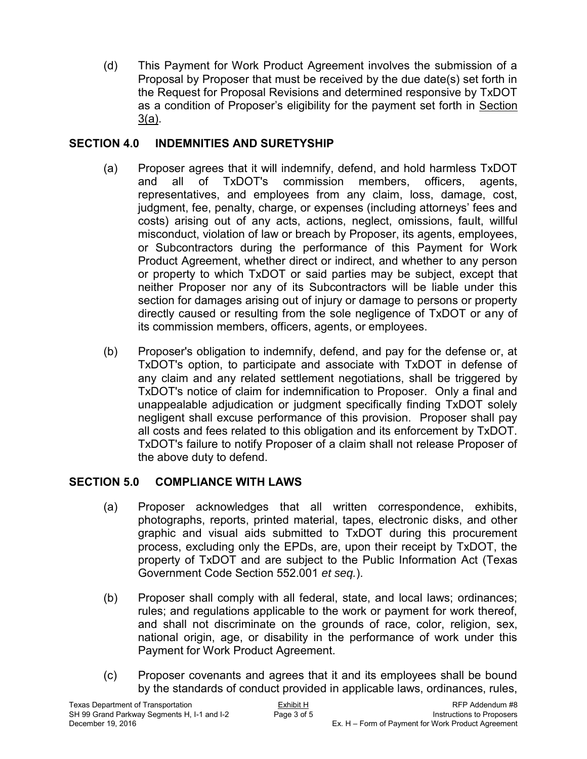(d) This Payment for Work Product Agreement involves the submission of a Proposal by Proposer that must be received by the due date(s) set forth in the Request for Proposal Revisions and determined responsive by TxDOT as a condition of Proposer's eligibility for the payment set forth in Section 3(a).

## SECTION 4.0 INDEMNITIES AND SURETYSHIP

(a) Proposer agrees that it will indemnify, defend, and hold harmless TxDOT and all of TxDOT's commission members, officers, agents, representatives, and employees from any claim, loss, damage, cost, judgment, fee, penalty, charge, or expenses (including attorneys' fees and costs) arising out of any acts, actions, neglect, omissions, fault, willful misconduct, violation of law or breach by Proposer, its agents, employees, or Subcontractors during the performance of this Payment for Work Product Agreement, whether direct or indirect, and whether to any person or property to which TxDOT or said parties may be subject, except that neither Proposer nor any of its Subcontractors will be liable under this section for damages arising out of injury or damage to persons or property directly caused or resulting from the sole negligence of TxDOT or any of its commission members, officers, agents, or employees.

(b) Proposer's obligation to indemnify, defend, and pay for the defense or, at TxDOT's option, to participate and associate with TxDOT in defense of any claim and any related settlement negotiations, shall be triggered by TxDOT's notice of claim for indemnification to Proposer. Only a final and unappealable adjudication or judgment specifically finding TxDOT solely negligent shall excuse performance of this provision. Proposer shall pay all costs and fees related to this obligation and its enforcement by TxDOT. TxDOT's failure to notify Proposer of a claim shall not release Proposer of the above duty to defend.

## SECTION 5.0 COMPLIANCE WITH LAWS

(a) Proposer acknowledges that all written correspondence, exhibits, photographs, reports, printed material, tapes, electronic disks, and other graphic and visual aids submitted to TxDOT during this procurement process, excluding only the EPDs, are, upon their receipt by TxDOT, the property of TxDOT and are subject to the Public Information Act (Texas Government Code Section 552.001 *et seq.*).

(b) Proposer shall comply with all federal, state, and local laws; ordinances; rules; and regulations applicable to the work or payment for work thereof, and shall not discriminate on the grounds of race, color, religion, sex, national origin, age, or disability in the performance of work under this Payment for Work Product Agreement.

(c) Proposer covenants and agrees that it and its employees shall be bound by the standards of conduct provided in applicable laws, ordinances, rules,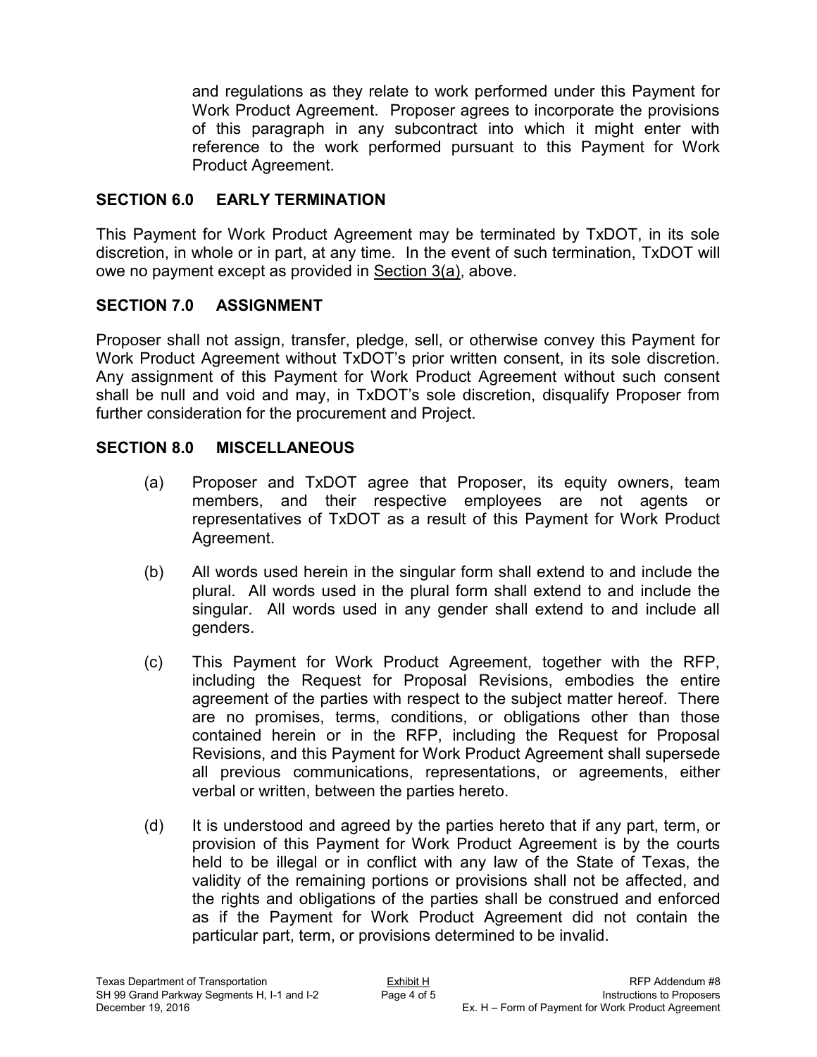and regulations as they relate to work performed under this Payment for Work Product Agreement. Proposer agrees to incorporate the provisions of this paragraph in any subcontract into which it might enter with reference to the work performed pursuant to this Payment for Work Product Agreement.

## SECTION 6.0 EARLY TERMINATION

This Payment for Work Product Agreement may be terminated by TxDOT, in its sole discretion, in whole or in part, at any time. In the event of such termination, TxDOT will owe no payment except as provided in Section 3(a), above.

## SECTION 7.0 ASSIGNMENT

Proposer shall not assign, transfer, pledge, sell, or otherwise convey this Payment for Work Product Agreement without TxDOT's prior written consent, in its sole discretion. Any assignment of this Payment for Work Product Agreement without such consent shall be null and void and may, in TxDOT's sole discretion, disqualify Proposer from further consideration for the procurement and Project.

## SECTION 8.0 MISCELLANEOUS

(a) Proposer and TxDOT agree that Proposer, its equity owners, team members, and their respective employees are not agents or representatives of TxDOT as a result of this Payment for Work Product Agreement.

(b) All words used herein in the singular form shall extend to and include the plural. All words used in the plural form shall extend to and include the singular. All words used in any gender shall extend to and include all genders.

(c) This Payment for Work Product Agreement, together with the RFP, including the Request for Proposal Revisions, embodies the entire agreement of the parties with respect to the subject matter hereof. There are no promises, terms, conditions, or obligations other than those contained herein or in the RFP, including the Request for Proposal Revisions, and this Payment for Work Product Agreement shall supersede all previous communications, representations, or agreements, either verbal or written, between the parties hereto.

(d) It is understood and agreed by the parties hereto that if any part, term, or provision of this Payment for Work Product Agreement is by the courts held to be illegal or in conflict with any law of the State of Texas, the validity of the remaining portions or provisions shall not be affected, and the rights and obligations of the parties shall be construed and enforced as if the Payment for Work Product Agreement did not contain the particular part, term, or provisions determined to be invalid.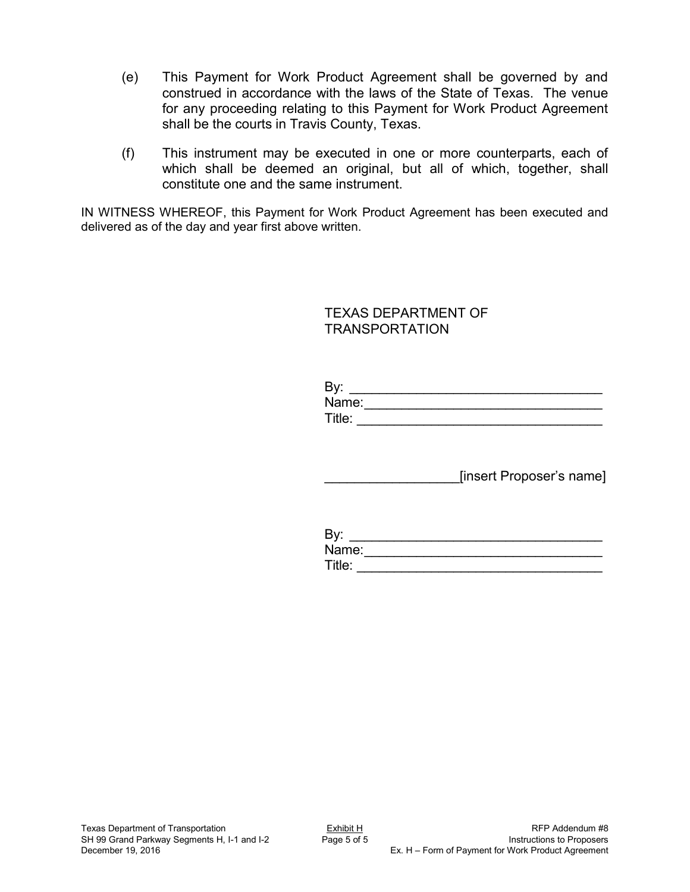(e) This Payment for Work Product Agreement shall be governed by and construed in accordance with the laws of the State of Texas. The venue for any proceeding relating to this Payment for Work Product Agreement shall be the courts in Travis County, Texas.

(f) This instrument may be executed in one or more counterparts, each of which shall be deemed an original, but all of which, together, shall constitute one and the same instrument.

IN WITNESS WHEREOF, this Payment for Work Product Agreement has been executed and delivered as of the day and year first above written.

TEXAS DEPARTMENT OF TRANSPORTATION

By: ________________________________
Name: ______________________________
Title: _______________________________

__________________[insert Proposer's name]

By: ________________________________
Name: ______________________________
Title: _______________________________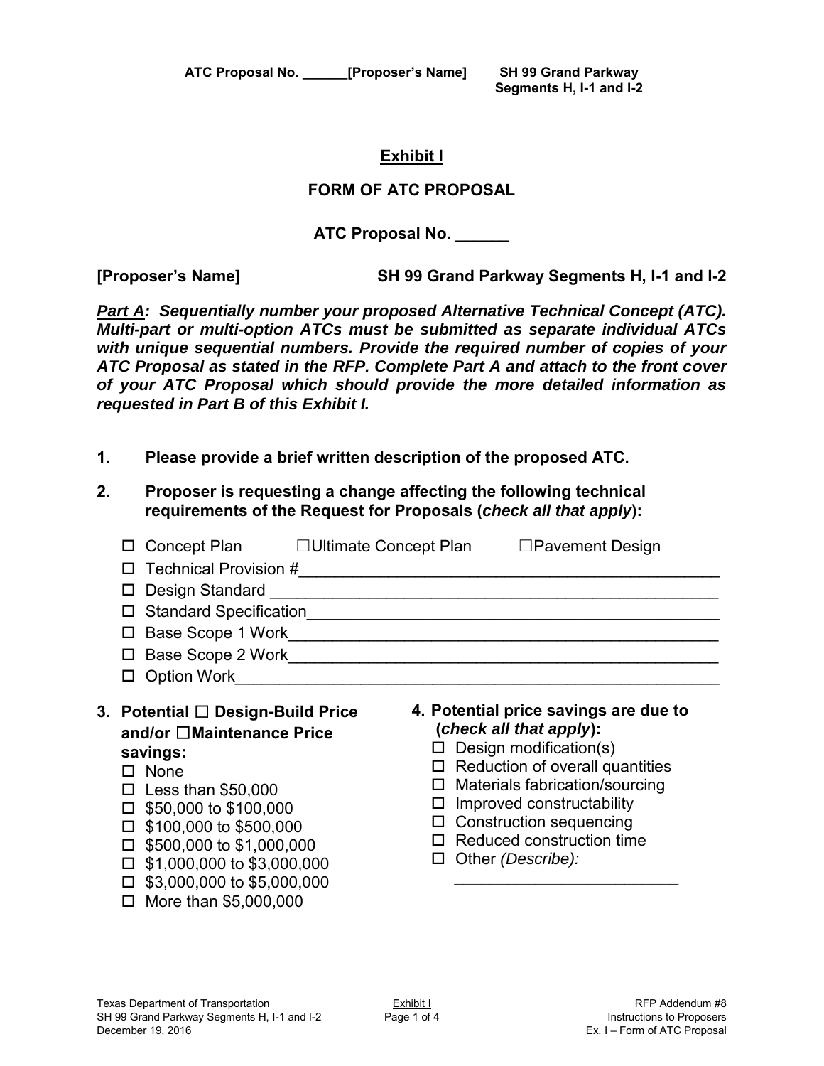## Exhibit I

## FORM OF ATC PROPOSAL

**ATC Proposal No. ______**

**[Proposer's Name]** **SH 99 Grand Parkway Segments H, I-1 and I-2**

***Part A**: Sequentially number your proposed Alternative Technical Concept (ATC). Multi-part or multi-option ATCs must be submitted as separate individual ATCs with unique sequential numbers. Provide the required number of copies of your ATC Proposal as stated in the RFP. Complete Part A and attach to the front cover of your ATC Proposal which should provide the more detailed information as requested in Part B of this Exhibit I.*

**1. Please provide a brief written description of the proposed ATC.**

**2. Proposer is requesting a change affecting the following technical requirements of the Request for Proposals (*check all that apply*):**

- ☐ Concept Plan ☐Ultimate Concept Plan ☐Pavement Design
- ☐ Technical Provision #________________________________________________
- ☐ Design Standard ___________________________________________________
- ☐ Standard Specification______________________________________________
- ☐ Base Scope 1 Work_________________________________________________
- ☐ Base Scope 2 Work_________________________________________________
- ☐ Option Work______________________________________________________

**3. Potential ☐ Design-Build Price and/or ☐Maintenance Price savings:**

- ☐ None
- ☐ Less than $50,000
- ☐ $50,000 to $100,000
- ☐ $100,000 to $500,000
- ☐ $500,000 to $1,000,000
- ☐ $1,000,000 to $3,000,000
- ☐ $3,000,000 to $5,000,000
- ☐ More than $5,000,000

**4. Potential price savings are due to (*check all that apply*):**

- ☐ Design modification(s)
- ☐ Reduction of overall quantities
- ☐ Materials fabrication/sourcing
- ☐ Improved constructability
- ☐ Construction sequencing
- ☐ Reduced construction time
- ☐ Other *(Describe):*

  ____________________________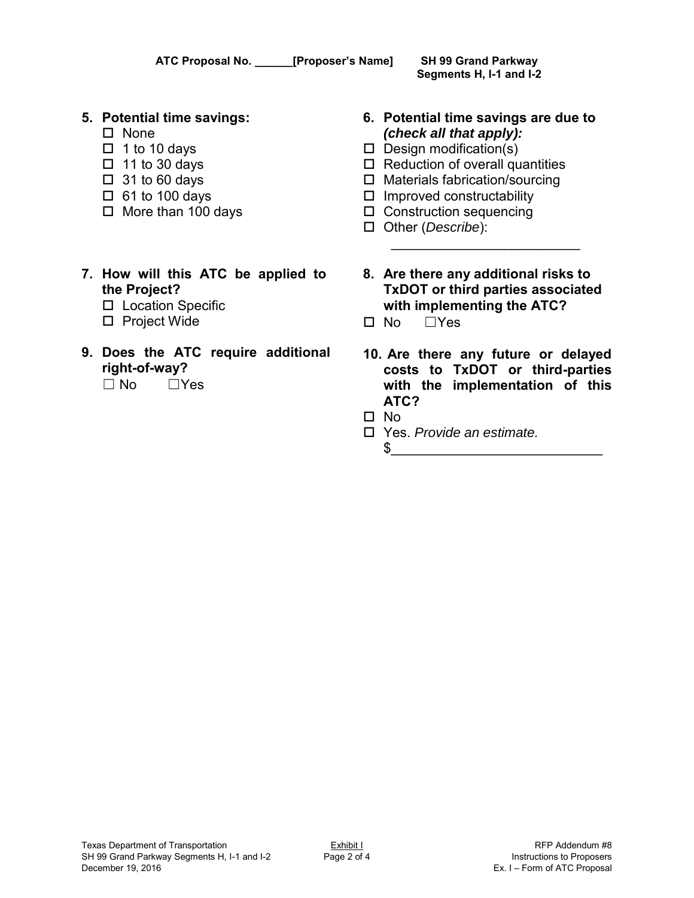**5. Potential time savings:**

- ☐ None
- ☐ 1 to 10 days
- ☐ 11 to 30 days
- ☐ 31 to 60 days
- ☐ 61 to 100 days
- ☐ More than 100 days

**6. Potential time savings are due to *(check all that apply):***

- ☐ Design modification(s)
- ☐ Reduction of overall quantities
- ☐ Materials fabrication/sourcing
- ☐ Improved constructability
- ☐ Construction sequencing
- ☐ Other (*Describe*): _________________________

**7. How will this ATC be applied to the Project?**

- ☐ Location Specific
- ☐ Project Wide

**8. Are there any additional risks to TxDOT or third parties associated with implementing the ATC?**

☐ No ☐ Yes

**9. Does the ATC require additional right-of-way?**

☐ No ☐ Yes

**10. Are there any future or delayed costs to TxDOT or third-parties with the implementation of this ATC?**

- ☐ No
- ☐ Yes. *Provide an estimate.* $___________________________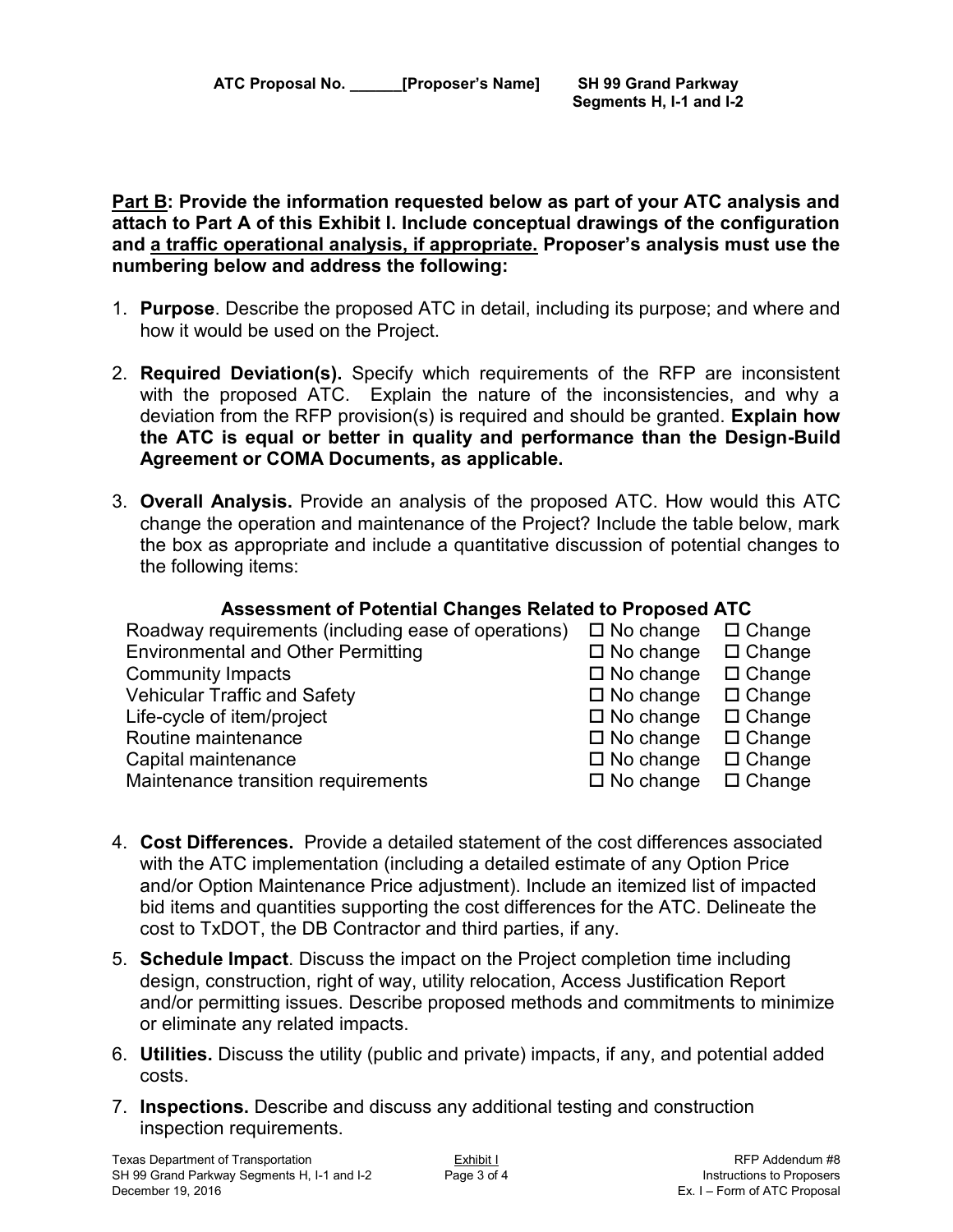**<u>Part B</u>: Provide the information requested below as part of your ATC analysis and attach to Part A of this Exhibit I. Include conceptual drawings of the configuration and <u>a traffic operational analysis, if appropriate.</u> Proposer's analysis must use the numbering below and address the following:**

1. **Purpose**. Describe the proposed ATC in detail, including its purpose; and where and how it would be used on the Project.

2. **Required Deviation(s).** Specify which requirements of the RFP are inconsistent with the proposed ATC. Explain the nature of the inconsistencies, and why a deviation from the RFP provision(s) is required and should be granted. **Explain how the ATC is equal or better in quality and performance than the Design-Build Agreement or COMA Documents, as applicable.**

3. **Overall Analysis.** Provide an analysis of the proposed ATC. How would this ATC change the operation and maintenance of the Project? Include the table below, mark the box as appropriate and include a quantitative discussion of potential changes to the following items:

**Assessment of Potential Changes Related to Proposed ATC**

| | | |
|---|---|---|
| Roadway requirements (including ease of operations) | ☐ No change | ☐ Change |
| Environmental and Other Permitting | ☐ No change | ☐ Change |
| Community Impacts | ☐ No change | ☐ Change |
| Vehicular Traffic and Safety | ☐ No change | ☐ Change |
| Life-cycle of item/project | ☐ No change | ☐ Change |
| Routine maintenance | ☐ No change | ☐ Change |
| Capital maintenance | ☐ No change | ☐ Change |
| Maintenance transition requirements | ☐ No change | ☐ Change |

4. **Cost Differences.** Provide a detailed statement of the cost differences associated with the ATC implementation (including a detailed estimate of any Option Price and/or Option Maintenance Price adjustment). Include an itemized list of impacted bid items and quantities supporting the cost differences for the ATC. Delineate the cost to TxDOT, the DB Contractor and third parties, if any.

5. **Schedule Impact**. Discuss the impact on the Project completion time including design, construction, right of way, utility relocation, Access Justification Report and/or permitting issues. Describe proposed methods and commitments to minimize or eliminate any related impacts.

6. **Utilities.** Discuss the utility (public and private) impacts, if any, and potential added costs.

7. **Inspections.** Describe and discuss any additional testing and construction inspection requirements.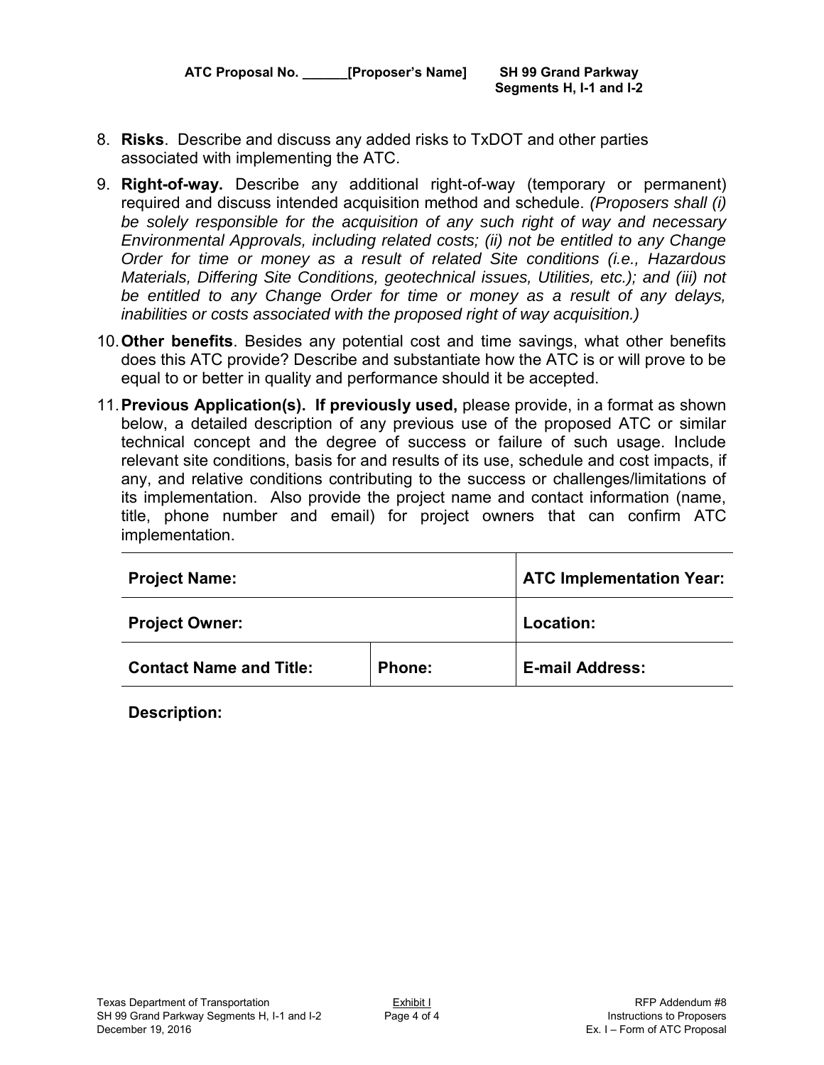8. **Risks**. Describe and discuss any added risks to TxDOT and other parties associated with implementing the ATC.

9. **Right-of-way.** Describe any additional right-of-way (temporary or permanent) required and discuss intended acquisition method and schedule. *(Proposers shall (i) be solely responsible for the acquisition of any such right of way and necessary Environmental Approvals, including related costs; (ii) not be entitled to any Change Order for time or money as a result of related Site conditions (i.e., Hazardous Materials, Differing Site Conditions, geotechnical issues, Utilities, etc.); and (iii) not be entitled to any Change Order for time or money as a result of any delays, inabilities or costs associated with the proposed right of way acquisition.)*

10. **Other benefits**. Besides any potential cost and time savings, what other benefits does this ATC provide? Describe and substantiate how the ATC is or will prove to be equal to or better in quality and performance should it be accepted.

11. **Previous Application(s). If previously used,** please provide, in a format as shown below, a detailed description of any previous use of the proposed ATC or similar technical concept and the degree of success or failure of such usage. Include relevant site conditions, basis for and results of its use, schedule and cost impacts, if any, and relative conditions contributing to the success or challenges/limitations of its implementation. Also provide the project name and contact information (name, title, phone number and email) for project owners that can confirm ATC implementation.

| **Project Name:** | | **ATC Implementation Year:** |
|---|---|---|
| **Project Owner:** | | **Location:** |
| **Contact Name and Title:** | **Phone:** | **E-mail Address:** |

**Description:**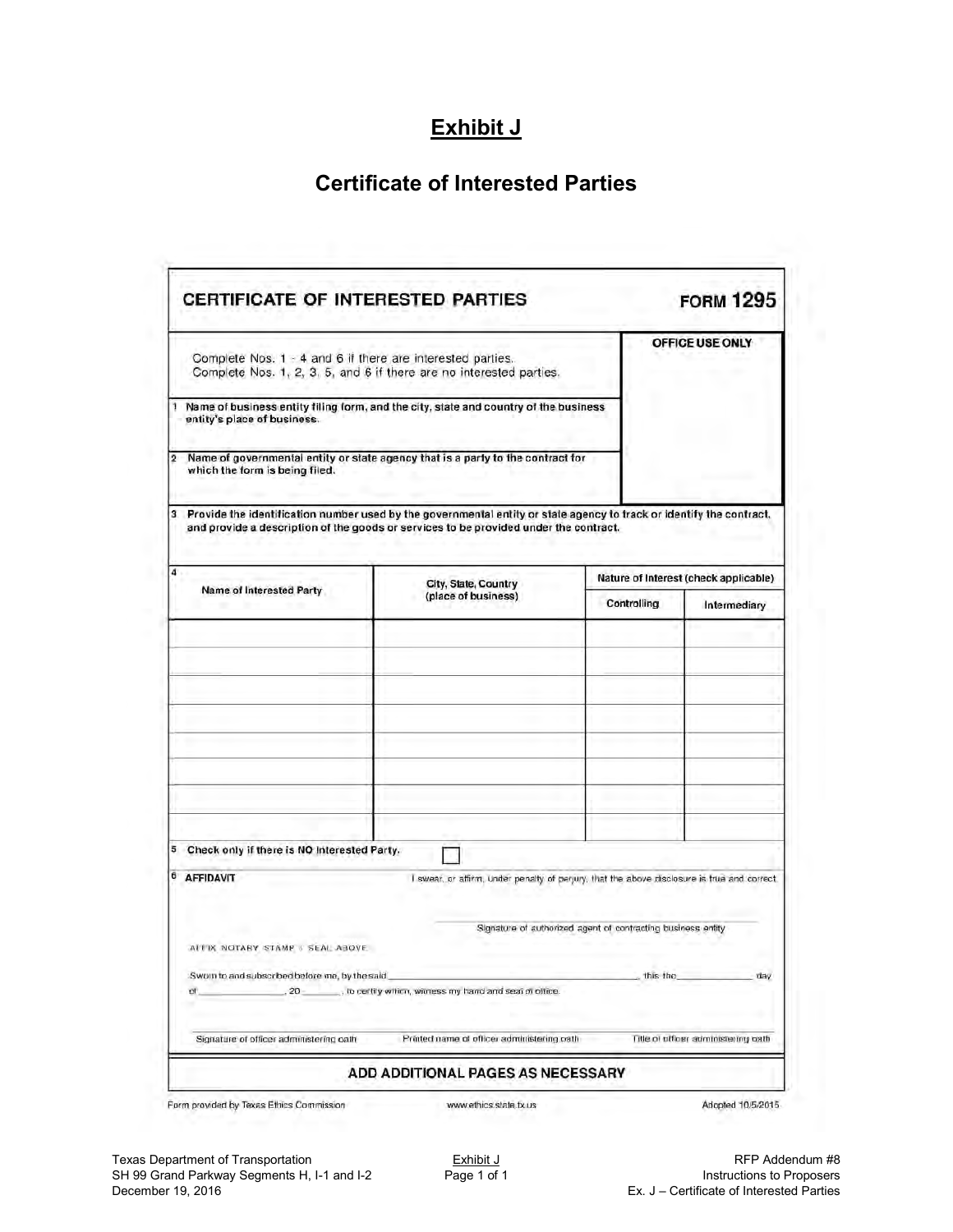# Exhibit J

## Certificate of Interested Parties

**CERTIFICATE OF INTERESTED PARTIES** **FORM 1295**

Complete Nos. 1 - 4 and 6 if there are interested parties.
Complete Nos. 1, 2, 3, 5, and 6 if there are no interested parties.

**OFFICE USE ONLY**

**1** Name of business entity filing form, and the city, state and country of the business entity's place of business.

**2** Name of governmental entity or state agency that is a party to the contract for which the form is being filed.

**3** Provide the identification number used by the governmental entity or state agency to track or identify the contract, and provide a description of the goods or services to be provided under the contract.

**4**

| Name of Interested Party | City, State, Country (place of business) | Nature of Interest (check applicable) | |
|---|---|---|---|
| | | Controlling | Intermediary |
| | | | |
| | | | |
| | | | |
| | | | |
| | | | |
| | | | |
| | | | |

**5** Check only if there is NO Interested Party. ☐

**6** **AFFIDAVIT** I swear, or affirm, under penalty of perjury, that the above disclosure is true and correct.

Signature of authorized agent of contracting business entity

AFFIX NOTARY STAMP / SEAL ABOVE

Sworn to and subscribed before me, by the said ______________________, this the ________ day of ____________, 20______, to certify which, witness my hand and seal of office.

Signature of officer administering oath | Printed name of officer administering oath | Title of officer administering oath

**ADD ADDITIONAL PAGES AS NECESSARY**

Form provided by Texas Ethics Commission www.ethics.state.tx.us Adopted 10/5/2015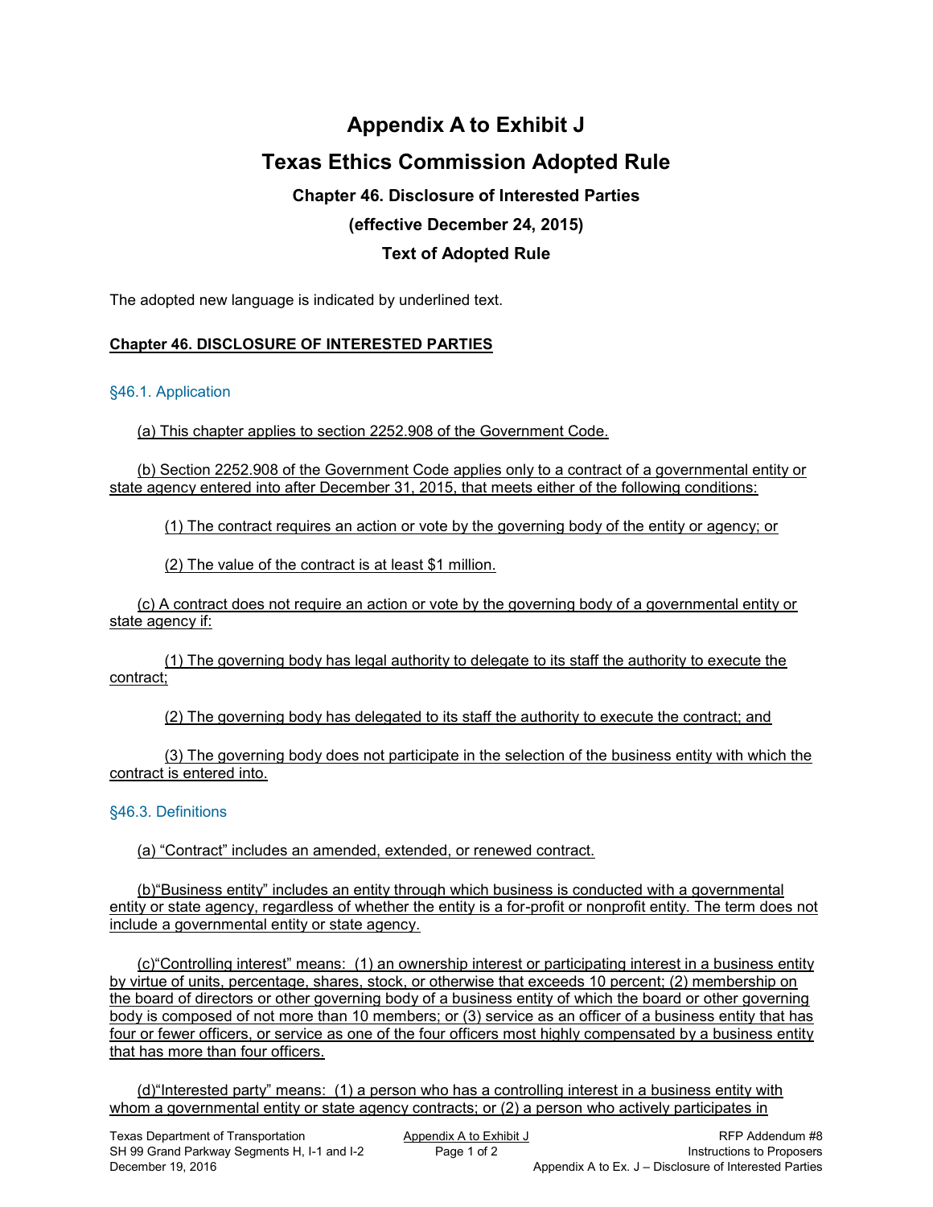# Appendix A to Exhibit J

# Texas Ethics Commission Adopted Rule

### Chapter 46. Disclosure of Interested Parties

### (effective December 24, 2015)

### Text of Adopted Rule

The adopted new language is indicated by underlined text.

**Chapter 46. DISCLOSURE OF INTERESTED PARTIES**

§46.1. Application

(a) This chapter applies to section 2252.908 of the Government Code.

(b) Section 2252.908 of the Government Code applies only to a contract of a governmental entity or state agency entered into after December 31, 2015, that meets either of the following conditions:

(1) The contract requires an action or vote by the governing body of the entity or agency; or

(2) The value of the contract is at least $1 million.

(c) A contract does not require an action or vote by the governing body of a governmental entity or state agency if:

(1) The governing body has legal authority to delegate to its staff the authority to execute the contract;

(2) The governing body has delegated to its staff the authority to execute the contract; and

(3) The governing body does not participate in the selection of the business entity with which the contract is entered into.

§46.3. Definitions

(a) "Contract" includes an amended, extended, or renewed contract.

(b)"Business entity" includes an entity through which business is conducted with a governmental entity or state agency, regardless of whether the entity is a for-profit or nonprofit entity. The term does not include a governmental entity or state agency.

(c)"Controlling interest" means: (1) an ownership interest or participating interest in a business entity by virtue of units, percentage, shares, stock, or otherwise that exceeds 10 percent; (2) membership on the board of directors or other governing body of a business entity of which the board or other governing body is composed of not more than 10 members; or (3) service as an officer of a business entity that has four or fewer officers, or service as one of the four officers most highly compensated by a business entity that has more than four officers.

(d)"Interested party" means: (1) a person who has a controlling interest in a business entity with whom a governmental entity or state agency contracts; or (2) a person who actively participates in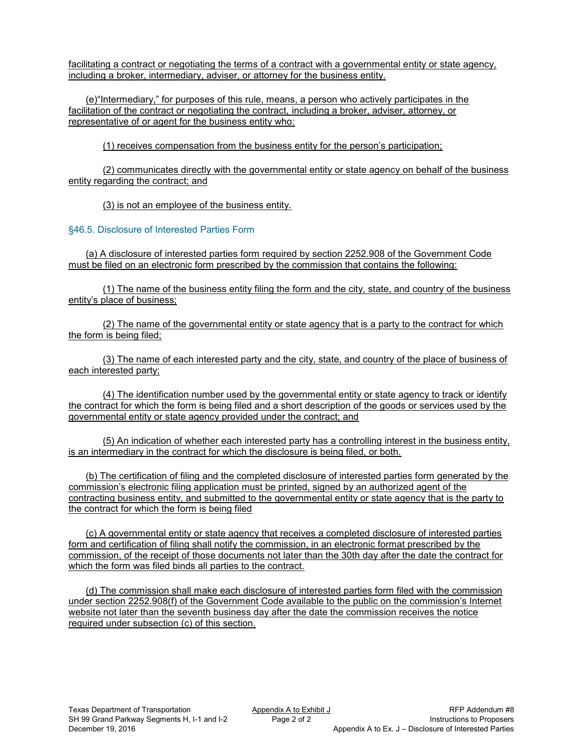facilitating a contract or negotiating the terms of a contract with a governmental entity or state agency, including a broker, intermediary, adviser, or attorney for the business entity.

(e)"Intermediary," for purposes of this rule, means, a person who actively participates in the facilitation of the contract or negotiating the contract, including a broker, adviser, attorney, or representative of or agent for the business entity who:

(1) receives compensation from the business entity for the person's participation;

(2) communicates directly with the governmental entity or state agency on behalf of the business entity regarding the contract; and

(3) is not an employee of the business entity.

### §46.5. Disclosure of Interested Parties Form

(a) A disclosure of interested parties form required by section 2252.908 of the Government Code must be filed on an electronic form prescribed by the commission that contains the following:

(1) The name of the business entity filing the form and the city, state, and country of the business entity's place of business;

(2) The name of the governmental entity or state agency that is a party to the contract for which the form is being filed;

(3) The name of each interested party and the city, state, and country of the place of business of each interested party;

(4) The identification number used by the governmental entity or state agency to track or identify the contract for which the form is being filed and a short description of the goods or services used by the governmental entity or state agency provided under the contract; and

(5) An indication of whether each interested party has a controlling interest in the business entity, is an intermediary in the contract for which the disclosure is being filed, or both.

(b) The certification of filing and the completed disclosure of interested parties form generated by the commission's electronic filing application must be printed, signed by an authorized agent of the contracting business entity, and submitted to the governmental entity or state agency that is the party to the contract for which the form is being filed

(c) A governmental entity or state agency that receives a completed disclosure of interested parties form and certification of filing shall notify the commission, in an electronic format prescribed by the commission, of the receipt of those documents not later than the 30th day after the date the contract for which the form was filed binds all parties to the contract.

(d) The commission shall make each disclosure of interested parties form filed with the commission under section 2252.908(f) of the Government Code available to the public on the commission's Internet website not later than the seventh business day after the date the commission receives the notice required under subsection (c) of this section.